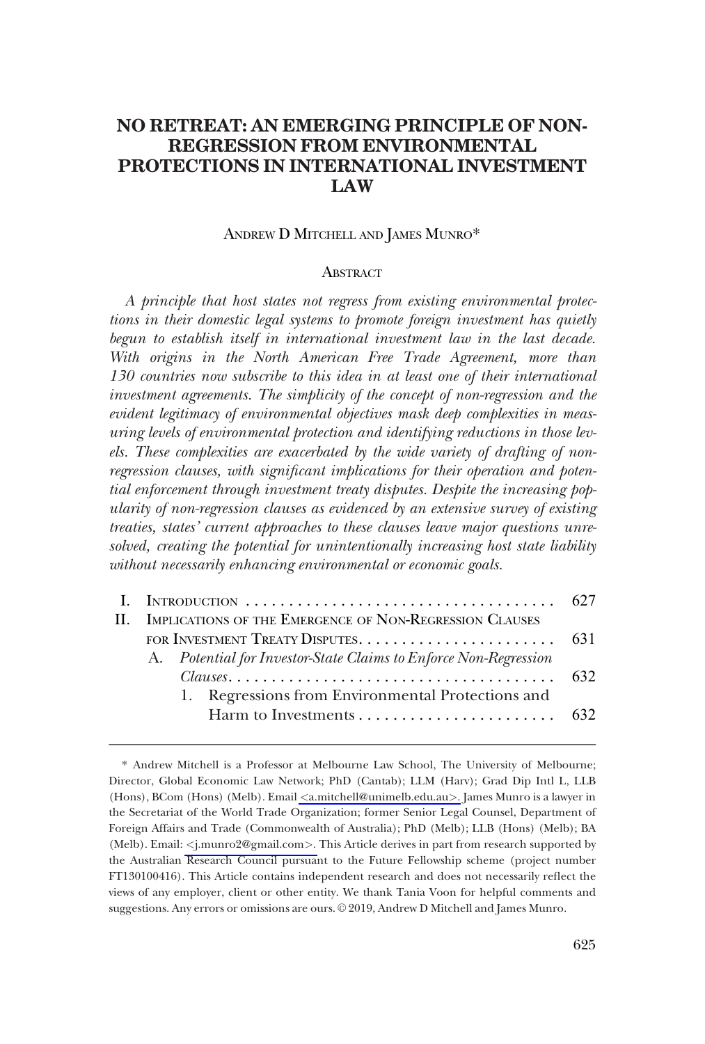# NO RETREAT: AN EMERGING PRINCIPLE OF NON-REGRESSION FROM ENVIRONMENTAL PROTECTIONS IN INTERNATIONAL INVESTMENT LAW

ANDREW D MITCHELL AND JAMES MUNRO*

## ABSTRACT

*A principle that host states not regress from existing environmental protections in their domestic legal systems to promote foreign investment has quietly begun to establish itself in international investment law in the last decade. With origins in the North American Free Trade Agreement, more than 130 countries now subscribe to this idea in at least one of their international investment agreements. The simplicity of the concept of non-regression and the evident legitimacy of environmental objectives mask deep complexities in measuring levels of environmental protection and identifying reductions in those levels. These complexities are exacerbated by the wide variety of drafting of non-regression clauses, with significant implications for their operation and potential enforcement through investment treaty disputes. Despite the increasing popularity of non-regression clauses as evidenced by an extensive survey of existing treaties, states' current approaches to these clauses leave major questions unresolved, creating the potential for unintentionally increasing host state liability without necessarily enhancing environmental or economic goals.*

I. INTRODUCTION . . . . . . . . . . . . . . . . . . . . . . . . . . . . . . . . . . . . . 627

II. IMPLICATIONS OF THE EMERGENCE OF NON-REGRESSION CLAUSES FOR INVESTMENT TREATY DISPUTES . . . . . . . . . . . . . . . . . . . . . . . 631

- A. *Potential for Investor-State Claims to Enforce Non-Regression Clauses* . . . . . . . . . . . . . . . . . . . . . . . . . . . . . . . . . . . . . . 632
  - 1. Regressions from Environmental Protections and Harm to Investments . . . . . . . . . . . . . . . . . . . . . . . 632

---

\* Andrew Mitchell is a Professor at Melbourne Law School, The University of Melbourne; Director, Global Economic Law Network; PhD (Cantab); LLM (Harv); Grad Dip Intl L, LLB (Hons), BCom (Hons) (Melb). Email <a.mitchell@unimelb.edu.au>. James Munro is a lawyer in the Secretariat of the World Trade Organization; former Senior Legal Counsel, Department of Foreign Affairs and Trade (Commonwealth of Australia); PhD (Melb); LLB (Hons) (Melb); BA (Melb). Email: <j.munro2@gmail.com>. This Article derives in part from research supported by the Australian Research Council pursuant to the Future Fellowship scheme (project number FT130100416). This Article contains independent research and does not necessarily reflect the views of any employer, client or other entity. We thank Tania Voon for helpful comments and suggestions. Any errors or omissions are ours. © 2019, Andrew D Mitchell and James Munro.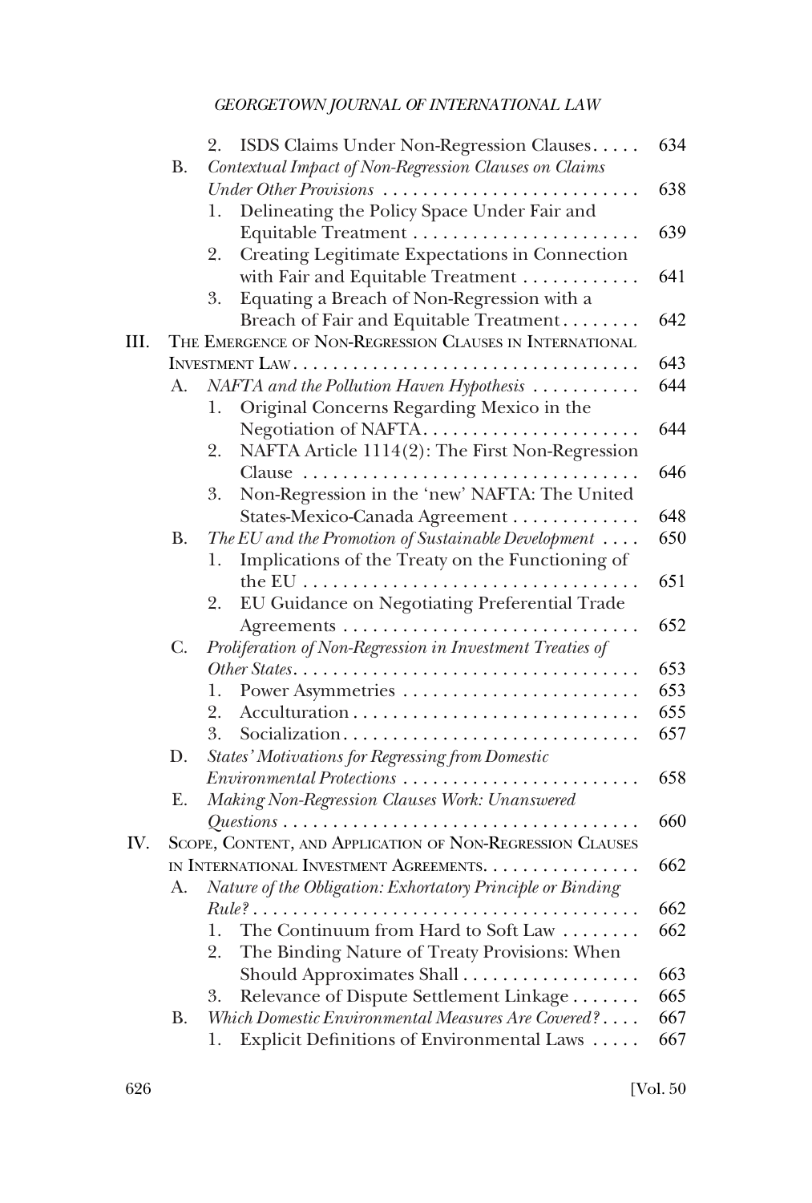2. ISDS Claims Under Non-Regression Clauses . . . . . 634

B. *Contextual Impact of Non-Regression Clauses on Claims Under Other Provisions* . . . . . . . . . . . . . . . . . . . . . . . . . . 638

1. Delineating the Policy Space Under Fair and Equitable Treatment . . . . . . . . . . . . . . . . . . . . . . . 639

2. Creating Legitimate Expectations in Connection with Fair and Equitable Treatment . . . . . . . . . . . . 641

3. Equating a Breach of Non-Regression with a Breach of Fair and Equitable Treatment . . . . . . . . 642

III. THE EMERGENCE OF NON-REGRESSION CLAUSES IN INTERNATIONAL INVESTMENT LAW . . . . . . . . . . . . . . . . . . . . . . . . . . . . . . . . . . . 643

A. *NAFTA and the Pollution Haven Hypothesis* . . . . . . . . . . . 644

1. Original Concerns Regarding Mexico in the Negotiation of NAFTA . . . . . . . . . . . . . . . . . . . . . . 644

2. NAFTA Article 1114(2): The First Non-Regression Clause . . . . . . . . . . . . . . . . . . . . . . . . . . . . . . . . . . 646

3. Non-Regression in the 'new' NAFTA: The United States-Mexico-Canada Agreement . . . . . . . . . . . . . 648

B. *The EU and the Promotion of Sustainable Development* . . . . 650

1. Implications of the Treaty on the Functioning of the EU . . . . . . . . . . . . . . . . . . . . . . . . . . . . . . . . . . 651

2. EU Guidance on Negotiating Preferential Trade Agreements . . . . . . . . . . . . . . . . . . . . . . . . . . . . . . 652

C. *Proliferation of Non-Regression in Investment Treaties of Other States* . . . . . . . . . . . . . . . . . . . . . . . . . . . . . . . . . . . . 653

1. Power Asymmetries . . . . . . . . . . . . . . . . . . . . . . . . . 653

2. Acculturation . . . . . . . . . . . . . . . . . . . . . . . . . . . . . 655

3. Socialization . . . . . . . . . . . . . . . . . . . . . . . . . . . . . . 657

D. *States' Motivations for Regressing from Domestic Environmental Protections* . . . . . . . . . . . . . . . . . . . . . . . . 658

E. *Making Non-Regression Clauses Work: Unanswered Questions* . . . . . . . . . . . . . . . . . . . . . . . . . . . . . . . . . . . . 660

IV. SCOPE, CONTENT, AND APPLICATION OF NON-REGRESSION CLAUSES IN INTERNATIONAL INVESTMENT AGREEMENTS . . . . . . . . . . . . . . . . 662

A. *Nature of the Obligation: Exhortatory Principle or Binding Rule?* . . . . . . . . . . . . . . . . . . . . . . . . . . . . . . . . . . . . . . . 662

1. The Continuum from Hard to Soft Law . . . . . . . . 662

2. The Binding Nature of Treaty Provisions: When Should Approximates Shall . . . . . . . . . . . . . . . . . . 663

3. Relevance of Dispute Settlement Linkage . . . . . . . 665

B. *Which Domestic Environmental Measures Are Covered?* . . . . 667

1. Explicit Definitions of Environmental Laws . . . . . 667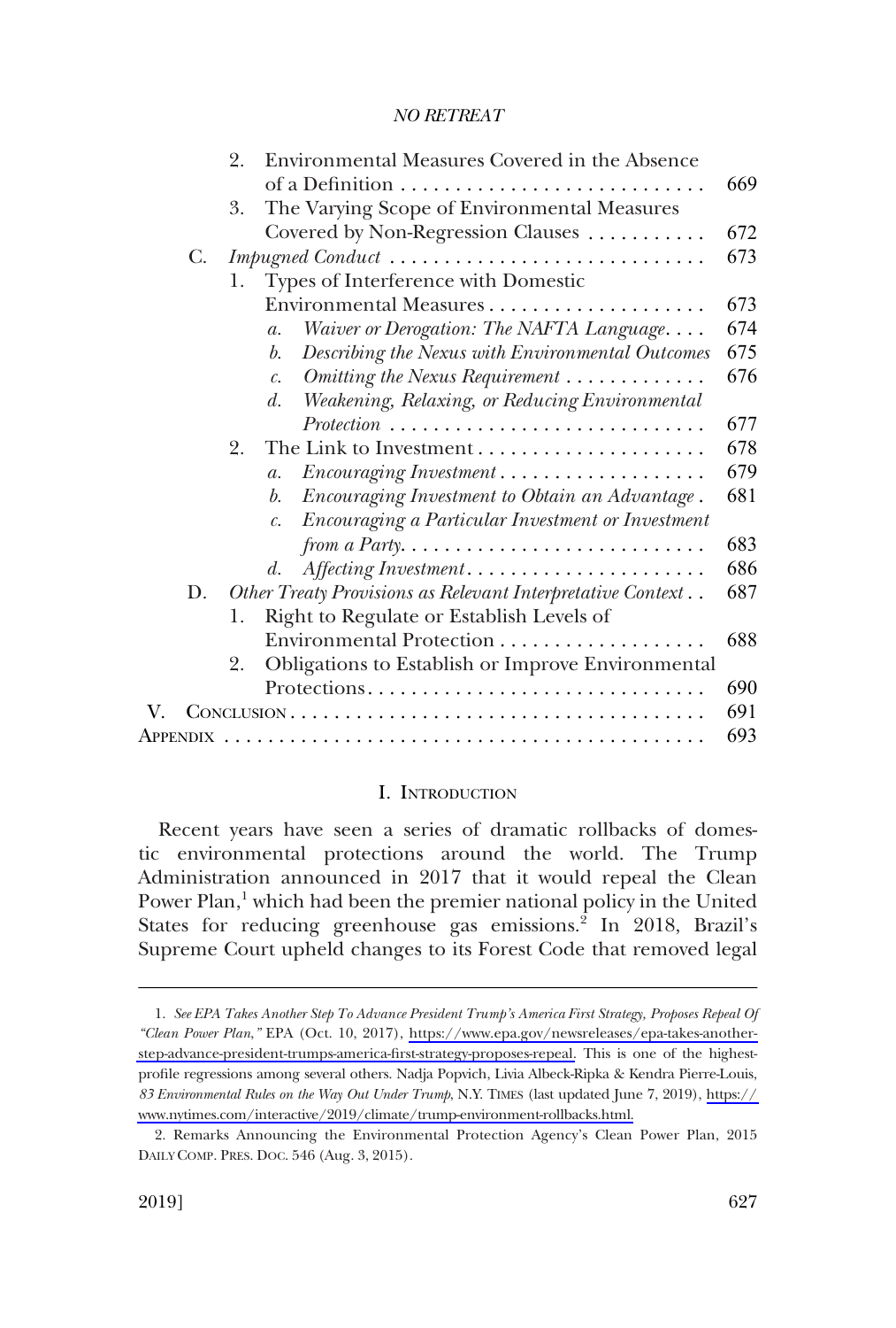2. Environmental Measures Covered in the Absence of a Definition . . . . . . . . . . . . . . . . . . . . . . . . . . . . 669
3. The Varying Scope of Environmental Measures Covered by Non-Regression Clauses . . . . . . . . . . . 672

C. *Impugned Conduct* . . . . . . . . . . . . . . . . . . . . . . . . . . . . 673

1. Types of Interference with Domestic Environmental Measures . . . . . . . . . . . . . . . . . . . . 673
   a. *Waiver or Derogation: The NAFTA Language* . . . . 674
   b. *Describing the Nexus with Environmental Outcomes* 675
   c. *Omitting the Nexus Requirement* . . . . . . . . . . . . . 676
   d. *Weakening, Relaxing, or Reducing Environmental Protection* . . . . . . . . . . . . . . . . . . . . . . . . . . . . . 677
2. The Link to Investment . . . . . . . . . . . . . . . . . . . . . 678
   a. *Encouraging Investment* . . . . . . . . . . . . . . . . . . . 679
   b. *Encouraging Investment to Obtain an Advantage* . 681
   c. *Encouraging a Particular Investment or Investment from a Party* . . . . . . . . . . . . . . . . . . . . . . . . . . . . 683
   d. *Affecting Investment* . . . . . . . . . . . . . . . . . . . . . . 686

D. *Other Treaty Provisions as Relevant Interpretative Context* . . 687

1. Right to Regulate or Establish Levels of Environmental Protection . . . . . . . . . . . . . . . . . . . 688
2. Obligations to Establish or Improve Environmental Protections . . . . . . . . . . . . . . . . . . . . . . . . . . . . . . . 690

V. CONCLUSION . . . . . . . . . . . . . . . . . . . . . . . . . . . . . . . . . . . . . 691

APPENDIX . . . . . . . . . . . . . . . . . . . . . . . . . . . . . . . . . . . . . . . . . . 693

## I. INTRODUCTION

Recent years have seen a series of dramatic rollbacks of domestic environmental protections around the world. The Trump Administration announced in 2017 that it would repeal the Clean Power Plan,[1] which had been the premier national policy in the United States for reducing greenhouse gas emissions.[2] In 2018, Brazil's Supreme Court upheld changes to its Forest Code that removed legal

---

1. *See EPA Takes Another Step To Advance President Trump's America First Strategy, Proposes Repeal Of "Clean Power Plan,"* EPA (Oct. 10, 2017), https://www.epa.gov/newsreleases/epa-takes-another-step-advance-president-trumps-america-first-strategy-proposes-repeal. This is one of the highest-profile regressions among several others. Nadja Popvich, Livia Albeck-Ripka & Kendra Pierre-Louis, *83 Environmental Rules on the Way Out Under Trump*, N.Y. TIMES (last updated June 7, 2019), https://www.nytimes.com/interactive/2019/climate/trump-environment-rollbacks.html.

2. Remarks Announcing the Environmental Protection Agency's Clean Power Plan, 2015 DAILY COMP. PRES. DOC. 546 (Aug. 3, 2015).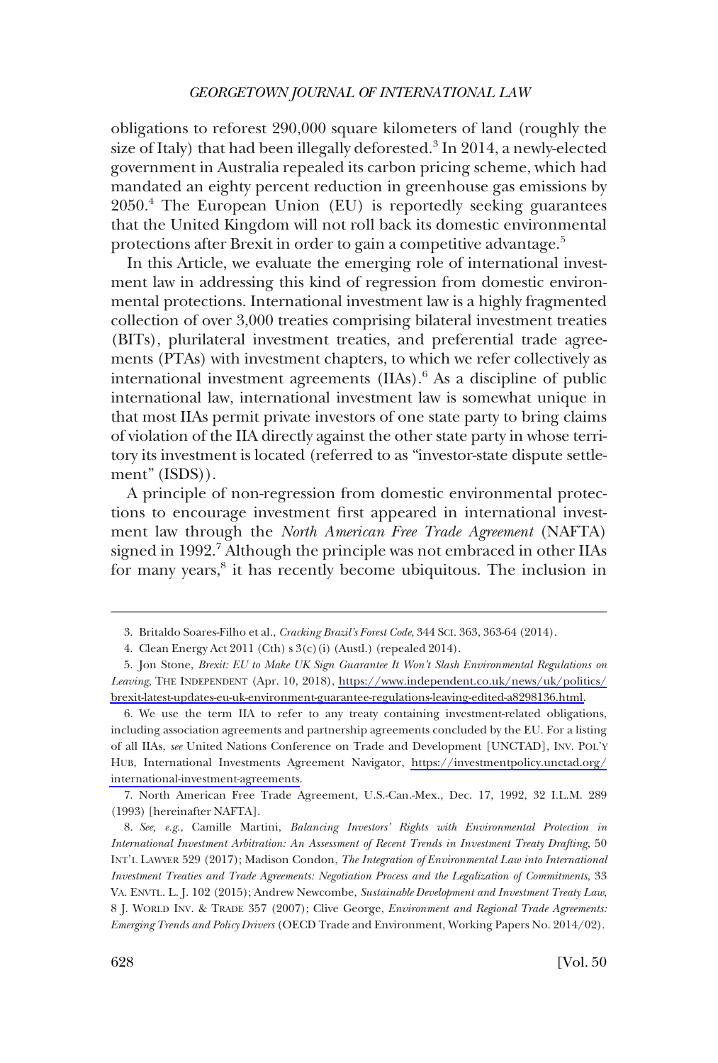obligations to reforest 290,000 square kilometers of land (roughly the size of Italy) that had been illegally deforested.[3] In 2014, a newly-elected government in Australia repealed its carbon pricing scheme, which had mandated an eighty percent reduction in greenhouse gas emissions by 2050.[4] The European Union (EU) is reportedly seeking guarantees that the United Kingdom will not roll back its domestic environmental protections after Brexit in order to gain a competitive advantage.[5]

In this Article, we evaluate the emerging role of international investment law in addressing this kind of regression from domestic environmental protections. International investment law is a highly fragmented collection of over 3,000 treaties comprising bilateral investment treaties (BITs), plurilateral investment treaties, and preferential trade agreements (PTAs) with investment chapters, to which we refer collectively as international investment agreements (IIAs).[6] As a discipline of public international law, international investment law is somewhat unique in that most IIAs permit private investors of one state party to bring claims of violation of the IIA directly against the other state party in whose territory its investment is located (referred to as "investor-state dispute settlement" (ISDS)).

A principle of non-regression from domestic environmental protections to encourage investment first appeared in international investment law through the *North American Free Trade Agreement* (NAFTA) signed in 1992.[7] Although the principle was not embraced in other IIAs for many years,[8] it has recently become ubiquitous. The inclusion in

---

3. Britaldo Soares-Filho et al., *Cracking Brazil's Forest Code*, 344 SCI. 363, 363-64 (2014).

4. Clean Energy Act 2011 (Cth) s 3(c)(i) (Austl.) (repealed 2014).

5. Jon Stone, *Brexit: EU to Make UK Sign Guarantee It Won't Slash Environmental Regulations on Leaving*, THE INDEPENDENT (Apr. 10, 2018), https://www.independent.co.uk/news/uk/politics/brexit-latest-updates-eu-uk-environment-guarantee-regulations-leaving-edited-a8298136.html.

6. We use the term IIA to refer to any treaty containing investment-related obligations, including association agreements and partnership agreements concluded by the EU. For a listing of all IIAs, *see* United Nations Conference on Trade and Development [UNCTAD], INV. POL'Y HUB, International Investments Agreement Navigator, https://investmentpolicy.unctad.org/international-investment-agreements.

7. North American Free Trade Agreement, U.S.-Can.-Mex., Dec. 17, 1992, 32 I.L.M. 289 (1993) [hereinafter NAFTA].

8. *See, e.g.*, Camille Martini, *Balancing Investors' Rights with Environmental Protection in International Investment Arbitration: An Assessment of Recent Trends in Investment Treaty Drafting*, 50 INT'L LAWYER 529 (2017); Madison Condon, *The Integration of Environmental Law into International Investment Treaties and Trade Agreements: Negotiation Process and the Legalization of Commitments*, 33 VA. ENVTL. L. J. 102 (2015); Andrew Newcombe, *Sustainable Development and Investment Treaty Law*, 8 J. WORLD INV. & TRADE 357 (2007); Clive George, *Environment and Regional Trade Agreements: Emerging Trends and Policy Drivers* (OECD Trade and Environment, Working Papers No. 2014/02).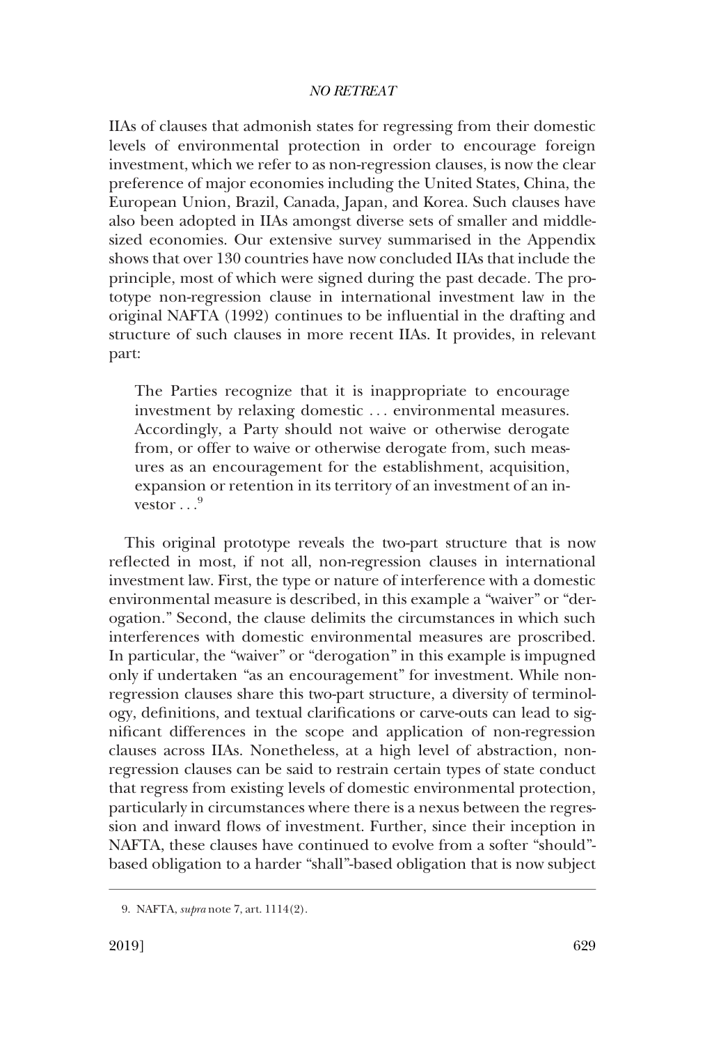IIAs of clauses that admonish states for regressing from their domestic levels of environmental protection in order to encourage foreign investment, which we refer to as non-regression clauses, is now the clear preference of major economies including the United States, China, the European Union, Brazil, Canada, Japan, and Korea. Such clauses have also been adopted in IIAs amongst diverse sets of smaller and middle-sized economies. Our extensive survey summarised in the Appendix shows that over 130 countries have now concluded IIAs that include the principle, most of which were signed during the past decade. The prototype non-regression clause in international investment law in the original NAFTA (1992) continues to be influential in the drafting and structure of such clauses in more recent IIAs. It provides, in relevant part:

> The Parties recognize that it is inappropriate to encourage investment by relaxing domestic . . . environmental measures. Accordingly, a Party should not waive or otherwise derogate from, or offer to waive or otherwise derogate from, such measures as an encouragement for the establishment, acquisition, expansion or retention in its territory of an investment of an investor . . .[9]

This original prototype reveals the two-part structure that is now reflected in most, if not all, non-regression clauses in international investment law. First, the type or nature of interference with a domestic environmental measure is described, in this example a "waiver" or "derogation." Second, the clause delimits the circumstances in which such interferences with domestic environmental measures are proscribed. In particular, the "waiver" or "derogation" in this example is impugned only if undertaken "as an encouragement" for investment. While non-regression clauses share this two-part structure, a diversity of terminology, definitions, and textual clarifications or carve-outs can lead to significant differences in the scope and application of non-regression clauses across IIAs. Nonetheless, at a high level of abstraction, non-regression clauses can be said to restrain certain types of state conduct that regress from existing levels of domestic environmental protection, particularly in circumstances where there is a nexus between the regression and inward flows of investment. Further, since their inception in NAFTA, these clauses have continued to evolve from a softer "should"-based obligation to a harder "shall"-based obligation that is now subject

---

9. NAFTA, *supra* note 7, art. 1114(2).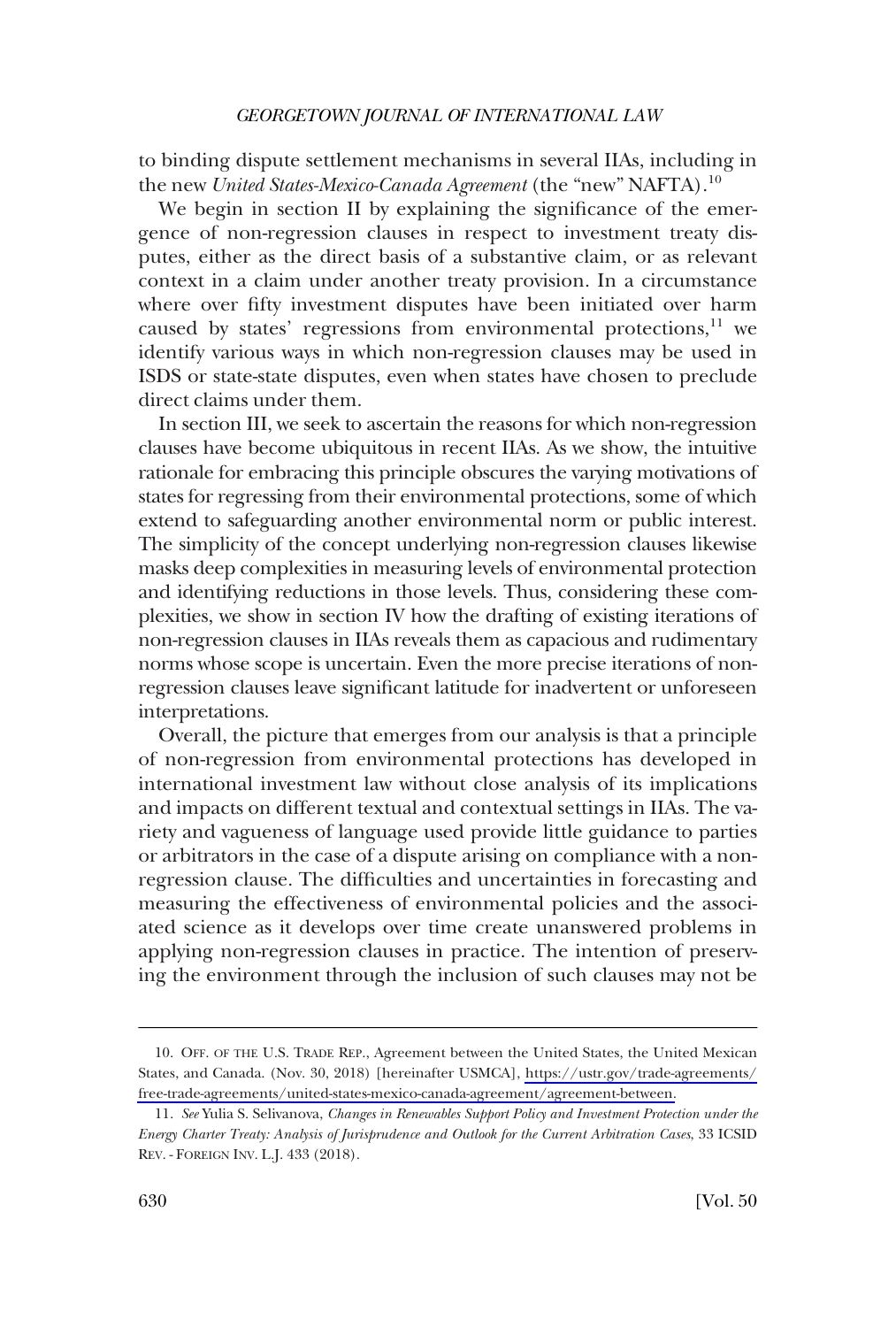to binding dispute settlement mechanisms in several IIAs, including in the new *United States-Mexico-Canada Agreement* (the "new" NAFTA).[10]

We begin in section II by explaining the significance of the emergence of non-regression clauses in respect to investment treaty disputes, either as the direct basis of a substantive claim, or as relevant context in a claim under another treaty provision. In a circumstance where over fifty investment disputes have been initiated over harm caused by states' regressions from environmental protections,[11] we identify various ways in which non-regression clauses may be used in ISDS or state-state disputes, even when states have chosen to preclude direct claims under them.

In section III, we seek to ascertain the reasons for which non-regression clauses have become ubiquitous in recent IIAs. As we show, the intuitive rationale for embracing this principle obscures the varying motivations of states for regressing from their environmental protections, some of which extend to safeguarding another environmental norm or public interest. The simplicity of the concept underlying non-regression clauses likewise masks deep complexities in measuring levels of environmental protection and identifying reductions in those levels. Thus, considering these complexities, we show in section IV how the drafting of existing iterations of non-regression clauses in IIAs reveals them as capacious and rudimentary norms whose scope is uncertain. Even the more precise iterations of non-regression clauses leave significant latitude for inadvertent or unforeseen interpretations.

Overall, the picture that emerges from our analysis is that a principle of non-regression from environmental protections has developed in international investment law without close analysis of its implications and impacts on different textual and contextual settings in IIAs. The variety and vagueness of language used provide little guidance to parties or arbitrators in the case of a dispute arising on compliance with a non-regression clause. The difficulties and uncertainties in forecasting and measuring the effectiveness of environmental policies and the associated science as it develops over time create unanswered problems in applying non-regression clauses in practice. The intention of preserving the environment through the inclusion of such clauses may not be

---

10. OFF. OF THE U.S. TRADE REP., Agreement between the United States, the United Mexican States, and Canada. (Nov. 30, 2018) [hereinafter USMCA], https://ustr.gov/trade-agreements/free-trade-agreements/united-states-mexico-canada-agreement/agreement-between.

11. *See* Yulia S. Selivanova, *Changes in Renewables Support Policy and Investment Protection under the Energy Charter Treaty: Analysis of Jurisprudence and Outlook for the Current Arbitration Cases*, 33 ICSID REV. - FOREIGN INV. L.J. 433 (2018).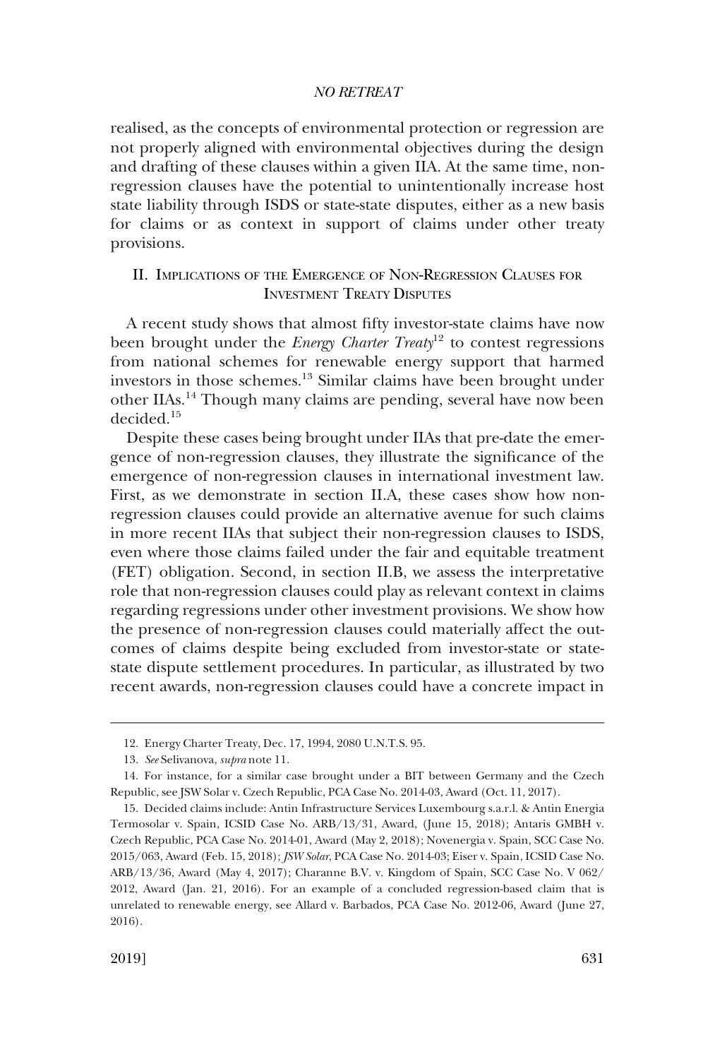realised, as the concepts of environmental protection or regression are not properly aligned with environmental objectives during the design and drafting of these clauses within a given IIA. At the same time, non-regression clauses have the potential to unintentionally increase host state liability through ISDS or state-state disputes, either as a new basis for claims or as context in support of claims under other treaty provisions.

## II. Implications of the Emergence of Non-Regression Clauses for Investment Treaty Disputes

A recent study shows that almost fifty investor-state claims have now been brought under the *Energy Charter Treaty*[12] to contest regressions from national schemes for renewable energy support that harmed investors in those schemes.[13] Similar claims have been brought under other IIAs.[14] Though many claims are pending, several have now been decided.[15]

Despite these cases being brought under IIAs that pre-date the emergence of non-regression clauses, they illustrate the significance of the emergence of non-regression clauses in international investment law. First, as we demonstrate in section II.A, these cases show how non-regression clauses could provide an alternative avenue for such claims in more recent IIAs that subject their non-regression clauses to ISDS, even where those claims failed under the fair and equitable treatment (FET) obligation. Second, in section II.B, we assess the interpretative role that non-regression clauses could play as relevant context in claims regarding regressions under other investment provisions. We show how the presence of non-regression clauses could materially affect the outcomes of claims despite being excluded from investor-state or state-state dispute settlement procedures. In particular, as illustrated by two recent awards, non-regression clauses could have a concrete impact in

---

12. Energy Charter Treaty, Dec. 17, 1994, 2080 U.N.T.S. 95.

13. *See* Selivanova, *supra* note 11.

14. For instance, for a similar case brought under a BIT between Germany and the Czech Republic, see JSW Solar v. Czech Republic, PCA Case No. 2014-03, Award (Oct. 11, 2017).

15. Decided claims include: Antin Infrastructure Services Luxembourg s.a.r.l. & Antin Energia Termosolar v. Spain, ICSID Case No. ARB/13/31, Award, (June 15, 2018); Antaris GMBH v. Czech Republic, PCA Case No. 2014-01, Award (May 2, 2018); Novenergia v. Spain, SCC Case No. 2015/063, Award (Feb. 15, 2018); *JSW Solar*, PCA Case No. 2014-03; Eiser v. Spain, ICSID Case No. ARB/13/36, Award (May 4, 2017); Charanne B.V. v. Kingdom of Spain, SCC Case No. V 062/2012, Award (Jan. 21, 2016). For an example of a concluded regression-based claim that is unrelated to renewable energy, see Allard v. Barbados, PCA Case No. 2012-06, Award (June 27, 2016).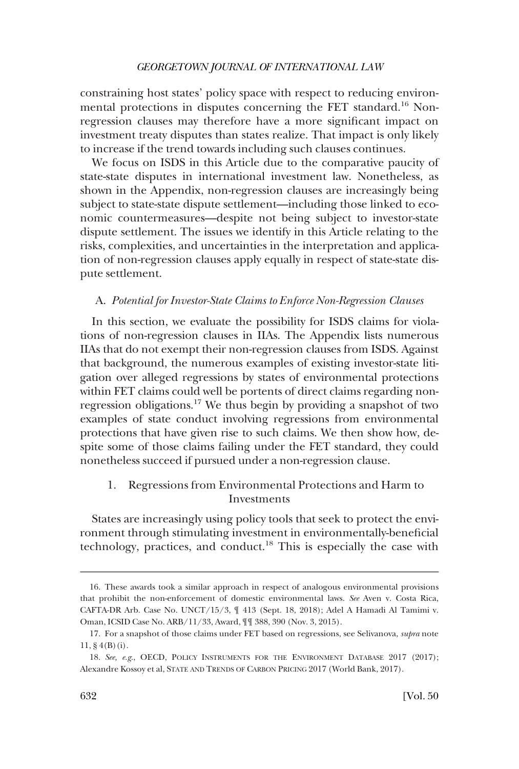constraining host states' policy space with respect to reducing environmental protections in disputes concerning the FET standard.[16] Non-regression clauses may therefore have a more significant impact on investment treaty disputes than states realize. That impact is only likely to increase if the trend towards including such clauses continues.

We focus on ISDS in this Article due to the comparative paucity of state-state disputes in international investment law. Nonetheless, as shown in the Appendix, non-regression clauses are increasingly being subject to state-state dispute settlement—including those linked to economic countermeasures—despite not being subject to investor-state dispute settlement. The issues we identify in this Article relating to the risks, complexities, and uncertainties in the interpretation and application of non-regression clauses apply equally in respect of state-state dispute settlement.

### A. *Potential for Investor-State Claims to Enforce Non-Regression Clauses*

In this section, we evaluate the possibility for ISDS claims for violations of non-regression clauses in IIAs. The Appendix lists numerous IIAs that do not exempt their non-regression clauses from ISDS. Against that background, the numerous examples of existing investor-state litigation over alleged regressions by states of environmental protections within FET claims could well be portents of direct claims regarding non-regression obligations.[17] We thus begin by providing a snapshot of two examples of state conduct involving regressions from environmental protections that have given rise to such claims. We then show how, despite some of those claims failing under the FET standard, they could nonetheless succeed if pursued under a non-regression clause.

#### 1. Regressions from Environmental Protections and Harm to Investments

States are increasingly using policy tools that seek to protect the environment through stimulating investment in environmentally-beneficial technology, practices, and conduct.[18] This is especially the case with

---

16. These awards took a similar approach in respect of analogous environmental provisions that prohibit the non-enforcement of domestic environmental laws. *See* Aven v. Costa Rica, CAFTA-DR Arb. Case No. UNCT/15/3, ¶ 413 (Sept. 18, 2018); Adel A Hamadi Al Tamimi v. Oman, ICSID Case No. ARB/11/33, Award, ¶¶ 388, 390 (Nov. 3, 2015).

17. For a snapshot of those claims under FET based on regressions, see Selivanova, *supra* note 11, § 4(B)(i).

18. *See, e.g.*, OECD, POLICY INSTRUMENTS FOR THE ENVIRONMENT DATABASE 2017 (2017); Alexandre Kossoy et al, STATE AND TRENDS OF CARBON PRICING 2017 (World Bank, 2017).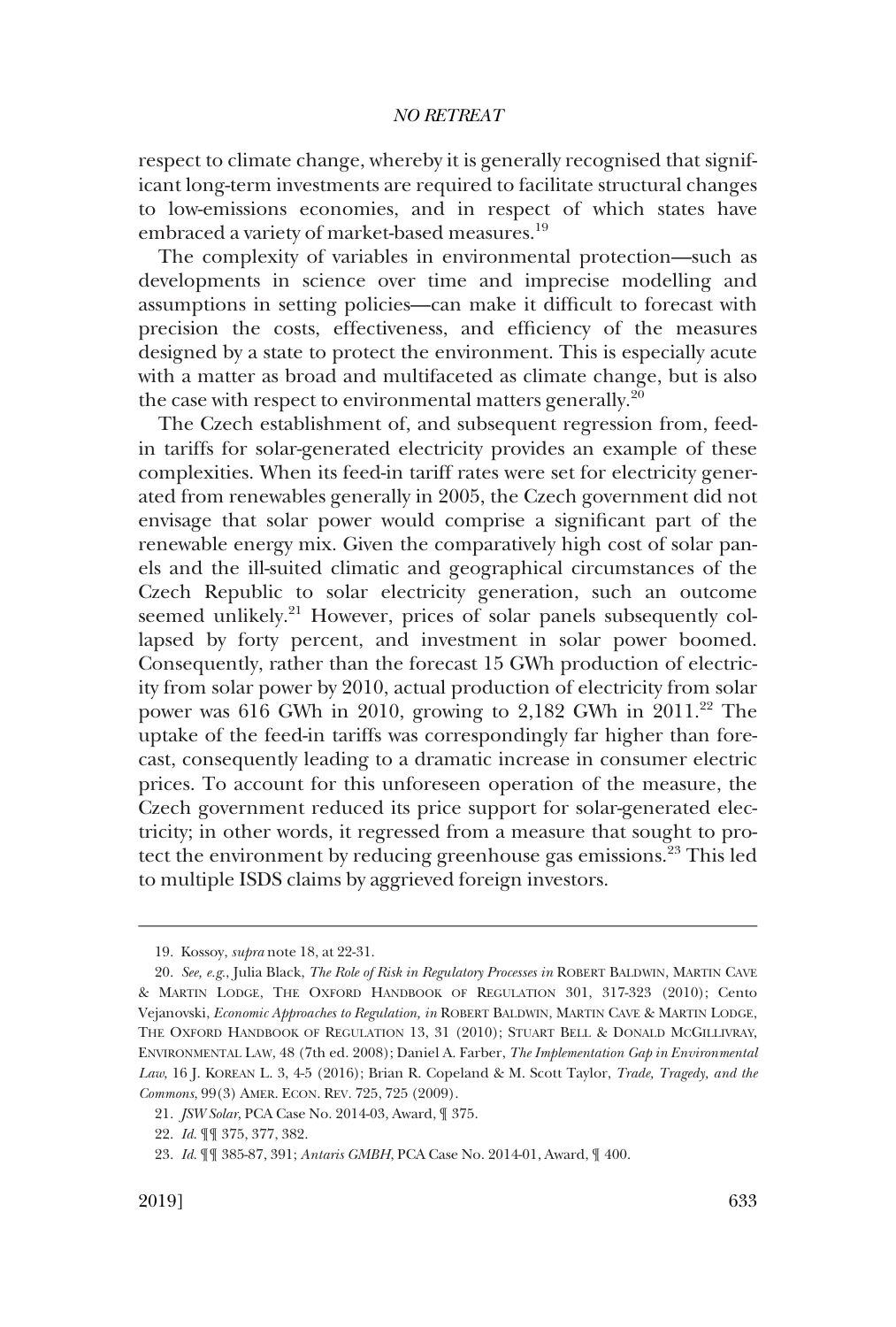respect to climate change, whereby it is generally recognised that significant long-term investments are required to facilitate structural changes to low-emissions economies, and in respect of which states have embraced a variety of market-based measures.[19]

The complexity of variables in environmental protection—such as developments in science over time and imprecise modelling and assumptions in setting policies—can make it difficult to forecast with precision the costs, effectiveness, and efficiency of the measures designed by a state to protect the environment. This is especially acute with a matter as broad and multifaceted as climate change, but is also the case with respect to environmental matters generally.[20]

The Czech establishment of, and subsequent regression from, feed-in tariffs for solar-generated electricity provides an example of these complexities. When its feed-in tariff rates were set for electricity generated from renewables generally in 2005, the Czech government did not envisage that solar power would comprise a significant part of the renewable energy mix. Given the comparatively high cost of solar panels and the ill-suited climatic and geographical circumstances of the Czech Republic to solar electricity generation, such an outcome seemed unlikely.[21] However, prices of solar panels subsequently collapsed by forty percent, and investment in solar power boomed. Consequently, rather than the forecast 15 GWh production of electricity from solar power by 2010, actual production of electricity from solar power was 616 GWh in 2010, growing to 2,182 GWh in 2011.[22] The uptake of the feed-in tariffs was correspondingly far higher than forecast, consequently leading to a dramatic increase in consumer electric prices. To account for this unforeseen operation of the measure, the Czech government reduced its price support for solar-generated electricity; in other words, it regressed from a measure that sought to protect the environment by reducing greenhouse gas emissions.[23] This led to multiple ISDS claims by aggrieved foreign investors.

---

19. Kossoy, *supra* note 18, at 22-31.

20. *See, e.g.*, Julia Black, *The Role of Risk in Regulatory Processes in* ROBERT BALDWIN, MARTIN CAVE & MARTIN LODGE, THE OXFORD HANDBOOK OF REGULATION 301, 317-323 (2010); Cento Vejanovski, *Economic Approaches to Regulation, in* ROBERT BALDWIN, MARTIN CAVE & MARTIN LODGE, THE OXFORD HANDBOOK OF REGULATION 13, 31 (2010); STUART BELL & DONALD MCGILLIVRAY, ENVIRONMENTAL LAW, 48 (7th ed. 2008); Daniel A. Farber, *The Implementation Gap in Environmental Law*, 16 J. KOREAN L. 3, 4-5 (2016); Brian R. Copeland & M. Scott Taylor, *Trade, Tragedy, and the Commons*, 99(3) AMER. ECON. REV. 725, 725 (2009).

21. *JSW Solar*, PCA Case No. 2014-03, Award, ¶ 375.

22. *Id.* ¶¶ 375, 377, 382.

23. *Id.* ¶¶ 385-87, 391; *Antaris GMBH*, PCA Case No. 2014-01, Award, ¶ 400.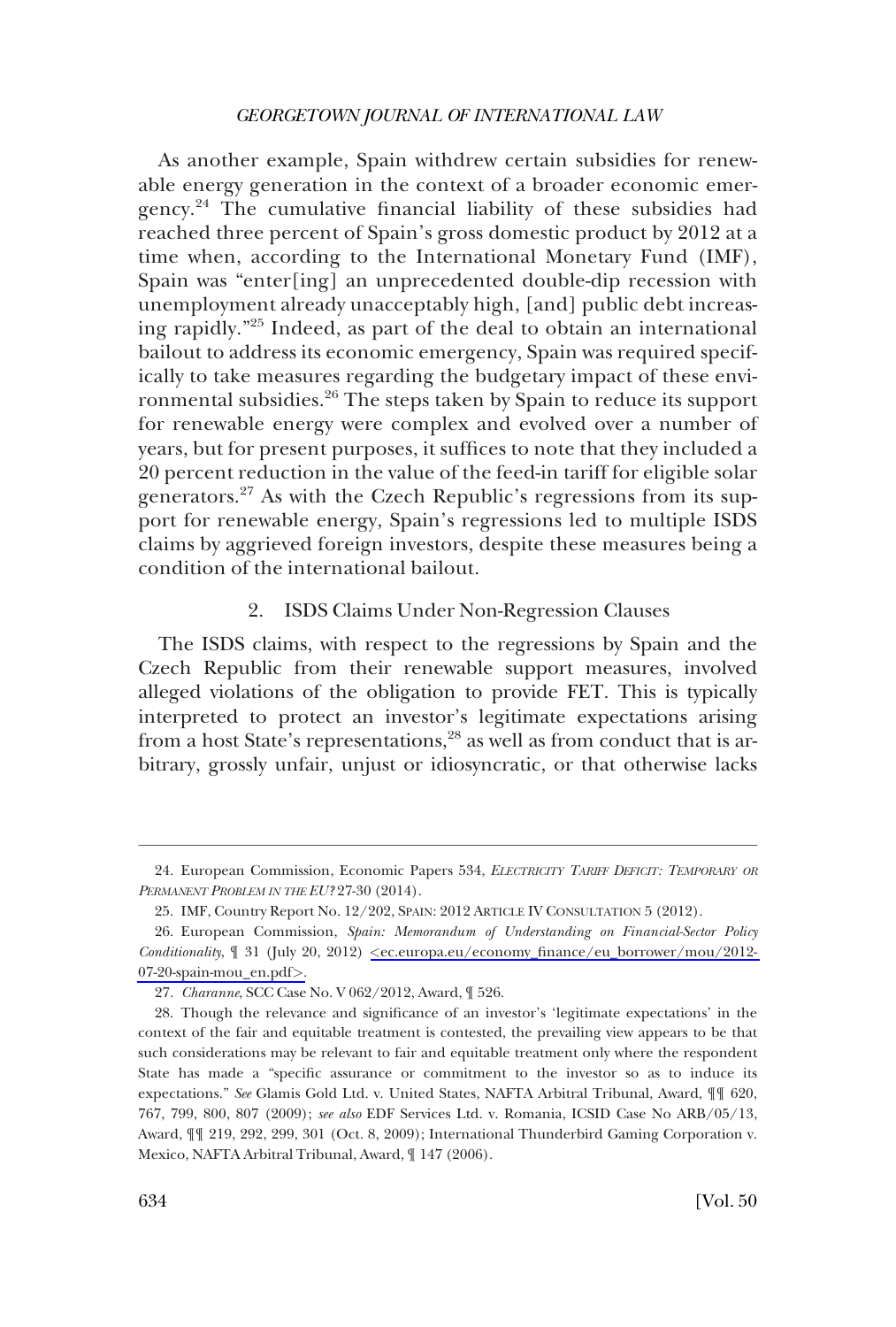As another example, Spain withdrew certain subsidies for renewable energy generation in the context of a broader economic emergency.[24] The cumulative financial liability of these subsidies had reached three percent of Spain's gross domestic product by 2012 at a time when, according to the International Monetary Fund (IMF), Spain was "enter[ing] an unprecedented double-dip recession with unemployment already unacceptably high, [and] public debt increasing rapidly."[25] Indeed, as part of the deal to obtain an international bailout to address its economic emergency, Spain was required specifically to take measures regarding the budgetary impact of these environmental subsidies.[26] The steps taken by Spain to reduce its support for renewable energy were complex and evolved over a number of years, but for present purposes, it suffices to note that they included a 20 percent reduction in the value of the feed-in tariff for eligible solar generators.[27] As with the Czech Republic's regressions from its support for renewable energy, Spain's regressions led to multiple ISDS claims by aggrieved foreign investors, despite these measures being a condition of the international bailout.

### 2. ISDS Claims Under Non-Regression Clauses

The ISDS claims, with respect to the regressions by Spain and the Czech Republic from their renewable support measures, involved alleged violations of the obligation to provide FET. This is typically interpreted to protect an investor's legitimate expectations arising from a host State's representations,[28] as well as from conduct that is arbitrary, grossly unfair, unjust or idiosyncratic, or that otherwise lacks

---

24. European Commission, Economic Papers 534, *ELECTRICITY TARIFF DEFICIT: TEMPORARY OR PERMANENT PROBLEM IN THE EU?* 27-30 (2014).

25. IMF, Country Report No. 12/202, SPAIN: 2012 ARTICLE IV CONSULTATION 5 (2012).

26. European Commission, *Spain: Memorandum of Understanding on Financial-Sector Policy Conditionality*, ¶ 31 (July 20, 2012) <ec.europa.eu/economy_finance/eu_borrower/mou/2012-07-20-spain-mou_en.pdf>.

27. *Charanne*, SCC Case No. V 062/2012, Award, ¶ 526.

28. Though the relevance and significance of an investor's 'legitimate expectations' in the context of the fair and equitable treatment is contested, the prevailing view appears to be that such considerations may be relevant to fair and equitable treatment only where the respondent State has made a "specific assurance or commitment to the investor so as to induce its expectations." *See* Glamis Gold Ltd. v. United States, NAFTA Arbitral Tribunal, Award, ¶¶ 620, 767, 799, 800, 807 (2009); *see also* EDF Services Ltd. v. Romania, ICSID Case No ARB/05/13, Award, ¶¶ 219, 292, 299, 301 (Oct. 8, 2009); International Thunderbird Gaming Corporation v. Mexico, NAFTA Arbitral Tribunal, Award, ¶ 147 (2006).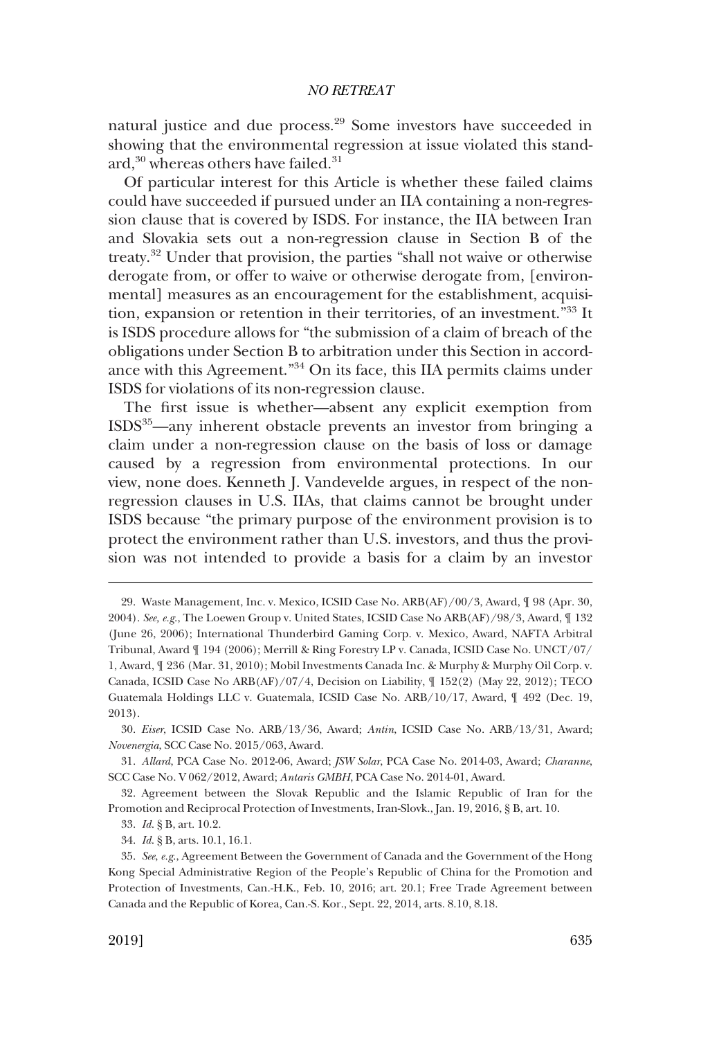natural justice and due process.[29] Some investors have succeeded in showing that the environmental regression at issue violated this standard,[30] whereas others have failed.[31]

Of particular interest for this Article is whether these failed claims could have succeeded if pursued under an IIA containing a non-regression clause that is covered by ISDS. For instance, the IIA between Iran and Slovakia sets out a non-regression clause in Section B of the treaty.[32] Under that provision, the parties "shall not waive or otherwise derogate from, or offer to waive or otherwise derogate from, [environmental] measures as an encouragement for the establishment, acquisition, expansion or retention in their territories, of an investment."[33] It is ISDS procedure allows for "the submission of a claim of breach of the obligations under Section B to arbitration under this Section in accordance with this Agreement."[34] On its face, this IIA permits claims under ISDS for violations of its non-regression clause.

The first issue is whether—absent any explicit exemption from ISDS[35]—any inherent obstacle prevents an investor from bringing a claim under a non-regression clause on the basis of loss or damage caused by a regression from environmental protections. In our view, none does. Kenneth J. Vandevelde argues, in respect of the non-regression clauses in U.S. IIAs, that claims cannot be brought under ISDS because "the primary purpose of the environment provision is to protect the environment rather than U.S. investors, and thus the provision was not intended to provide a basis for a claim by an investor

---

29. Waste Management, Inc. v. Mexico, ICSID Case No. ARB(AF)/00/3, Award, ¶ 98 (Apr. 30, 2004). *See, e.g.*, The Loewen Group v. United States, ICSID Case No ARB(AF)/98/3, Award, ¶ 132 (June 26, 2006); International Thunderbird Gaming Corp. v. Mexico, Award, NAFTA Arbitral Tribunal, Award ¶ 194 (2006); Merrill & Ring Forestry LP v. Canada, ICSID Case No. UNCT/07/1, Award, ¶ 236 (Mar. 31, 2010); Mobil Investments Canada Inc. & Murphy & Murphy Oil Corp. v. Canada, ICSID Case No ARB(AF)/07/4, Decision on Liability, ¶ 152(2) (May 22, 2012); TECO Guatemala Holdings LLC v. Guatemala, ICSID Case No. ARB/10/17, Award, ¶ 492 (Dec. 19, 2013).

30. *Eiser*, ICSID Case No. ARB/13/36, Award; *Antin*, ICSID Case No. ARB/13/31, Award; *Novenergia*, SCC Case No. 2015/063, Award.

31. *Allard*, PCA Case No. 2012-06, Award; *JSW Solar*, PCA Case No. 2014-03, Award; *Charanne*, SCC Case No. V 062/2012, Award; *Antaris GMBH*, PCA Case No. 2014-01, Award.

32. Agreement between the Slovak Republic and the Islamic Republic of Iran for the Promotion and Reciprocal Protection of Investments, Iran-Slovk., Jan. 19, 2016, § B, art. 10.

33. *Id.* § B, art. 10.2.

34. *Id.* § B, arts. 10.1, 16.1.

35. *See, e.g.*, Agreement Between the Government of Canada and the Government of the Hong Kong Special Administrative Region of the People's Republic of China for the Promotion and Protection of Investments, Can.-H.K., Feb. 10, 2016; art. 20.1; Free Trade Agreement between Canada and the Republic of Korea, Can.-S. Kor., Sept. 22, 2014, arts. 8.10, 8.18.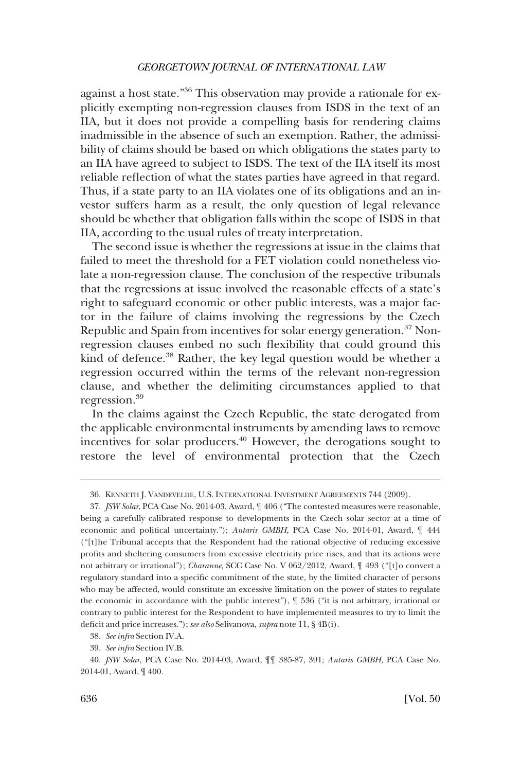against a host state."[36] This observation may provide a rationale for explicitly exempting non-regression clauses from ISDS in the text of an IIA, but it does not provide a compelling basis for rendering claims inadmissible in the absence of such an exemption. Rather, the admissibility of claims should be based on which obligations the states party to an IIA have agreed to subject to ISDS. The text of the IIA itself its most reliable reflection of what the states parties have agreed in that regard. Thus, if a state party to an IIA violates one of its obligations and an investor suffers harm as a result, the only question of legal relevance should be whether that obligation falls within the scope of ISDS in that IIA, according to the usual rules of treaty interpretation.

The second issue is whether the regressions at issue in the claims that failed to meet the threshold for a FET violation could nonetheless violate a non-regression clause. The conclusion of the respective tribunals that the regressions at issue involved the reasonable effects of a state's right to safeguard economic or other public interests, was a major factor in the failure of claims involving the regressions by the Czech Republic and Spain from incentives for solar energy generation.[37] Non-regression clauses embed no such flexibility that could ground this kind of defence.[38] Rather, the key legal question would be whether a regression occurred within the terms of the relevant non-regression clause, and whether the delimiting circumstances applied to that regression.[39]

In the claims against the Czech Republic, the state derogated from the applicable environmental instruments by amending laws to remove incentives for solar producers.[40] However, the derogations sought to restore the level of environmental protection that the Czech

---

36. KENNETH J. VANDEVELDE, U.S. INTERNATIONAL INVESTMENT AGREEMENTS 744 (2009).

37. *JSW Solar*, PCA Case No. 2014-03, Award, ¶ 406 ("The contested measures were reasonable, being a carefully calibrated response to developments in the Czech solar sector at a time of economic and political uncertainty."); *Antaris GMBH*, PCA Case No. 2014-01, Award, ¶ 444 ("[t]he Tribunal accepts that the Respondent had the rational objective of reducing excessive profits and sheltering consumers from excessive electricity price rises, and that its actions were not arbitrary or irrational"); *Charanne*, SCC Case No. V 062/2012, Award, ¶ 493 ("[t]o convert a regulatory standard into a specific commitment of the state, by the limited character of persons who may be affected, would constitute an excessive limitation on the power of states to regulate the economic in accordance with the public interest"), ¶ 536 ("it is not arbitrary, irrational or contrary to public interest for the Respondent to have implemented measures to try to limit the deficit and price increases."); *see also* Selivanova, *supra* note 11, § 4B(i).

38. *See infra* Section IV.A.

39. *See infra* Section IV.B.

40. *JSW Solar*, PCA Case No. 2014-03, Award, ¶¶ 385-87, 391; *Antaris GMBH*, PCA Case No. 2014-01, Award, ¶ 400.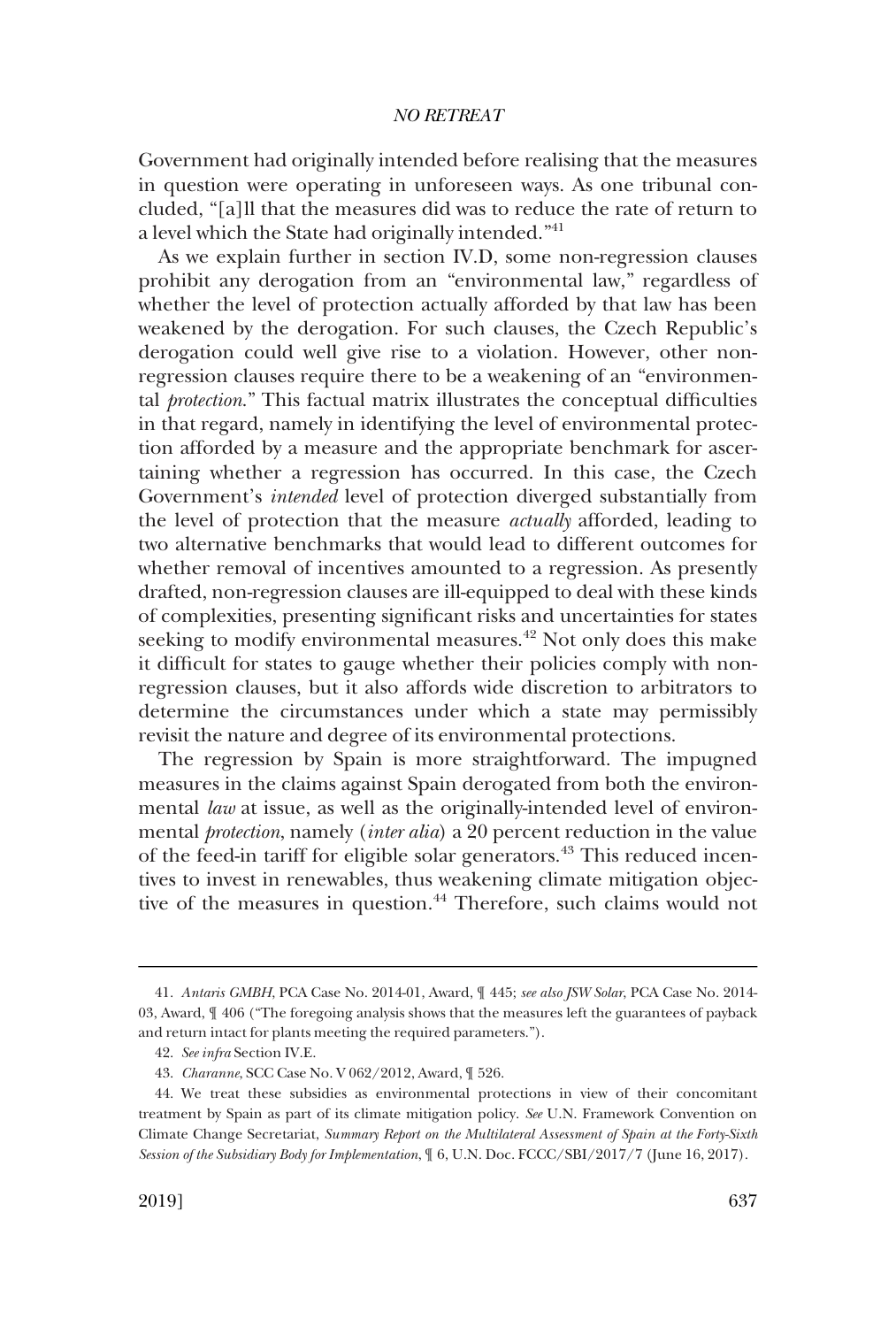Government had originally intended before realising that the measures in question were operating in unforeseen ways. As one tribunal concluded, "[a]ll that the measures did was to reduce the rate of return to a level which the State had originally intended."[41]

As we explain further in section IV.D, some non-regression clauses prohibit any derogation from an "environmental law," regardless of whether the level of protection actually afforded by that law has been weakened by the derogation. For such clauses, the Czech Republic's derogation could well give rise to a violation. However, other non-regression clauses require there to be a weakening of an "environmental *protection*." This factual matrix illustrates the conceptual difficulties in that regard, namely in identifying the level of environmental protection afforded by a measure and the appropriate benchmark for ascertaining whether a regression has occurred. In this case, the Czech Government's *intended* level of protection diverged substantially from the level of protection that the measure *actually* afforded, leading to two alternative benchmarks that would lead to different outcomes for whether removal of incentives amounted to a regression. As presently drafted, non-regression clauses are ill-equipped to deal with these kinds of complexities, presenting significant risks and uncertainties for states seeking to modify environmental measures.[42] Not only does this make it difficult for states to gauge whether their policies comply with non-regression clauses, but it also affords wide discretion to arbitrators to determine the circumstances under which a state may permissibly revisit the nature and degree of its environmental protections.

The regression by Spain is more straightforward. The impugned measures in the claims against Spain derogated from both the environmental *law* at issue, as well as the originally-intended level of environmental *protection*, namely (*inter alia*) a 20 percent reduction in the value of the feed-in tariff for eligible solar generators.[43] This reduced incentives to invest in renewables, thus weakening climate mitigation objective of the measures in question.[44] Therefore, such claims would not

---

41. *Antaris GMBH*, PCA Case No. 2014-01, Award, ¶ 445; *see also JSW Solar*, PCA Case No. 2014-03, Award, ¶ 406 ("The foregoing analysis shows that the measures left the guarantees of payback and return intact for plants meeting the required parameters.").

42. *See infra* Section IV.E.

43. *Charanne*, SCC Case No. V 062/2012, Award, ¶ 526.

44. We treat these subsidies as environmental protections in view of their concomitant treatment by Spain as part of its climate mitigation policy. *See* U.N. Framework Convention on Climate Change Secretariat, *Summary Report on the Multilateral Assessment of Spain at the Forty-Sixth Session of the Subsidiary Body for Implementation*, ¶ 6, U.N. Doc. FCCC/SBI/2017/7 (June 16, 2017).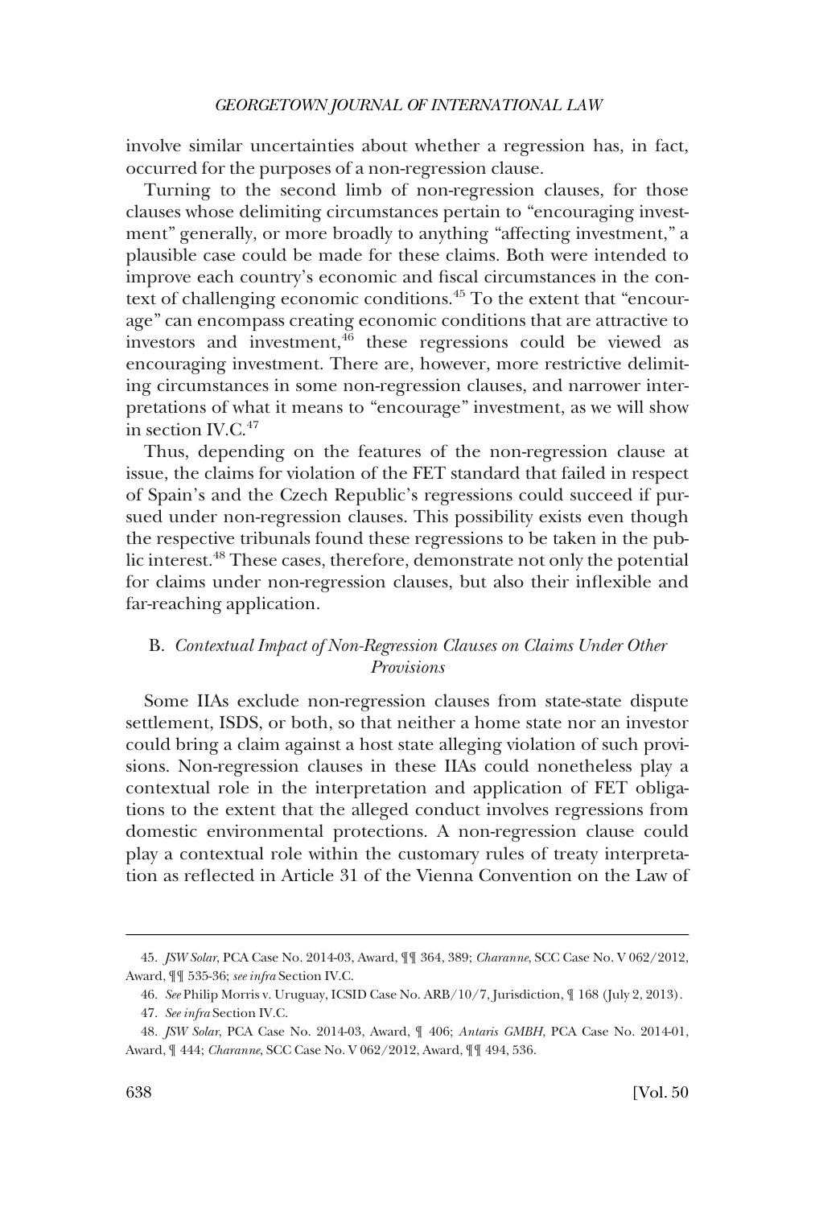involve similar uncertainties about whether a regression has, in fact, occurred for the purposes of a non-regression clause.

Turning to the second limb of non-regression clauses, for those clauses whose delimiting circumstances pertain to "encouraging investment" generally, or more broadly to anything "affecting investment," a plausible case could be made for these claims. Both were intended to improve each country's economic and fiscal circumstances in the context of challenging economic conditions.[45] To the extent that "encourage" can encompass creating economic conditions that are attractive to investors and investment,[46] these regressions could be viewed as encouraging investment. There are, however, more restrictive delimiting circumstances in some non-regression clauses, and narrower interpretations of what it means to "encourage" investment, as we will show in section IV.C.[47]

Thus, depending on the features of the non-regression clause at issue, the claims for violation of the FET standard that failed in respect of Spain's and the Czech Republic's regressions could succeed if pursued under non-regression clauses. This possibility exists even though the respective tribunals found these regressions to be taken in the public interest.[48] These cases, therefore, demonstrate not only the potential for claims under non-regression clauses, but also their inflexible and far-reaching application.

### B. *Contextual Impact of Non-Regression Clauses on Claims Under Other Provisions*

Some IIAs exclude non-regression clauses from state-state dispute settlement, ISDS, or both, so that neither a home state nor an investor could bring a claim against a host state alleging violation of such provisions. Non-regression clauses in these IIAs could nonetheless play a contextual role in the interpretation and application of FET obligations to the extent that the alleged conduct involves regressions from domestic environmental protections. A non-regression clause could play a contextual role within the customary rules of treaty interpretation as reflected in Article 31 of the Vienna Convention on the Law of

---

45. *JSW Solar*, PCA Case No. 2014-03, Award, ¶¶ 364, 389; *Charanne*, SCC Case No. V 062/2012, Award, ¶¶ 535-36; *see infra* Section IV.C.

46. *See* Philip Morris v. Uruguay, ICSID Case No. ARB/10/7, Jurisdiction, ¶ 168 (July 2, 2013).

47. *See infra* Section IV.C.

48. *JSW Solar*, PCA Case No. 2014-03, Award, ¶ 406; *Antaris GMBH*, PCA Case No. 2014-01, Award, ¶ 444; *Charanne*, SCC Case No. V 062/2012, Award, ¶¶ 494, 536.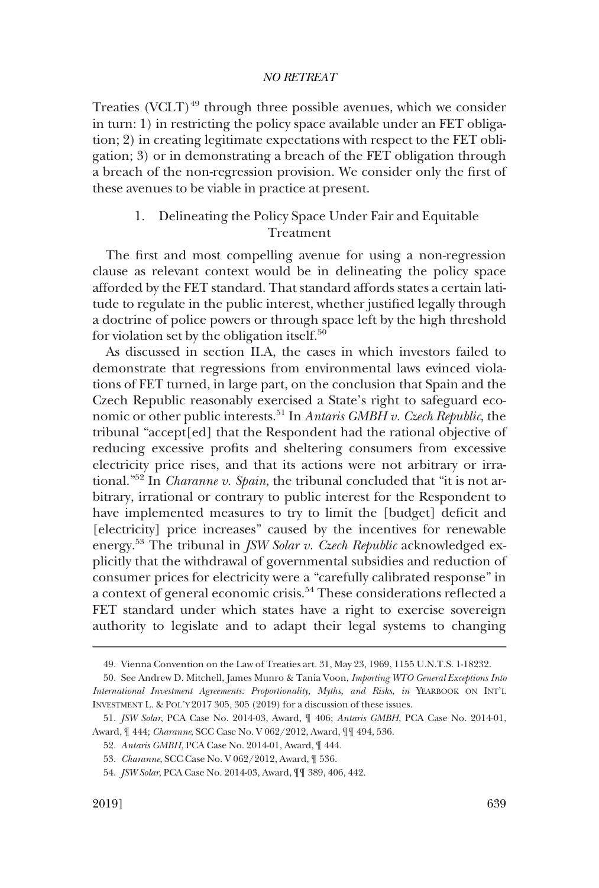Treaties (VCLT)[49] through three possible avenues, which we consider in turn: 1) in restricting the policy space available under an FET obligation; 2) in creating legitimate expectations with respect to the FET obligation; 3) or in demonstrating a breach of the FET obligation through a breach of the non-regression provision. We consider only the first of these avenues to be viable in practice at present.

### 1. Delineating the Policy Space Under Fair and Equitable Treatment

The first and most compelling avenue for using a non-regression clause as relevant context would be in delineating the policy space afforded by the FET standard. That standard affords states a certain latitude to regulate in the public interest, whether justified legally through a doctrine of police powers or through space left by the high threshold for violation set by the obligation itself.[50]

As discussed in section II.A, the cases in which investors failed to demonstrate that regressions from environmental laws evinced violations of FET turned, in large part, on the conclusion that Spain and the Czech Republic reasonably exercised a State's right to safeguard economic or other public interests.[51] In *Antaris GMBH v. Czech Republic*, the tribunal "accept[ed] that the Respondent had the rational objective of reducing excessive profits and sheltering consumers from excessive electricity price rises, and that its actions were not arbitrary or irrational."[52] In *Charanne v. Spain*, the tribunal concluded that "it is not arbitrary, irrational or contrary to public interest for the Respondent to have implemented measures to try to limit the [budget] deficit and [electricity] price increases" caused by the incentives for renewable energy.[53] The tribunal in *JSW Solar v. Czech Republic* acknowledged explicitly that the withdrawal of governmental subsidies and reduction of consumer prices for electricity were a "carefully calibrated response" in a context of general economic crisis.[54] These considerations reflected a FET standard under which states have a right to exercise sovereign authority to legislate and to adapt their legal systems to changing

---

49. Vienna Convention on the Law of Treaties art. 31, May 23, 1969, 1155 U.N.T.S. 1-18232.

50. See Andrew D. Mitchell, James Munro & Tania Voon, *Importing WTO General Exceptions Into International Investment Agreements: Proportionality, Myths, and Risks*, *in* YEARBOOK ON INT'L INVESTMENT L. & POL'Y 2017 305, 305 (2019) for a discussion of these issues.

51. *JSW Solar*, PCA Case No. 2014-03, Award, ¶ 406; *Antaris GMBH*, PCA Case No. 2014-01, Award, ¶ 444; *Charanne*, SCC Case No. V 062/2012, Award, ¶¶ 494, 536.

52. *Antaris GMBH*, PCA Case No. 2014-01, Award, ¶ 444.

53. *Charanne*, SCC Case No. V 062/2012, Award, ¶ 536.

54. *JSW Solar*, PCA Case No. 2014-03, Award, ¶¶ 389, 406, 442.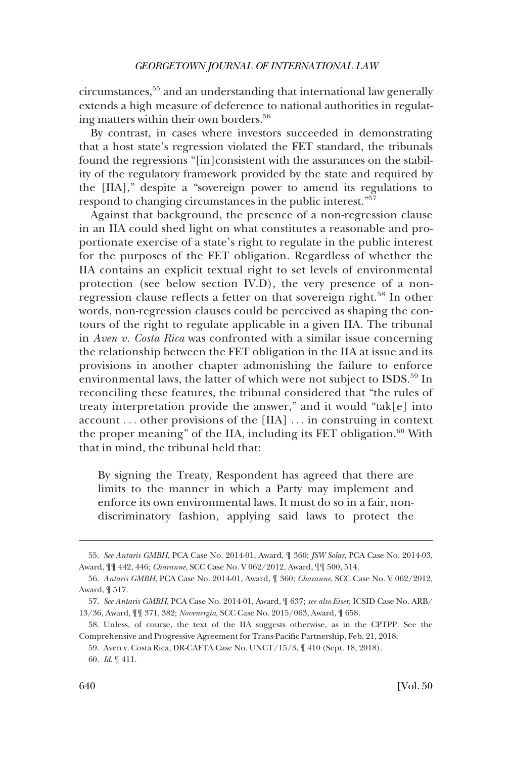circumstances,[55] and an understanding that international law generally extends a high measure of deference to national authorities in regulating matters within their own borders.[56]

By contrast, in cases where investors succeeded in demonstrating that a host state's regression violated the FET standard, the tribunals found the regressions "[in]consistent with the assurances on the stability of the regulatory framework provided by the state and required by the [IIA]," despite a "sovereign power to amend its regulations to respond to changing circumstances in the public interest."[57]

Against that background, the presence of a non-regression clause in an IIA could shed light on what constitutes a reasonable and proportionate exercise of a state's right to regulate in the public interest for the purposes of the FET obligation. Regardless of whether the IIA contains an explicit textual right to set levels of environmental protection (see below section IV.D), the very presence of a non-regression clause reflects a fetter on that sovereign right.[58] In other words, non-regression clauses could be perceived as shaping the contours of the right to regulate applicable in a given IIA. The tribunal in *Aven v. Costa Rica* was confronted with a similar issue concerning the relationship between the FET obligation in the IIA at issue and its provisions in another chapter admonishing the failure to enforce environmental laws, the latter of which were not subject to ISDS.[59] In reconciling these features, the tribunal considered that "the rules of treaty interpretation provide the answer," and it would "tak[e] into account . . . other provisions of the [IIA] . . . in construing in context the proper meaning" of the IIA, including its FET obligation.[60] With that in mind, the tribunal held that:

> By signing the Treaty, Respondent has agreed that there are limits to the manner in which a Party may implement and enforce its own environmental laws. It must do so in a fair, non-discriminatory fashion, applying said laws to protect the

---

55. *See Antaris GMBH*, PCA Case No. 2014-01, Award, ¶ 360; *JSW Solar*, PCA Case No. 2014-03, Award, ¶¶ 442, 446; *Charanne*, SCC Case No. V 062/2012, Award, ¶¶ 500, 514.

56. *Antaris GMBH*, PCA Case No. 2014-01, Award, ¶ 360; *Charanne*, SCC Case No. V 062/2012, Award, ¶ 517.

57. *See Antaris GMBH*, PCA Case No. 2014-01, Award, ¶ 637; *see also Eiser*, ICSID Case No. ARB/13/36, Award, ¶¶ 371, 382; *Novenergia*, SCC Case No. 2015/063, Award, ¶ 658.

58. Unless, of course, the text of the IIA suggests otherwise, as in the CPTPP. See the Comprehensive and Progressive Agreement for Trans-Pacific Partnership, Feb. 21, 2018.

59. Aven v. Costa Rica, DR-CAFTA Case No. UNCT/15/3, ¶ 410 (Sept. 18, 2018).

60. *Id.* ¶ 411.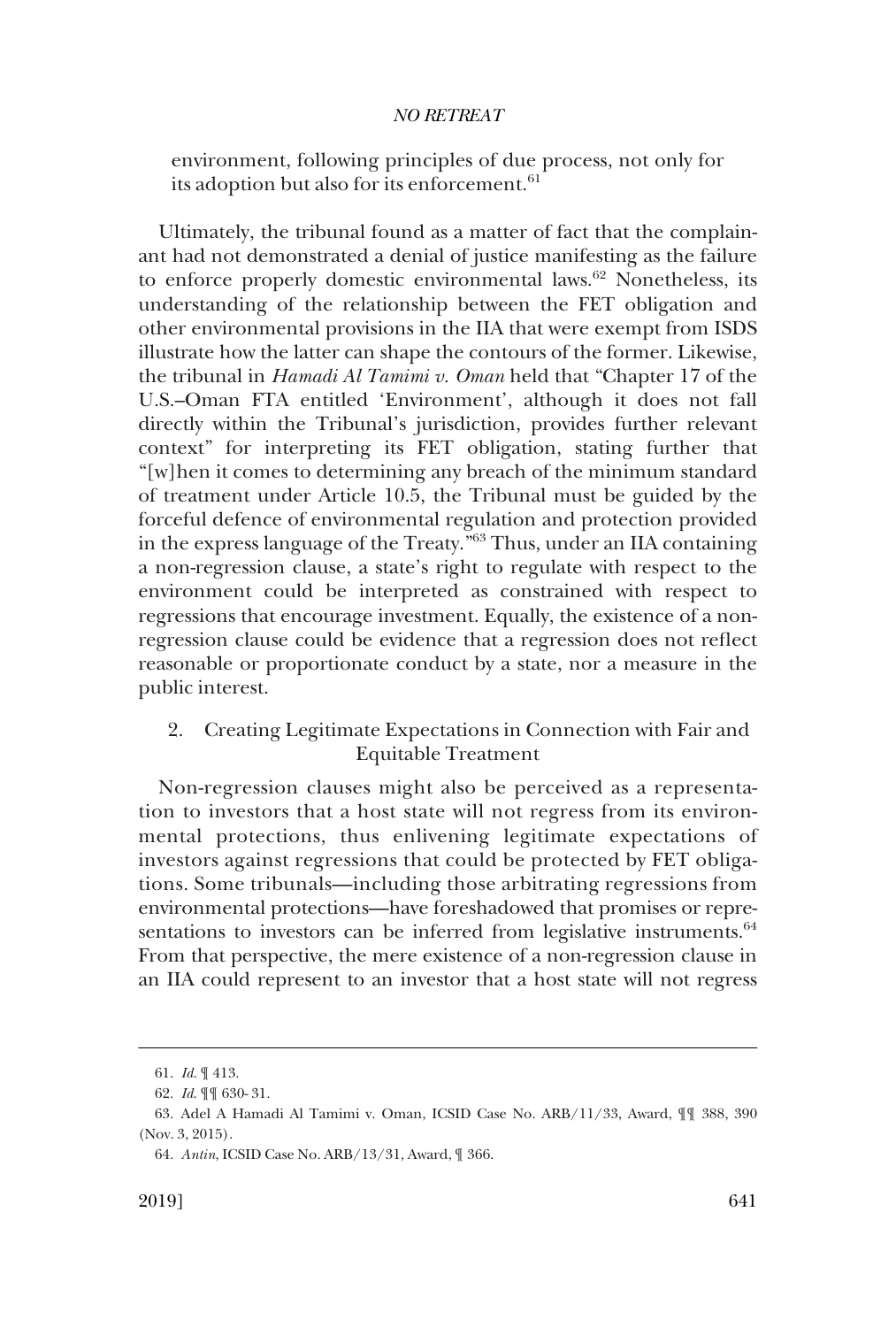environment, following principles of due process, not only for its adoption but also for its enforcement.[61]

Ultimately, the tribunal found as a matter of fact that the complainant had not demonstrated a denial of justice manifesting as the failure to enforce properly domestic environmental laws.[62] Nonetheless, its understanding of the relationship between the FET obligation and other environmental provisions in the IIA that were exempt from ISDS illustrate how the latter can shape the contours of the former. Likewise, the tribunal in *Hamadi Al Tamimi v. Oman* held that "Chapter 17 of the U.S.–Oman FTA entitled 'Environment', although it does not fall directly within the Tribunal's jurisdiction, provides further relevant context" for interpreting its FET obligation, stating further that "[w]hen it comes to determining any breach of the minimum standard of treatment under Article 10.5, the Tribunal must be guided by the forceful defence of environmental regulation and protection provided in the express language of the Treaty."[63] Thus, under an IIA containing a non-regression clause, a state's right to regulate with respect to the environment could be interpreted as constrained with respect to regressions that encourage investment. Equally, the existence of a non-regression clause could be evidence that a regression does not reflect reasonable or proportionate conduct by a state, nor a measure in the public interest.

### 2. Creating Legitimate Expectations in Connection with Fair and Equitable Treatment

Non-regression clauses might also be perceived as a representation to investors that a host state will not regress from its environmental protections, thus enlivening legitimate expectations of investors against regressions that could be protected by FET obligations. Some tribunals—including those arbitrating regressions from environmental protections—have foreshadowed that promises or representations to investors can be inferred from legislative instruments.[64] From that perspective, the mere existence of a non-regression clause in an IIA could represent to an investor that a host state will not regress

---

61. *Id.* ¶ 413.

62. *Id.* ¶¶ 630- 31.

63. Adel A Hamadi Al Tamimi v. Oman, ICSID Case No. ARB/11/33, Award, ¶¶ 388, 390 (Nov. 3, 2015).

64. *Antin*, ICSID Case No. ARB/13/31, Award, ¶ 366.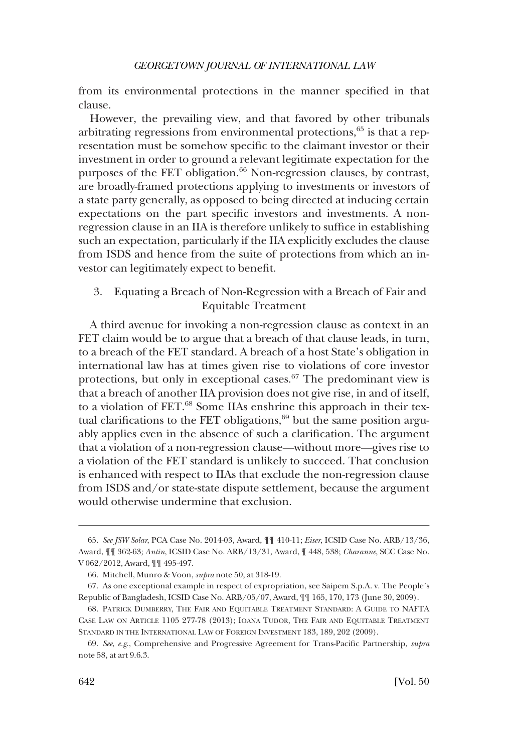from its environmental protections in the manner specified in that clause.

However, the prevailing view, and that favored by other tribunals arbitrating regressions from environmental protections,[65] is that a representation must be somehow specific to the claimant investor or their investment in order to ground a relevant legitimate expectation for the purposes of the FET obligation.[66] Non-regression clauses, by contrast, are broadly-framed protections applying to investments or investors of a state party generally, as opposed to being directed at inducing certain expectations on the part specific investors and investments. A non-regression clause in an IIA is therefore unlikely to suffice in establishing such an expectation, particularly if the IIA explicitly excludes the clause from ISDS and hence from the suite of protections from which an investor can legitimately expect to benefit.

### 3. Equating a Breach of Non-Regression with a Breach of Fair and Equitable Treatment

A third avenue for invoking a non-regression clause as context in an FET claim would be to argue that a breach of that clause leads, in turn, to a breach of the FET standard. A breach of a host State's obligation in international law has at times given rise to violations of core investor protections, but only in exceptional cases.[67] The predominant view is that a breach of another IIA provision does not give rise, in and of itself, to a violation of FET.[68] Some IIAs enshrine this approach in their textual clarifications to the FET obligations,[69] but the same position arguably applies even in the absence of such a clarification. The argument that a violation of a non-regression clause—without more—gives rise to a violation of the FET standard is unlikely to succeed. That conclusion is enhanced with respect to IIAs that exclude the non-regression clause from ISDS and/or state-state dispute settlement, because the argument would otherwise undermine that exclusion.

---

65. *See JSW Solar*, PCA Case No. 2014-03, Award, ¶¶ 410-11; *Eiser*, ICSID Case No. ARB/13/36, Award, ¶¶ 362-63; *Antin*, ICSID Case No. ARB/13/31, Award, ¶ 448, 538; *Charanne*, SCC Case No. V 062/2012, Award, ¶¶ 495-497.

66. Mitchell, Munro & Voon, *supra* note 50, at 318-19.

67. As one exceptional example in respect of expropriation, see Saipem S.p.A. v. The People's Republic of Bangladesh, ICSID Case No. ARB/05/07, Award, ¶¶ 165, 170, 173 (June 30, 2009).

68. Patrick Dumberry, The Fair and Equitable Treatment Standard: A Guide to NAFTA Case Law on Article 1105 277-78 (2013); Ioana Tudor, The Fair and Equitable Treatment Standard in the International Law of Foreign Investment 183, 189, 202 (2009).

69. *See, e.g.*, Comprehensive and Progressive Agreement for Trans-Pacific Partnership, *supra* note 58, at art 9.6.3.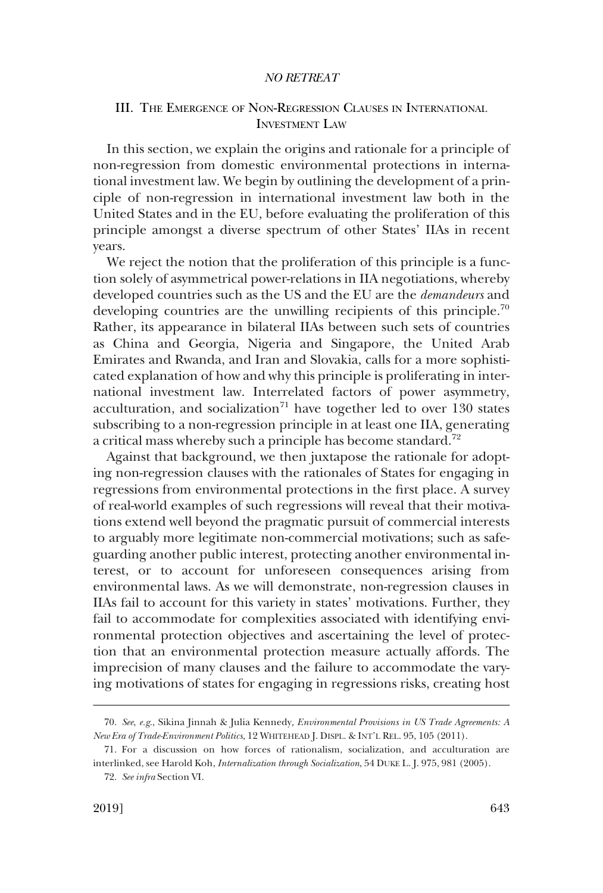## III. The Emergence of Non-Regression Clauses in International Investment Law

In this section, we explain the origins and rationale for a principle of non-regression from domestic environmental protections in international investment law. We begin by outlining the development of a principle of non-regression in international investment law both in the United States and in the EU, before evaluating the proliferation of this principle amongst a diverse spectrum of other States' IIAs in recent years.

We reject the notion that the proliferation of this principle is a function solely of asymmetrical power-relations in IIA negotiations, whereby developed countries such as the US and the EU are the *demandeurs* and developing countries are the unwilling recipients of this principle.[70] Rather, its appearance in bilateral IIAs between such sets of countries as China and Georgia, Nigeria and Singapore, the United Arab Emirates and Rwanda, and Iran and Slovakia, calls for a more sophisticated explanation of how and why this principle is proliferating in international investment law. Interrelated factors of power asymmetry, acculturation, and socialization[71] have together led to over 130 states subscribing to a non-regression principle in at least one IIA, generating a critical mass whereby such a principle has become standard.[72]

Against that background, we then juxtapose the rationale for adopting non-regression clauses with the rationales of States for engaging in regressions from environmental protections in the first place. A survey of real-world examples of such regressions will reveal that their motivations extend well beyond the pragmatic pursuit of commercial interests to arguably more legitimate non-commercial motivations; such as safeguarding another public interest, protecting another environmental interest, or to account for unforeseen consequences arising from environmental laws. As we will demonstrate, non-regression clauses in IIAs fail to account for this variety in states' motivations. Further, they fail to accommodate for complexities associated with identifying environmental protection objectives and ascertaining the level of protection that an environmental protection measure actually affords. The imprecision of many clauses and the failure to accommodate the varying motivations of states for engaging in regressions risks, creating host

---

70. *See, e.g.*, Sikina Jinnah & Julia Kennedy, *Environmental Provisions in US Trade Agreements: A New Era of Trade-Environment Politics*, 12 WHITEHEAD J. DISPL. & INT'L REL. 95, 105 (2011).

71. For a discussion on how forces of rationalism, socialization, and acculturation are interlinked, see Harold Koh, *Internalization through Socialization*, 54 DUKE L. J. 975, 981 (2005).

72. *See infra* Section VI.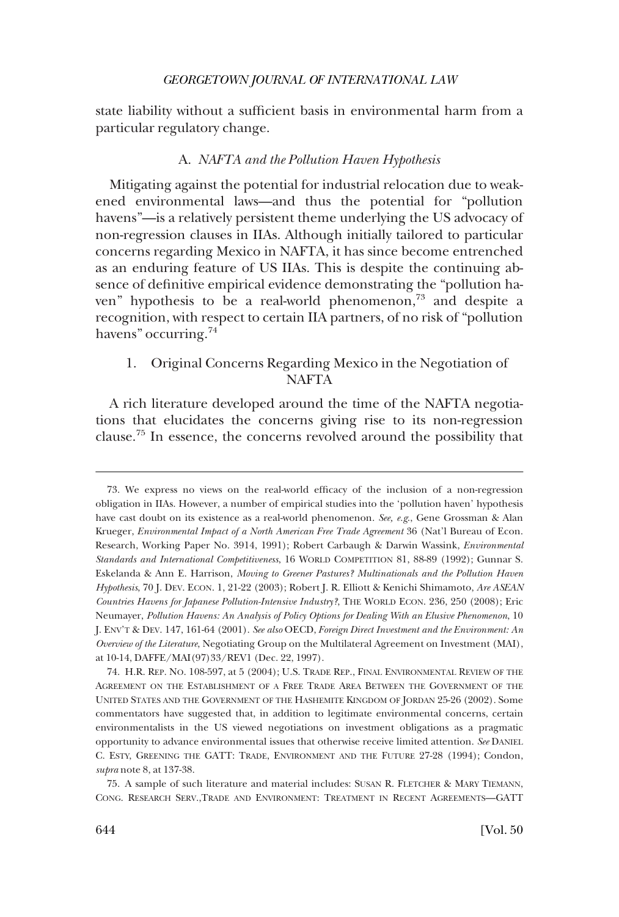state liability without a sufficient basis in environmental harm from a particular regulatory change.

### A. *NAFTA and the Pollution Haven Hypothesis*

Mitigating against the potential for industrial relocation due to weakened environmental laws—and thus the potential for "pollution havens"—is a relatively persistent theme underlying the US advocacy of non-regression clauses in IIAs. Although initially tailored to particular concerns regarding Mexico in NAFTA, it has since become entrenched as an enduring feature of US IIAs. This is despite the continuing absence of definitive empirical evidence demonstrating the "pollution haven" hypothesis to be a real-world phenomenon,[73] and despite a recognition, with respect to certain IIA partners, of no risk of "pollution havens" occurring.[74]

#### 1. Original Concerns Regarding Mexico in the Negotiation of NAFTA

A rich literature developed around the time of the NAFTA negotiations that elucidates the concerns giving rise to its non-regression clause.[75] In essence, the concerns revolved around the possibility that

---

73. We express no views on the real-world efficacy of the inclusion of a non-regression obligation in IIAs. However, a number of empirical studies into the 'pollution haven' hypothesis have cast doubt on its existence as a real-world phenomenon. *See, e.g.*, Gene Grossman & Alan Krueger, *Environmental Impact of a North American Free Trade Agreement* 36 (Nat'l Bureau of Econ. Research, Working Paper No. 3914, 1991); Robert Carbaugh & Darwin Wassink, *Environmental Standards and International Competitiveness*, 16 WORLD COMPETITION 81, 88-89 (1992); Gunnar S. Eskelanda & Ann E. Harrison, *Moving to Greener Pastures? Multinationals and the Pollution Haven Hypothesis*, 70 J. DEV. ECON. 1, 21-22 (2003); Robert J. R. Elliott & Kenichi Shimamoto, *Are ASEAN Countries Havens for Japanese Pollution-Intensive Industry?*, THE WORLD ECON. 236, 250 (2008); Eric Neumayer, *Pollution Havens: An Analysis of Policy Options for Dealing With an Elusive Phenomenon*, 10 J. ENV'T & DEV. 147, 161-64 (2001). *See also* OECD, *Foreign Direct Investment and the Environment: An Overview of the Literature*, Negotiating Group on the Multilateral Agreement on Investment (MAI), at 10-14, DAFFE/MAI(97)33/REV1 (Dec. 22, 1997).

74. H.R. REP. NO. 108-597, at 5 (2004); U.S. TRADE REP., FINAL ENVIRONMENTAL REVIEW OF THE AGREEMENT ON THE ESTABLISHMENT OF A FREE TRADE AREA BETWEEN THE GOVERNMENT OF THE UNITED STATES AND THE GOVERNMENT OF THE HASHEMITE KINGDOM OF JORDAN 25-26 (2002). Some commentators have suggested that, in addition to legitimate environmental concerns, certain environmentalists in the US viewed negotiations on investment obligations as a pragmatic opportunity to advance environmental issues that otherwise receive limited attention. *See* DANIEL C. ESTY, GREENING THE GATT: TRADE, ENVIRONMENT AND THE FUTURE 27-28 (1994); Condon, *supra* note 8, at 137-38.

75. A sample of such literature and material includes: SUSAN R. FLETCHER & MARY TIEMANN, CONG. RESEARCH SERV.,TRADE AND ENVIRONMENT: TREATMENT IN RECENT AGREEMENTS—GATT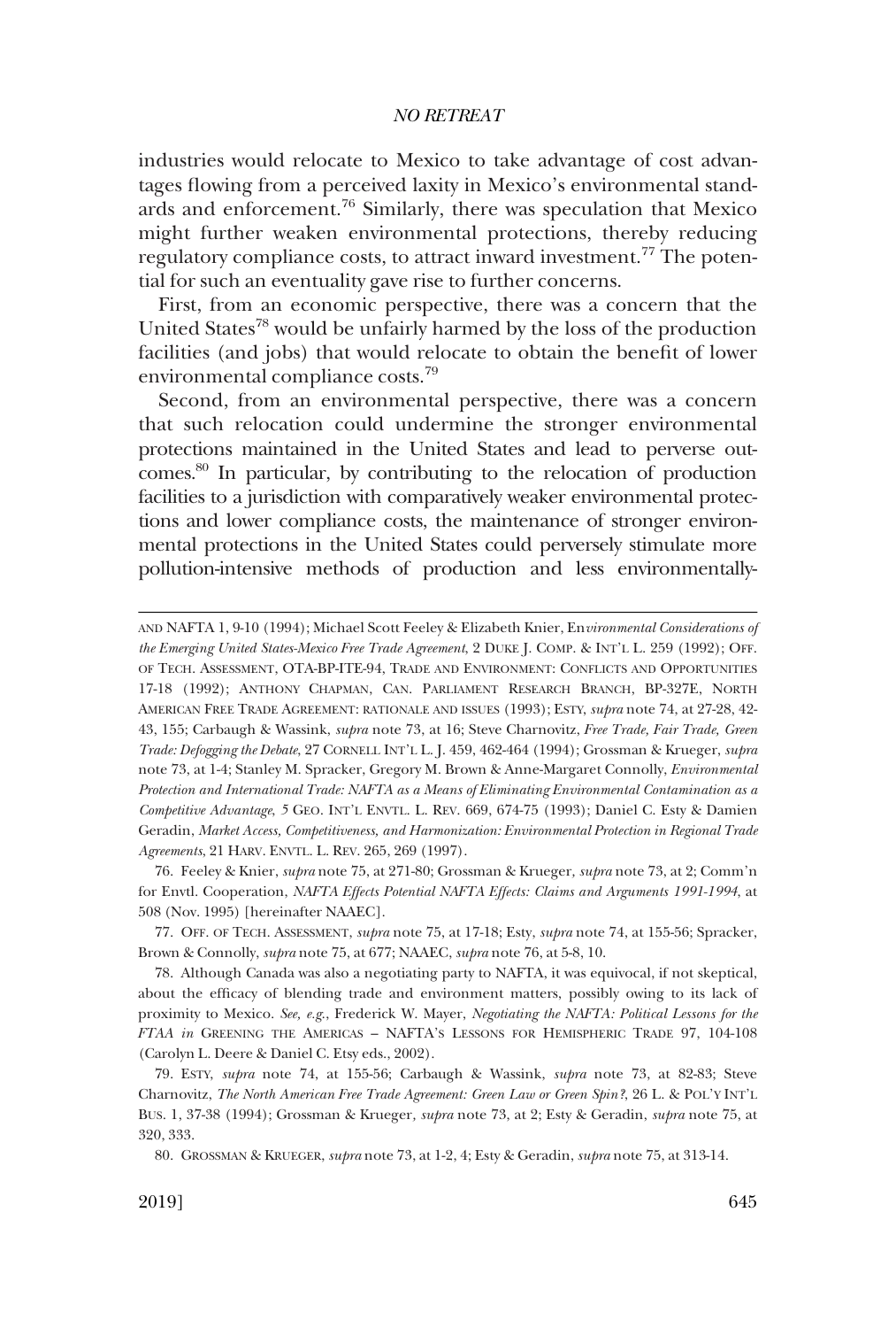industries would relocate to Mexico to take advantage of cost advantages flowing from a perceived laxity in Mexico's environmental standards and enforcement.[76] Similarly, there was speculation that Mexico might further weaken environmental protections, thereby reducing regulatory compliance costs, to attract inward investment.[77] The potential for such an eventuality gave rise to further concerns.

First, from an economic perspective, there was a concern that the United States[78] would be unfairly harmed by the loss of the production facilities (and jobs) that would relocate to obtain the benefit of lower environmental compliance costs.[79]

Second, from an environmental perspective, there was a concern that such relocation could undermine the stronger environmental protections maintained in the United States and lead to perverse outcomes.[80] In particular, by contributing to the relocation of production facilities to a jurisdiction with comparatively weaker environmental protections and lower compliance costs, the maintenance of stronger environmental protections in the United States could perversely stimulate more pollution-intensive methods of production and less environmentally-

---

AND NAFTA 1, 9-10 (1994); Michael Scott Feeley & Elizabeth Knier, *Environmental Considerations of the Emerging United States-Mexico Free Trade Agreement*, 2 DUKE J. COMP. & INT'L L. 259 (1992); OFF. OF TECH. ASSESSMENT, OTA-BP-ITE-94, TRADE AND ENVIRONMENT: CONFLICTS AND OPPORTUNITIES 17-18 (1992); ANTHONY CHAPMAN, CAN. PARLIAMENT RESEARCH BRANCH, BP-327E, NORTH AMERICAN FREE TRADE AGREEMENT: RATIONALE AND ISSUES (1993); ESTY, *supra* note 74, at 27-28, 42-43, 155; Carbaugh & Wassink, *supra* note 73, at 16; Steve Charnovitz, *Free Trade, Fair Trade, Green Trade: Defogging the Debate*, 27 CORNELL INT'L L. J. 459, 462-464 (1994); Grossman & Krueger, *supra* note 73, at 1-4; Stanley M. Spracker, Gregory M. Brown & Anne-Margaret Connolly, *Environmental Protection and International Trade: NAFTA as a Means of Eliminating Environmental Contamination as a Competitive Advantage*, 5 GEO. INT'L ENVTL. L. REV. 669, 674-75 (1993); Daniel C. Esty & Damien Geradin, *Market Access, Competitiveness, and Harmonization: Environmental Protection in Regional Trade Agreements*, 21 HARV. ENVTL. L. REV. 265, 269 (1997).

76. Feeley & Knier, *supra* note 75, at 271-80; Grossman & Krueger*, supra* note 73, at 2; Comm'n for Envtl. Cooperation, *NAFTA Effects Potential NAFTA Effects: Claims and Arguments 1991-1994*, at 508 (Nov. 1995) [hereinafter NAAEC].

77. OFF. OF TECH. ASSESSMENT, *supra* note 75, at 17-18; Esty, *supra* note 74, at 155-56; Spracker, Brown & Connolly, *supra* note 75, at 677; NAAEC, *supra* note 76, at 5-8, 10.

78. Although Canada was also a negotiating party to NAFTA, it was equivocal, if not skeptical, about the efficacy of blending trade and environment matters, possibly owing to its lack of proximity to Mexico. *See, e.g.*, Frederick W. Mayer, *Negotiating the NAFTA: Political Lessons for the FTAA in* GREENING THE AMERICAS – NAFTA'S LESSONS FOR HEMISPHERIC TRADE 97, 104-108 (Carolyn L. Deere & Daniel C. Etsy eds., 2002).

79. ESTY, *supra* note 74, at 155-56; Carbaugh & Wassink, *supra* note 73, at 82-83; Steve Charnovitz, *The North American Free Trade Agreement: Green Law or Green Spin?*, 26 L. & POL'Y INT'L BUS. 1, 37-38 (1994); Grossman & Krueger*, supra* note 73, at 2; Esty & Geradin, *supra* note 75, at 320, 333.

80. GROSSMAN & KRUEGER, *supra* note 73, at 1-2, 4; Esty & Geradin, *supra* note 75, at 313-14.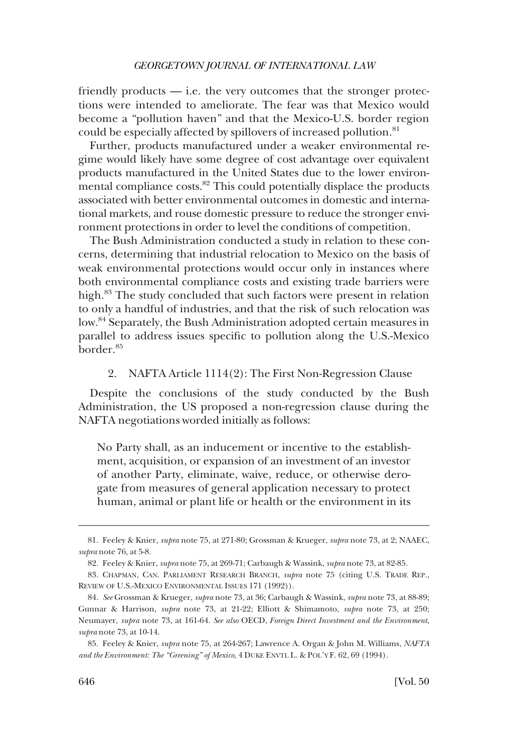friendly products — i.e. the very outcomes that the stronger protections were intended to ameliorate. The fear was that Mexico would become a "pollution haven" and that the Mexico-U.S. border region could be especially affected by spillovers of increased pollution.[81]

Further, products manufactured under a weaker environmental regime would likely have some degree of cost advantage over equivalent products manufactured in the United States due to the lower environmental compliance costs.[82] This could potentially displace the products associated with better environmental outcomes in domestic and international markets, and rouse domestic pressure to reduce the stronger environment protections in order to level the conditions of competition.

The Bush Administration conducted a study in relation to these concerns, determining that industrial relocation to Mexico on the basis of weak environmental protections would occur only in instances where both environmental compliance costs and existing trade barriers were high.[83] The study concluded that such factors were present in relation to only a handful of industries, and that the risk of such relocation was low.[84] Separately, the Bush Administration adopted certain measures in parallel to address issues specific to pollution along the U.S.-Mexico border.[85]

### 2. NAFTA Article 1114(2): The First Non-Regression Clause

Despite the conclusions of the study conducted by the Bush Administration, the US proposed a non-regression clause during the NAFTA negotiations worded initially as follows:

> No Party shall, as an inducement or incentive to the establishment, acquisition, or expansion of an investment of an investor of another Party, eliminate, waive, reduce, or otherwise derogate from measures of general application necessary to protect human, animal or plant life or health or the environment in its

---

81. Feeley & Knier, *supra* note 75, at 271-80; Grossman & Krueger, *supra* note 73, at 2; NAAEC, *supra* note 76, at 5-8.

82. Feeley & Knier, *supra* note 75, at 269-71; Carbaugh & Wassink, *supra* note 73, at 82-85.

83. CHAPMAN, CAN. PARLIAMENT RESEARCH BRANCH, *supra* note 75 (citing U.S. TRADE REP., REVIEW OF U.S.-MEXICO ENVIRONMENTAL ISSUES 171 (1992)).

84. *See* Grossman & Krueger, *supra* note 73, at 36; Carbaugh & Wassink, *supra* note 73, at 88-89; Gunnar & Harrison, *supra* note 73, at 21-22; Elliott & Shimamoto, *supra* note 73, at 250; Neumayer, *supra* note 73, at 161-64. *See also* OECD, *Foreign Direct Investment and the Environment*, *supra* note 73, at 10-14.

85. Feeley & Knier, *supra* note 75, at 264-267; Lawrence A. Organ & John M. Williams, *NAFTA and the Environment: The "Greening" of Mexico*, 4 DUKE ENVTL L. & POL'Y F. 62, 69 (1994).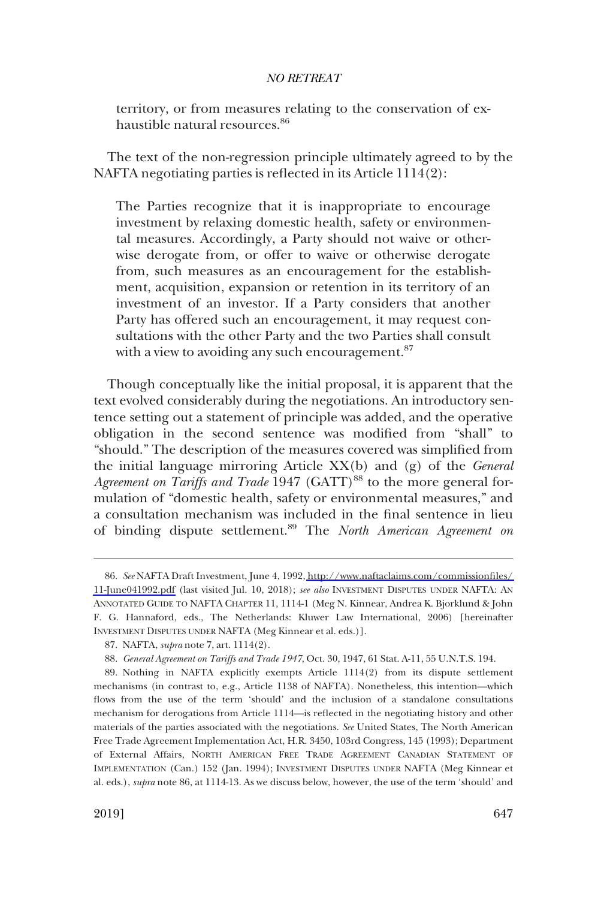territory, or from measures relating to the conservation of exhaustible natural resources.[86]

The text of the non-regression principle ultimately agreed to by the NAFTA negotiating parties is reflected in its Article 1114(2):

> The Parties recognize that it is inappropriate to encourage investment by relaxing domestic health, safety or environmental measures. Accordingly, a Party should not waive or otherwise derogate from, or offer to waive or otherwise derogate from, such measures as an encouragement for the establishment, acquisition, expansion or retention in its territory of an investment of an investor. If a Party considers that another Party has offered such an encouragement, it may request consultations with the other Party and the two Parties shall consult with a view to avoiding any such encouragement.[87]

Though conceptually like the initial proposal, it is apparent that the text evolved considerably during the negotiations. An introductory sentence setting out a statement of principle was added, and the operative obligation in the second sentence was modified from "shall" to "should." The description of the measures covered was simplified from the initial language mirroring Article XX(b) and (g) of the *General Agreement on Tariffs and Trade* 1947 (GATT)[88] to the more general formulation of "domestic health, safety or environmental measures," and a consultation mechanism was included in the final sentence in lieu of binding dispute settlement.[89] The *North American Agreement on*

---

86. *See* NAFTA Draft Investment, June 4, 1992, http://www.naftaclaims.com/commissionfiles/11-June041992.pdf (last visited Jul. 10, 2018); *see also* INVESTMENT DISPUTES UNDER NAFTA: AN ANNOTATED GUIDE TO NAFTA CHAPTER 11, 1114-1 (Meg N. Kinnear, Andrea K. Bjorklund & John F. G. Hannaford, eds., The Netherlands: Kluwer Law International, 2006) [hereinafter INVESTMENT DISPUTES UNDER NAFTA (Meg Kinnear et al. eds.)].

87. NAFTA, *supra* note 7, art. 1114(2).

88. *General Agreement on Tariffs and Trade 1947*, Oct. 30, 1947, 61 Stat. A-11, 55 U.N.T.S. 194.

89. Nothing in NAFTA explicitly exempts Article 1114(2) from its dispute settlement mechanisms (in contrast to, e.g., Article 1138 of NAFTA). Nonetheless, this intention—which flows from the use of the term 'should' and the inclusion of a standalone consultations mechanism for derogations from Article 1114—is reflected in the negotiating history and other materials of the parties associated with the negotiations. *See* United States, The North American Free Trade Agreement Implementation Act, H.R. 3450, 103rd Congress, 145 (1993); Department of External Affairs, NORTH AMERICAN FREE TRADE AGREEMENT CANADIAN STATEMENT OF IMPLEMENTATION (Can.) 152 (Jan. 1994); INVESTMENT DISPUTES UNDER NAFTA (Meg Kinnear et al. eds.), *supra* note 86, at 1114-13. As we discuss below, however, the use of the term 'should' and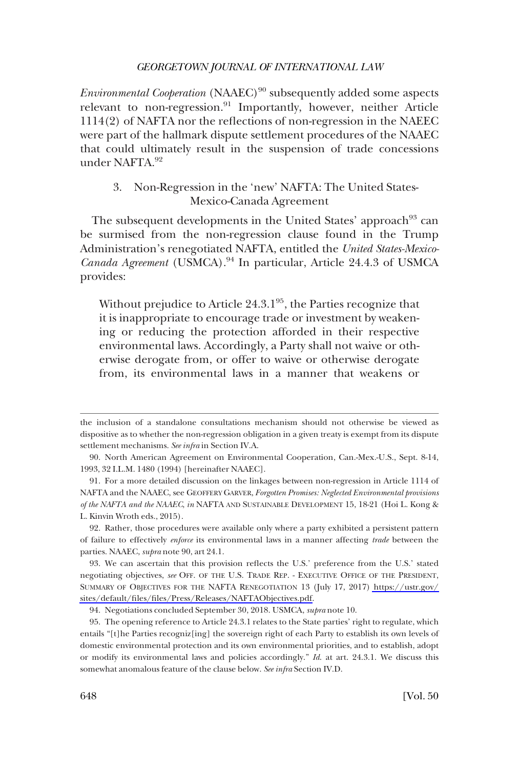*Environmental Cooperation* (NAAEC)[90] subsequently added some aspects relevant to non-regression.[91] Importantly, however, neither Article 1114(2) of NAFTA nor the reflections of non-regression in the NAEEC were part of the hallmark dispute settlement procedures of the NAAEC that could ultimately result in the suspension of trade concessions under NAFTA.[92]

### 3. Non-Regression in the 'new' NAFTA: The United States-Mexico-Canada Agreement

The subsequent developments in the United States' approach[93] can be surmised from the non-regression clause found in the Trump Administration's renegotiated NAFTA, entitled the *United States-Mexico-Canada Agreement* (USMCA).[94] In particular, Article 24.4.3 of USMCA provides:

> Without prejudice to Article 24.3.1[95], the Parties recognize that it is inappropriate to encourage trade or investment by weakening or reducing the protection afforded in their respective environmental laws. Accordingly, a Party shall not waive or otherwise derogate from, or offer to waive or otherwise derogate from, its environmental laws in a manner that weakens or

---

the inclusion of a standalone consultations mechanism should not otherwise be viewed as dispositive as to whether the non-regression obligation in a given treaty is exempt from its dispute settlement mechanisms. *See infra* in Section IV.A.

90. North American Agreement on Environmental Cooperation, Can.-Mex.-U.S., Sept. 8-14, 1993, 32 I.L.M. 1480 (1994) [hereinafter NAAEC].

91. For a more detailed discussion on the linkages between non-regression in Article 1114 of NAFTA and the NAAEC, see GEOFFERY GARVER, *Forgotten Promises: Neglected Environmental provisions of the NAFTA and the NAAEC*, *in* NAFTA AND SUSTAINABLE DEVELOPMENT 15, 18-21 (Hoi L. Kong & L. Kinvin Wroth eds., 2015).

92. Rather, those procedures were available only where a party exhibited a persistent pattern of failure to effectively *enforce* its environmental laws in a manner affecting *trade* between the parties. NAAEC, *supra* note 90, art 24.1.

93. We can ascertain that this provision reflects the U.S.' preference from the U.S.' stated negotiating objectives, *see* OFF. OF THE U.S. TRADE REP. - EXECUTIVE OFFICE OF THE PRESIDENT, SUMMARY OF OBJECTIVES FOR THE NAFTA RENEGOTIATION 13 (July 17, 2017) https://ustr.gov/sites/default/files/files/Press/Releases/NAFTAObjectives.pdf.

94. Negotiations concluded September 30, 2018. USMCA, *supra* note 10.

95. The opening reference to Article 24.3.1 relates to the State parties' right to regulate, which entails "[t]he Parties recogniz[ing] the sovereign right of each Party to establish its own levels of domestic environmental protection and its own environmental priorities, and to establish, adopt or modify its environmental laws and policies accordingly." *Id.* at art. 24.3.1. We discuss this somewhat anomalous feature of the clause below. *See infra* Section IV.D.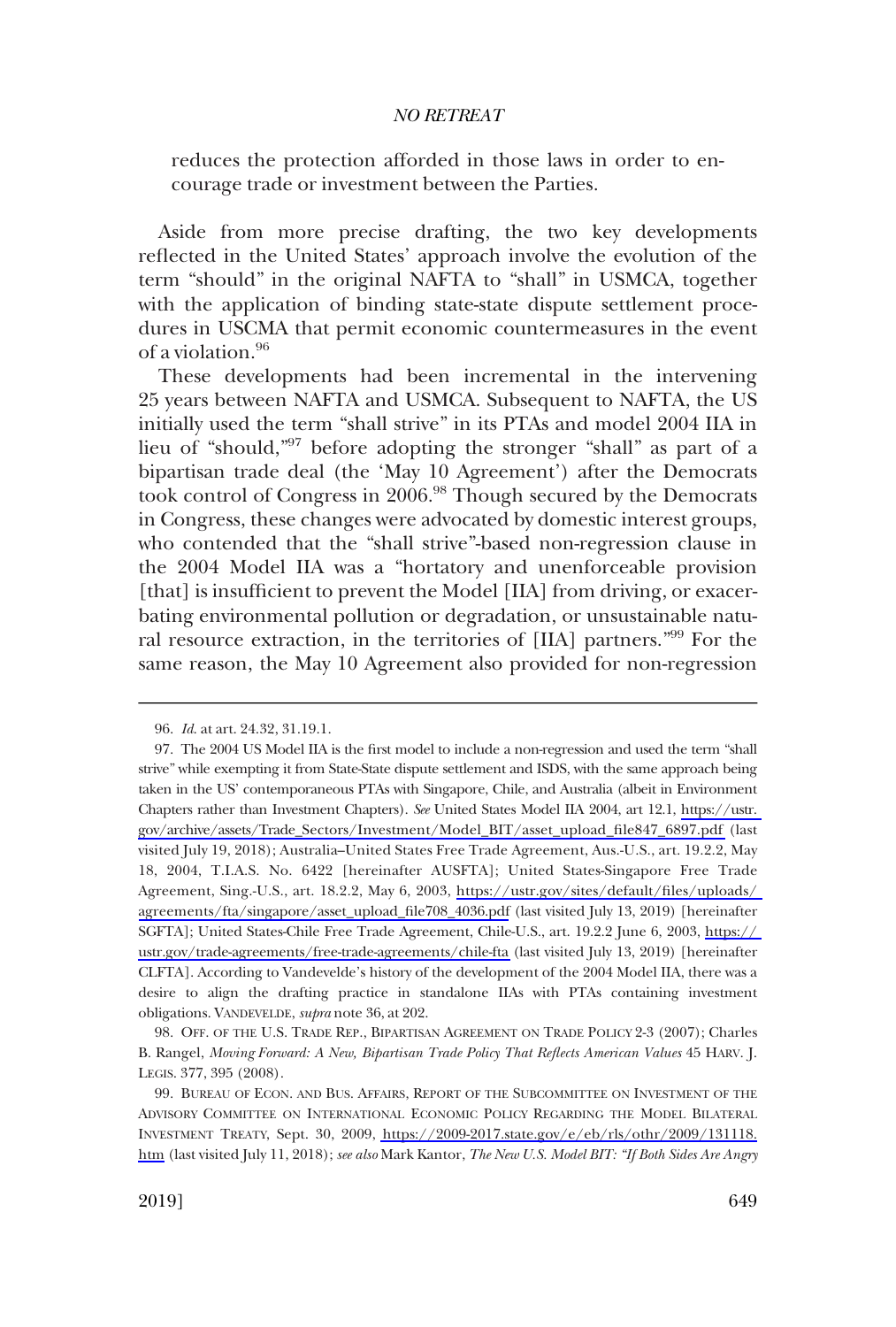reduces the protection afforded in those laws in order to encourage trade or investment between the Parties.

Aside from more precise drafting, the two key developments reflected in the United States' approach involve the evolution of the term "should" in the original NAFTA to "shall" in USMCA, together with the application of binding state-state dispute settlement procedures in USCMA that permit economic countermeasures in the event of a violation.[96]

These developments had been incremental in the intervening 25 years between NAFTA and USMCA. Subsequent to NAFTA, the US initially used the term "shall strive" in its PTAs and model 2004 IIA in lieu of "should,"[97] before adopting the stronger "shall" as part of a bipartisan trade deal (the 'May 10 Agreement') after the Democrats took control of Congress in 2006.[98] Though secured by the Democrats in Congress, these changes were advocated by domestic interest groups, who contended that the "shall strive"-based non-regression clause in the 2004 Model IIA was a "hortatory and unenforceable provision [that] is insufficient to prevent the Model [IIA] from driving, or exacerbating environmental pollution or degradation, or unsustainable natural resource extraction, in the territories of [IIA] partners."[99] For the same reason, the May 10 Agreement also provided for non-regression

---

96. *Id.* at art. 24.32, 31.19.1.

97. The 2004 US Model IIA is the first model to include a non-regression and used the term "shall strive" while exempting it from State-State dispute settlement and ISDS, with the same approach being taken in the US' contemporaneous PTAs with Singapore, Chile, and Australia (albeit in Environment Chapters rather than Investment Chapters). *See* United States Model IIA 2004, art 12.1, https://ustr.gov/archive/assets/Trade_Sectors/Investment/Model_BIT/asset_upload_file847_6897.pdf (last visited July 19, 2018); Australia–United States Free Trade Agreement, Aus.-U.S., art. 19.2.2, May 18, 2004, T.I.A.S. No. 6422 [hereinafter AUSFTA]; United States-Singapore Free Trade Agreement, Sing.-U.S., art. 18.2.2, May 6, 2003, https://ustr.gov/sites/default/files/uploads/agreements/fta/singapore/asset_upload_file708_4036.pdf (last visited July 13, 2019) [hereinafter SGFTA]; United States-Chile Free Trade Agreement, Chile-U.S., art. 19.2.2 June 6, 2003, https://ustr.gov/trade-agreements/free-trade-agreements/chile-fta (last visited July 13, 2019) [hereinafter CLFTA]. According to Vandevelde's history of the development of the 2004 Model IIA, there was a desire to align the drafting practice in standalone IIAs with PTAs containing investment obligations. VANDEVELDE, *supra* note 36, at 202.

98. OFF. OF THE U.S. TRADE REP., BIPARTISAN AGREEMENT ON TRADE POLICY 2-3 (2007); Charles B. Rangel, *Moving Forward: A New, Bipartisan Trade Policy That Reflects American Values* 45 HARV. J. LEGIS. 377, 395 (2008).

99. BUREAU OF ECON. AND BUS. AFFAIRS, REPORT OF THE SUBCOMMITTEE ON INVESTMENT OF THE ADVISORY COMMITTEE ON INTERNATIONAL ECONOMIC POLICY REGARDING THE MODEL BILATERAL INVESTMENT TREATY, Sept. 30, 2009, https://2009-2017.state.gov/e/eb/rls/othr/2009/131118.htm (last visited July 11, 2018); *see also* Mark Kantor, *The New U.S. Model BIT: "If Both Sides Are Angry*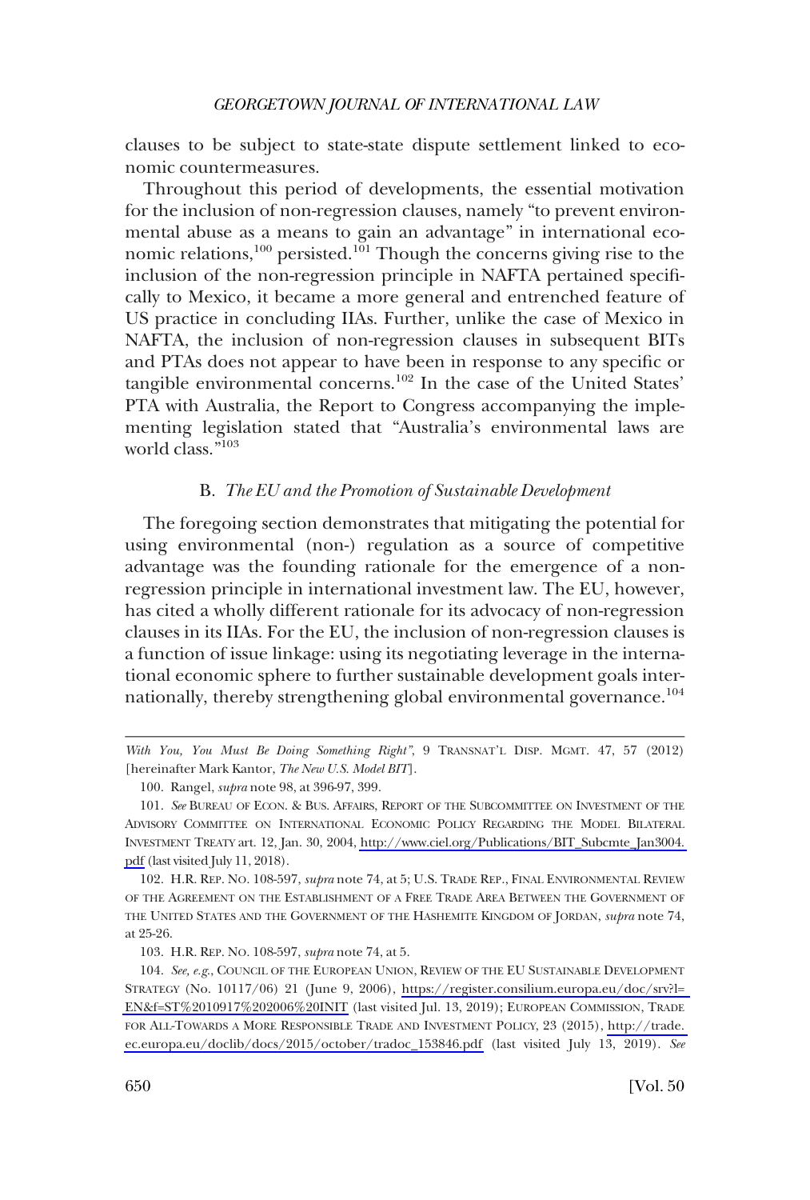clauses to be subject to state-state dispute settlement linked to economic countermeasures.

Throughout this period of developments, the essential motivation for the inclusion of non-regression clauses, namely "to prevent environmental abuse as a means to gain an advantage" in international economic relations,[100] persisted.[101] Though the concerns giving rise to the inclusion of the non-regression principle in NAFTA pertained specifically to Mexico, it became a more general and entrenched feature of US practice in concluding IIAs. Further, unlike the case of Mexico in NAFTA, the inclusion of non-regression clauses in subsequent BITs and PTAs does not appear to have been in response to any specific or tangible environmental concerns.[102] In the case of the United States' PTA with Australia, the Report to Congress accompanying the implementing legislation stated that "Australia's environmental laws are world class."[103]

### B. *The EU and the Promotion of Sustainable Development*

The foregoing section demonstrates that mitigating the potential for using environmental (non-) regulation as a source of competitive advantage was the founding rationale for the emergence of a non-regression principle in international investment law. The EU, however, has cited a wholly different rationale for its advocacy of non-regression clauses in its IIAs. For the EU, the inclusion of non-regression clauses is a function of issue linkage: using its negotiating leverage in the international economic sphere to further sustainable development goals internationally, thereby strengthening global environmental governance.[104]

---

*With You, You Must Be Doing Something Right"*, 9 TRANSNAT'L DISP. MGMT. 47, 57 (2012) [hereinafter Mark Kantor, *The New U.S. Model BIT*].

100. Rangel, *supra* note 98, at 396-97, 399.

101. *See* BUREAU OF ECON. & BUS. AFFAIRS, REPORT OF THE SUBCOMMITTEE ON INVESTMENT OF THE ADVISORY COMMITTEE ON INTERNATIONAL ECONOMIC POLICY REGARDING THE MODEL BILATERAL INVESTMENT TREATY art. 12, Jan. 30, 2004, http://www.ciel.org/Publications/BIT_Subcmte_Jan3004.pdf (last visited July 11, 2018).

102. H.R. REP. NO. 108-597, *supra* note 74, at 5; U.S. TRADE REP., FINAL ENVIRONMENTAL REVIEW OF THE AGREEMENT ON THE ESTABLISHMENT OF A FREE TRADE AREA BETWEEN THE GOVERNMENT OF THE UNITED STATES AND THE GOVERNMENT OF THE HASHEMITE KINGDOM OF JORDAN, *supra* note 74, at 25-26.

103. H.R. REP. NO. 108-597, *supra* note 74, at 5.

104. *See, e.g.*, COUNCIL OF THE EUROPEAN UNION, REVIEW OF THE EU SUSTAINABLE DEVELOPMENT STRATEGY (No. 10117/06) 21 (June 9, 2006), https://register.consilium.europa.eu/doc/srv?l=EN&f=ST%2010917%202006%20INIT (last visited Jul. 13, 2019); EUROPEAN COMMISSION, TRADE FOR ALL-TOWARDS A MORE RESPONSIBLE TRADE AND INVESTMENT POLICY, 23 (2015), http://trade.ec.europa.eu/doclib/docs/2015/october/tradoc_153846.pdf (last visited July 13, 2019). *See*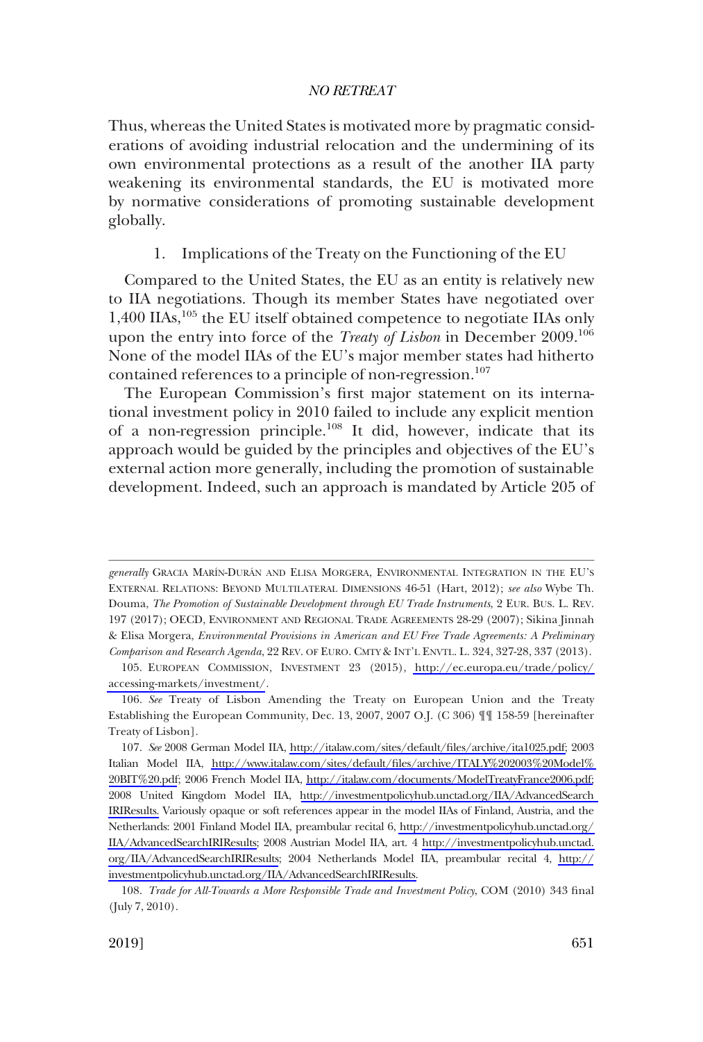Thus, whereas the United States is motivated more by pragmatic considerations of avoiding industrial relocation and the undermining of its own environmental protections as a result of the another IIA party weakening its environmental standards, the EU is motivated more by normative considerations of promoting sustainable development globally.

### 1. Implications of the Treaty on the Functioning of the EU

Compared to the United States, the EU as an entity is relatively new to IIA negotiations. Though its member States have negotiated over 1,400 IIAs,[105] the EU itself obtained competence to negotiate IIAs only upon the entry into force of the *Treaty of Lisbon* in December 2009.[106] None of the model IIAs of the EU's major member states had hitherto contained references to a principle of non-regression.[107]

The European Commission's first major statement on its international investment policy in 2010 failed to include any explicit mention of a non-regression principle.[108] It did, however, indicate that its approach would be guided by the principles and objectives of the EU's external action more generally, including the promotion of sustainable development. Indeed, such an approach is mandated by Article 205 of

---

*generally* GRACIA MARÍN-DURÁN AND ELISA MORGERA, ENVIRONMENTAL INTEGRATION IN THE EU'S EXTERNAL RELATIONS: BEYOND MULTILATERAL DIMENSIONS 46-51 (Hart, 2012); *see also* Wybe Th. Douma, *The Promotion of Sustainable Development through EU Trade Instruments*, 2 EUR. BUS. L. REV. 197 (2017); OECD, ENVIRONMENT AND REGIONAL TRADE AGREEMENTS 28-29 (2007); Sikina Jinnah & Elisa Morgera, *Environmental Provisions in American and EU Free Trade Agreements: A Preliminary Comparison and Research Agenda*, 22 REV. OF EURO. CMTY & INT'L ENVTL. L. 324, 327-28, 337 (2013).

105. EUROPEAN COMMISSION, INVESTMENT 23 (2015), http://ec.europa.eu/trade/policy/accessing-markets/investment/.

106. *See* Treaty of Lisbon Amending the Treaty on European Union and the Treaty Establishing the European Community, Dec. 13, 2007, 2007 O.J. (C 306) ¶¶ 158-59 [hereinafter Treaty of Lisbon].

107. *See* 2008 German Model IIA, http://italaw.com/sites/default/files/archive/ita1025.pdf; 2003 Italian Model IIA, http://www.italaw.com/sites/default/files/archive/ITALY%202003%20Model%20BIT%20.pdf; 2006 French Model IIA, http://italaw.com/documents/ModelTreatyFrance2006.pdf; 2008 United Kingdom Model IIA, http://investmentpolicyhub.unctad.org/IIA/AdvancedSearchIRIResults. Variously opaque or soft references appear in the model IIAs of Finland, Austria, and the Netherlands: 2001 Finland Model IIA, preambular recital 6, http://investmentpolicyhub.unctad.org/IIA/AdvancedSearchIRIResults; 2008 Austrian Model IIA, art. 4 http://investmentpolicyhub.unctad.org/IIA/AdvancedSearchIRIResults; 2004 Netherlands Model IIA, preambular recital 4, http://investmentpolicyhub.unctad.org/IIA/AdvancedSearchIRIResults.

108. *Trade for All-Towards a More Responsible Trade and Investment Policy*, COM (2010) 343 final (July 7, 2010).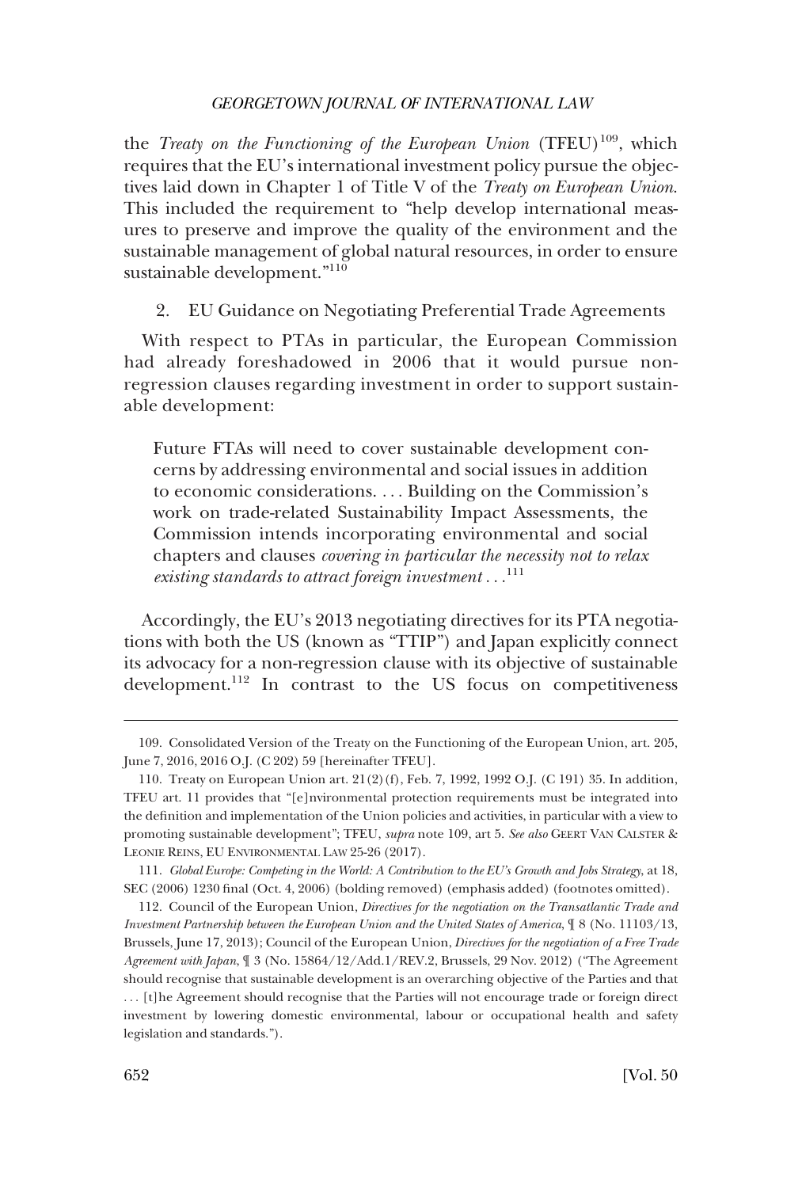the *Treaty on the Functioning of the European Union* (TFEU)[109], which requires that the EU's international investment policy pursue the objectives laid down in Chapter 1 of Title V of the *Treaty on European Union*. This included the requirement to "help develop international measures to preserve and improve the quality of the environment and the sustainable management of global natural resources, in order to ensure sustainable development."[110]

2. EU Guidance on Negotiating Preferential Trade Agreements

With respect to PTAs in particular, the European Commission had already foreshadowed in 2006 that it would pursue non-regression clauses regarding investment in order to support sustainable development:

> Future FTAs will need to cover sustainable development concerns by addressing environmental and social issues in addition to economic considerations. . . . Building on the Commission's work on trade-related Sustainability Impact Assessments, the Commission intends incorporating environmental and social chapters and clauses *covering in particular the necessity not to relax existing standards to attract foreign investment* . . .[111]

Accordingly, the EU's 2013 negotiating directives for its PTA negotiations with both the US (known as "TTIP") and Japan explicitly connect its advocacy for a non-regression clause with its objective of sustainable development.[112] In contrast to the US focus on competitiveness

---

109. Consolidated Version of the Treaty on the Functioning of the European Union, art. 205, June 7, 2016, 2016 O.J. (C 202) 59 [hereinafter TFEU].

110. Treaty on European Union art. 21(2)(f), Feb. 7, 1992, 1992 O.J. (C 191) 35. In addition, TFEU art. 11 provides that "[e]nvironmental protection requirements must be integrated into the definition and implementation of the Union policies and activities, in particular with a view to promoting sustainable development"; TFEU, *supra* note 109, art 5. *See also* GEERT VAN CALSTER & LEONIE REINS, EU ENVIRONMENTAL LAW 25-26 (2017).

111. *Global Europe: Competing in the World: A Contribution to the EU's Growth and Jobs Strategy*, at 18, SEC (2006) 1230 final (Oct. 4, 2006) (bolding removed) (emphasis added) (footnotes omitted).

112. Council of the European Union, *Directives for the negotiation on the Transatlantic Trade and Investment Partnership between the European Union and the United States of America*, ¶ 8 (No. 11103/13, Brussels, June 17, 2013); Council of the European Union, *Directives for the negotiation of a Free Trade Agreement with Japan*, ¶ 3 (No. 15864/12/Add.1/REV.2, Brussels, 29 Nov. 2012) ("The Agreement should recognise that sustainable development is an overarching objective of the Parties and that . . . [t]he Agreement should recognise that the Parties will not encourage trade or foreign direct investment by lowering domestic environmental, labour or occupational health and safety legislation and standards.").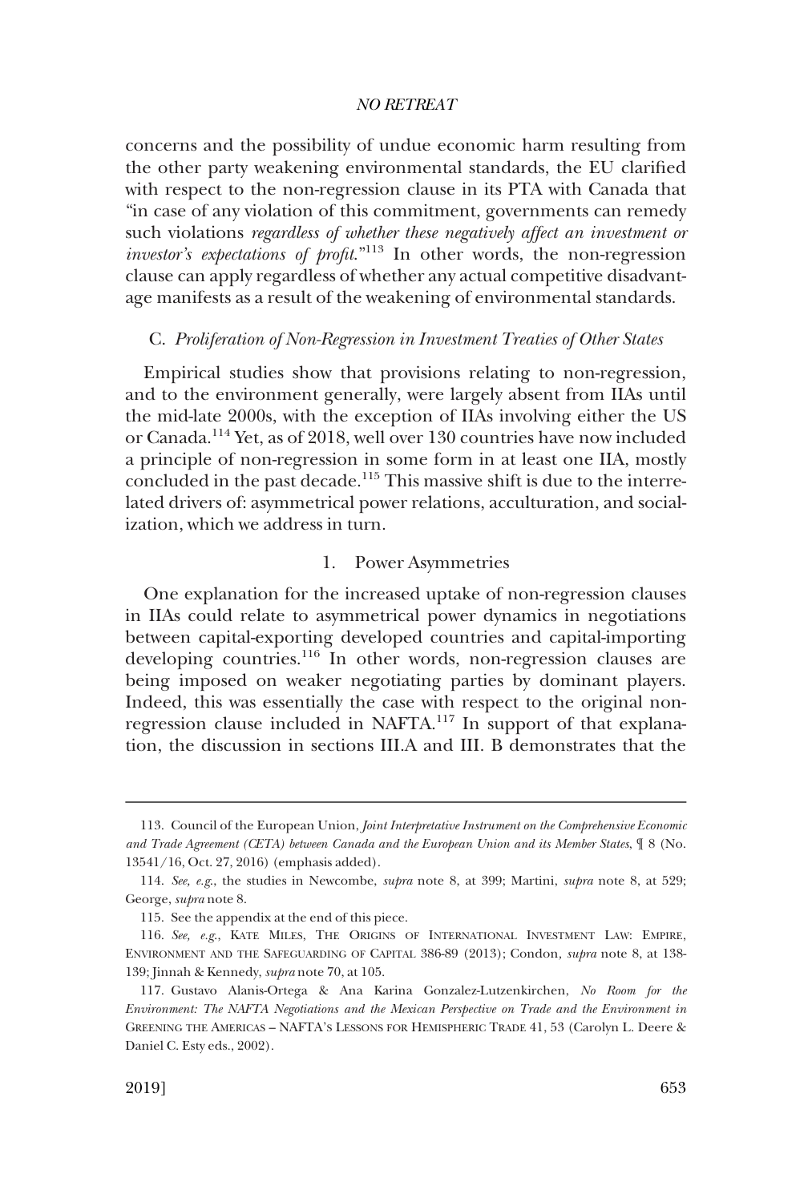concerns and the possibility of undue economic harm resulting from the other party weakening environmental standards, the EU clarified with respect to the non-regression clause in its PTA with Canada that "in case of any violation of this commitment, governments can remedy such violations *regardless of whether these negatively affect an investment or investor's expectations of profit.*"[113] In other words, the non-regression clause can apply regardless of whether any actual competitive disadvantage manifests as a result of the weakening of environmental standards.

### C. *Proliferation of Non-Regression in Investment Treaties of Other States*

Empirical studies show that provisions relating to non-regression, and to the environment generally, were largely absent from IIAs until the mid-late 2000s, with the exception of IIAs involving either the US or Canada.[114] Yet, as of 2018, well over 130 countries have now included a principle of non-regression in some form in at least one IIA, mostly concluded in the past decade.[115] This massive shift is due to the interrelated drivers of: asymmetrical power relations, acculturation, and socialization, which we address in turn.

#### 1. Power Asymmetries

One explanation for the increased uptake of non-regression clauses in IIAs could relate to asymmetrical power dynamics in negotiations between capital-exporting developed countries and capital-importing developing countries.[116] In other words, non-regression clauses are being imposed on weaker negotiating parties by dominant players. Indeed, this was essentially the case with respect to the original non-regression clause included in NAFTA.[117] In support of that explanation, the discussion in sections III.A and III. B demonstrates that the

---

113. Council of the European Union, *Joint Interpretative Instrument on the Comprehensive Economic and Trade Agreement (CETA) between Canada and the European Union and its Member States*, ¶ 8 (No. 13541/16, Oct. 27, 2016) (emphasis added).

114. *See, e.g.*, the studies in Newcombe, *supra* note 8, at 399; Martini, *supra* note 8, at 529; George, *supra* note 8.

115. See the appendix at the end of this piece.

116. *See, e.g.*, KATE MILES, THE ORIGINS OF INTERNATIONAL INVESTMENT LAW: EMPIRE, ENVIRONMENT AND THE SAFEGUARDING OF CAPITAL 386-89 (2013); Condon, *supra* note 8, at 138-139; Jinnah & Kennedy, *supra* note 70, at 105.

117. Gustavo Alanis-Ortega & Ana Karina Gonzalez-Lutzenkirchen, *No Room for the Environment: The NAFTA Negotiations and the Mexican Perspective on Trade and the Environment in* GREENING THE AMERICAS – NAFTA'S LESSONS FOR HEMISPHERIC TRADE 41, 53 (Carolyn L. Deere & Daniel C. Esty eds., 2002).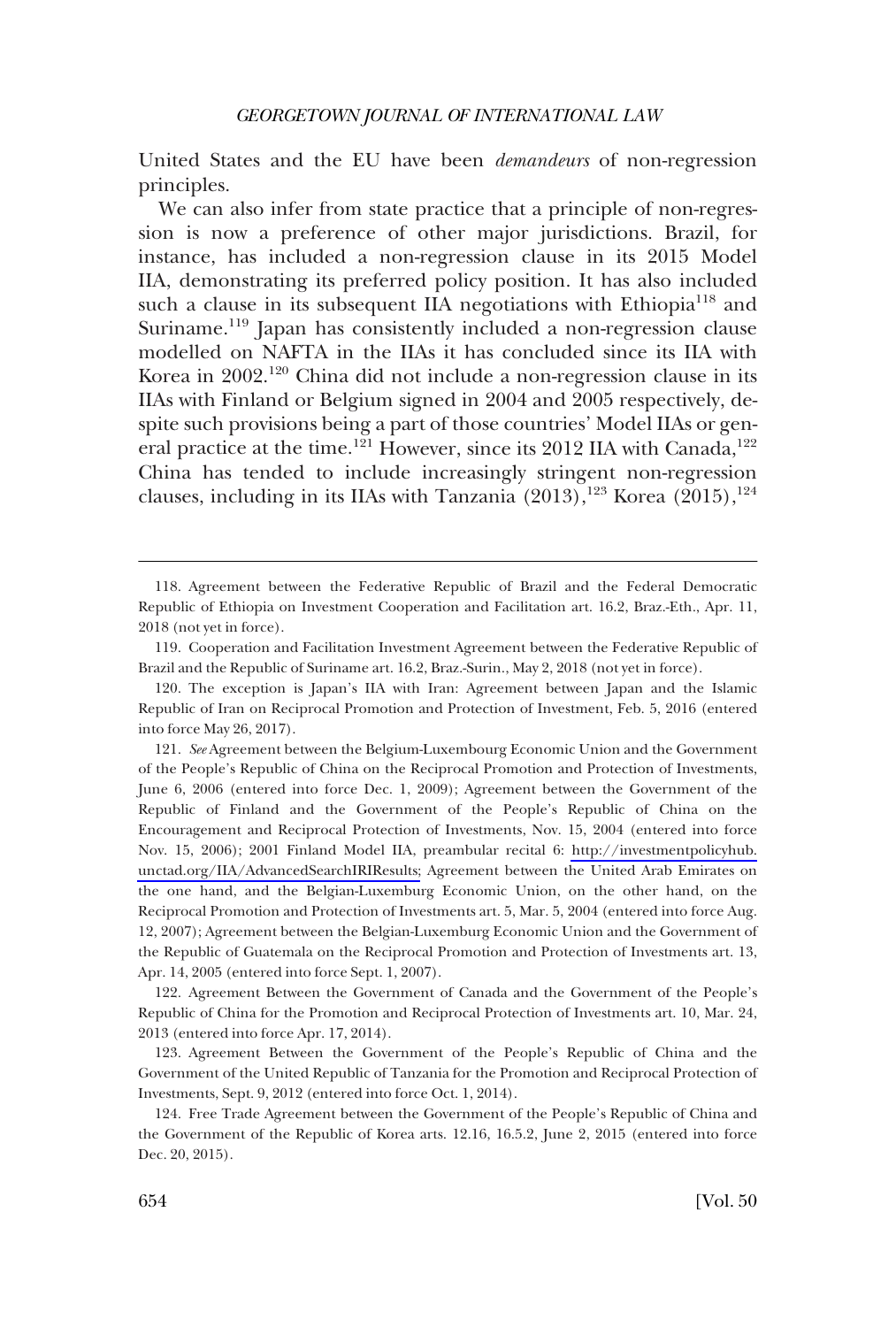United States and the EU have been *demandeurs* of non-regression principles.

We can also infer from state practice that a principle of non-regression is now a preference of other major jurisdictions. Brazil, for instance, has included a non-regression clause in its 2015 Model IIA, demonstrating its preferred policy position. It has also included such a clause in its subsequent IIA negotiations with Ethiopia[118] and Suriname.[119] Japan has consistently included a non-regression clause modelled on NAFTA in the IIAs it has concluded since its IIA with Korea in 2002.[120] China did not include a non-regression clause in its IIAs with Finland or Belgium signed in 2004 and 2005 respectively, despite such provisions being a part of those countries' Model IIAs or general practice at the time.[121] However, since its 2012 IIA with Canada,[122] China has tended to include increasingly stringent non-regression clauses, including in its IIAs with Tanzania (2013),[123] Korea (2015),[124]

---

118. Agreement between the Federative Republic of Brazil and the Federal Democratic Republic of Ethiopia on Investment Cooperation and Facilitation art. 16.2, Braz.-Eth., Apr. 11, 2018 (not yet in force).

119. Cooperation and Facilitation Investment Agreement between the Federative Republic of Brazil and the Republic of Suriname art. 16.2, Braz.-Surin., May 2, 2018 (not yet in force).

120. The exception is Japan's IIA with Iran: Agreement between Japan and the Islamic Republic of Iran on Reciprocal Promotion and Protection of Investment, Feb. 5, 2016 (entered into force May 26, 2017).

121. *See* Agreement between the Belgium-Luxembourg Economic Union and the Government of the People's Republic of China on the Reciprocal Promotion and Protection of Investments, June 6, 2006 (entered into force Dec. 1, 2009); Agreement between the Government of the Republic of Finland and the Government of the People's Republic of China on the Encouragement and Reciprocal Protection of Investments, Nov. 15, 2004 (entered into force Nov. 15, 2006); 2001 Finland Model IIA, preambular recital 6: http://investmentpolicyhub.unctad.org/IIA/AdvancedSearchIRIResults; Agreement between the United Arab Emirates on the one hand, and the Belgian-Luxemburg Economic Union, on the other hand, on the Reciprocal Promotion and Protection of Investments art. 5, Mar. 5, 2004 (entered into force Aug. 12, 2007); Agreement between the Belgian-Luxemburg Economic Union and the Government of the Republic of Guatemala on the Reciprocal Promotion and Protection of Investments art. 13, Apr. 14, 2005 (entered into force Sept. 1, 2007).

122. Agreement Between the Government of Canada and the Government of the People's Republic of China for the Promotion and Reciprocal Protection of Investments art. 10, Mar. 24, 2013 (entered into force Apr. 17, 2014).

123. Agreement Between the Government of the People's Republic of China and the Government of the United Republic of Tanzania for the Promotion and Reciprocal Protection of Investments, Sept. 9, 2012 (entered into force Oct. 1, 2014).

124. Free Trade Agreement between the Government of the People's Republic of China and the Government of the Republic of Korea arts. 12.16, 16.5.2, June 2, 2015 (entered into force Dec. 20, 2015).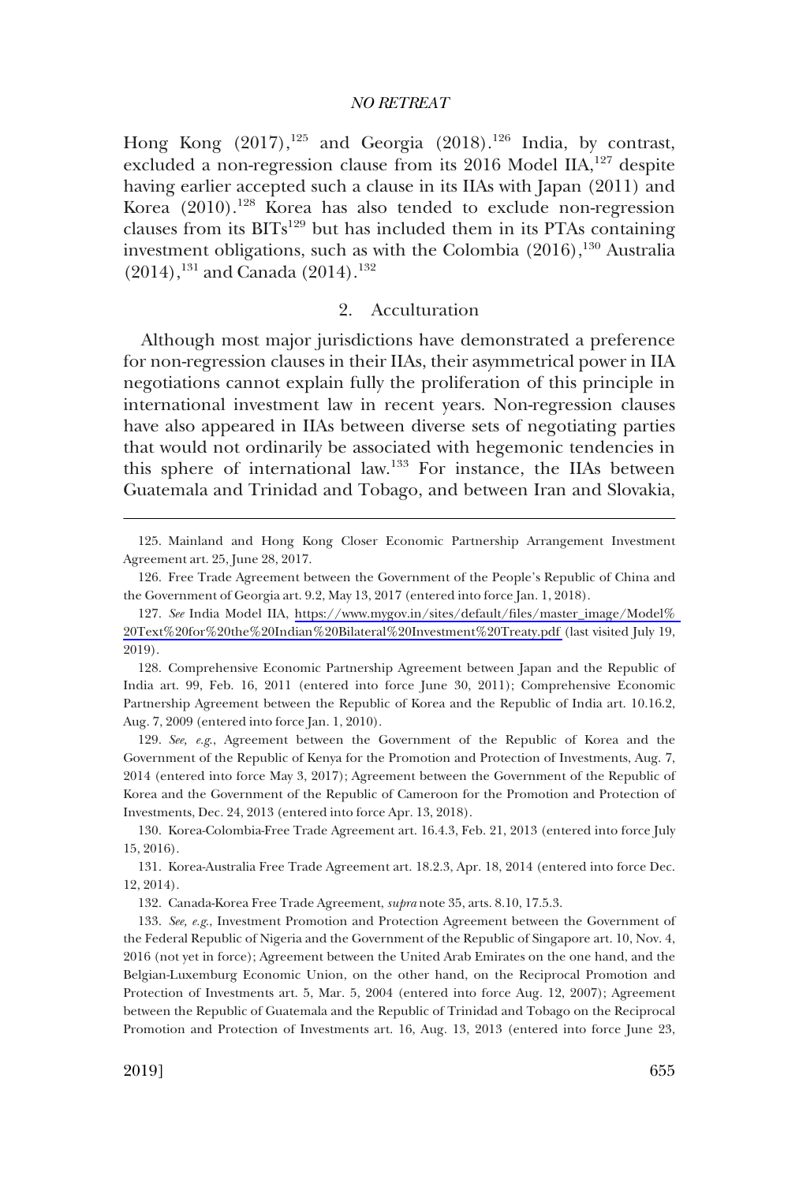Hong Kong (2017),[125] and Georgia (2018).[126] India, by contrast, excluded a non-regression clause from its 2016 Model IIA,[127] despite having earlier accepted such a clause in its IIAs with Japan (2011) and Korea (2010).[128] Korea has also tended to exclude non-regression clauses from its BITs[129] but has included them in its PTAs containing investment obligations, such as with the Colombia (2016),[130] Australia (2014),[131] and Canada (2014).[132]

### 2. Acculturation

Although most major jurisdictions have demonstrated a preference for non-regression clauses in their IIAs, their asymmetrical power in IIA negotiations cannot explain fully the proliferation of this principle in international investment law in recent years. Non-regression clauses have also appeared in IIAs between diverse sets of negotiating parties that would not ordinarily be associated with hegemonic tendencies in this sphere of international law.[133] For instance, the IIAs between Guatemala and Trinidad and Tobago, and between Iran and Slovakia,

---

125. Mainland and Hong Kong Closer Economic Partnership Arrangement Investment Agreement art. 25, June 28, 2017.

126. Free Trade Agreement between the Government of the People's Republic of China and the Government of Georgia art. 9.2, May 13, 2017 (entered into force Jan. 1, 2018).

127. *See* India Model IIA, https://www.mygov.in/sites/default/files/master_image/Model%20Text%20for%20the%20Indian%20Bilateral%20Investment%20Treaty.pdf (last visited July 19, 2019).

128. Comprehensive Economic Partnership Agreement between Japan and the Republic of India art. 99, Feb. 16, 2011 (entered into force June 30, 2011); Comprehensive Economic Partnership Agreement between the Republic of Korea and the Republic of India art. 10.16.2, Aug. 7, 2009 (entered into force Jan. 1, 2010).

129. *See, e.g.*, Agreement between the Government of the Republic of Korea and the Government of the Republic of Kenya for the Promotion and Protection of Investments, Aug. 7, 2014 (entered into force May 3, 2017); Agreement between the Government of the Republic of Korea and the Government of the Republic of Cameroon for the Promotion and Protection of Investments, Dec. 24, 2013 (entered into force Apr. 13, 2018).

130. Korea-Colombia-Free Trade Agreement art. 16.4.3, Feb. 21, 2013 (entered into force July 15, 2016).

131. Korea-Australia Free Trade Agreement art. 18.2.3, Apr. 18, 2014 (entered into force Dec. 12, 2014).

132. Canada-Korea Free Trade Agreement, *supra* note 35, arts. 8.10, 17.5.3.

133. *See, e.g.*, Investment Promotion and Protection Agreement between the Government of the Federal Republic of Nigeria and the Government of the Republic of Singapore art. 10, Nov. 4, 2016 (not yet in force); Agreement between the United Arab Emirates on the one hand, and the Belgian-Luxemburg Economic Union, on the other hand, on the Reciprocal Promotion and Protection of Investments art. 5, Mar. 5, 2004 (entered into force Aug. 12, 2007); Agreement between the Republic of Guatemala and the Republic of Trinidad and Tobago on the Reciprocal Promotion and Protection of Investments art. 16, Aug. 13, 2013 (entered into force June 23,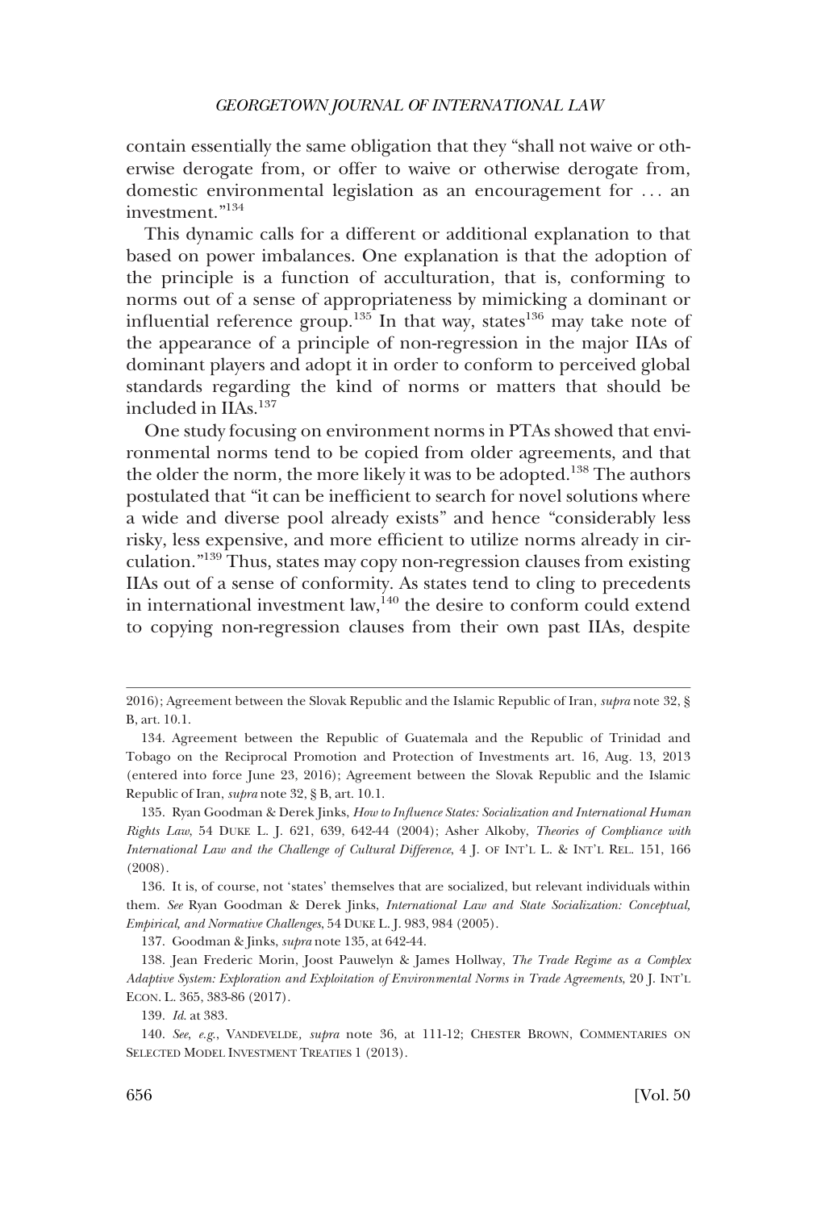contain essentially the same obligation that they "shall not waive or otherwise derogate from, or offer to waive or otherwise derogate from, domestic environmental legislation as an encouragement for . . . an investment."[134]

This dynamic calls for a different or additional explanation to that based on power imbalances. One explanation is that the adoption of the principle is a function of acculturation, that is, conforming to norms out of a sense of appropriateness by mimicking a dominant or influential reference group.[135] In that way, states[136] may take note of the appearance of a principle of non-regression in the major IIAs of dominant players and adopt it in order to conform to perceived global standards regarding the kind of norms or matters that should be included in IIAs.[137]

One study focusing on environment norms in PTAs showed that environmental norms tend to be copied from older agreements, and that the older the norm, the more likely it was to be adopted.[138] The authors postulated that "it can be inefficient to search for novel solutions where a wide and diverse pool already exists" and hence "considerably less risky, less expensive, and more efficient to utilize norms already in circulation."[139] Thus, states may copy non-regression clauses from existing IIAs out of a sense of conformity. As states tend to cling to precedents in international investment law,[140] the desire to conform could extend to copying non-regression clauses from their own past IIAs, despite

---

2016); Agreement between the Slovak Republic and the Islamic Republic of Iran, *supra* note 32, § B, art. 10.1.

134. Agreement between the Republic of Guatemala and the Republic of Trinidad and Tobago on the Reciprocal Promotion and Protection of Investments art. 16, Aug. 13, 2013 (entered into force June 23, 2016); Agreement between the Slovak Republic and the Islamic Republic of Iran, *supra* note 32, § B, art. 10.1.

135. Ryan Goodman & Derek Jinks, *How to Influence States: Socialization and International Human Rights Law*, 54 DUKE L. J. 621, 639, 642-44 (2004); Asher Alkoby, *Theories of Compliance with International Law and the Challenge of Cultural Difference*, 4 J. OF INT'L L. & INT'L REL. 151, 166 (2008).

136. It is, of course, not 'states' themselves that are socialized, but relevant individuals within them. *See* Ryan Goodman & Derek Jinks, *International Law and State Socialization: Conceptual, Empirical, and Normative Challenges*, 54 DUKE L. J. 983, 984 (2005).

137. Goodman & Jinks, *supra* note 135, at 642-44.

138. Jean Frederic Morin, Joost Pauwelyn & James Hollway, *The Trade Regime as a Complex Adaptive System: Exploration and Exploitation of Environmental Norms in Trade Agreements*, 20 J. INT'L ECON. L. 365, 383-86 (2017).

139. *Id*. at 383.

140. *See, e.g.*, VANDEVELDE, *supra* note 36, at 111-12; CHESTER BROWN, COMMENTARIES ON SELECTED MODEL INVESTMENT TREATIES 1 (2013).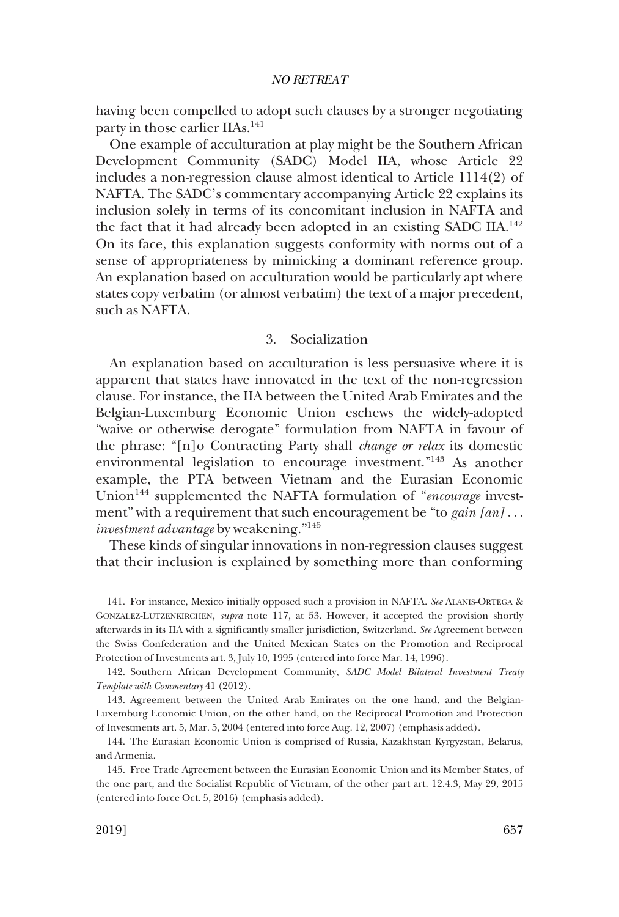having been compelled to adopt such clauses by a stronger negotiating party in those earlier IIAs.[141]

One example of acculturation at play might be the Southern African Development Community (SADC) Model IIA, whose Article 22 includes a non-regression clause almost identical to Article 1114(2) of NAFTA. The SADC's commentary accompanying Article 22 explains its inclusion solely in terms of its concomitant inclusion in NAFTA and the fact that it had already been adopted in an existing SADC IIA.[142] On its face, this explanation suggests conformity with norms out of a sense of appropriateness by mimicking a dominant reference group. An explanation based on acculturation would be particularly apt where states copy verbatim (or almost verbatim) the text of a major precedent, such as NAFTA.

### 3. Socialization

An explanation based on acculturation is less persuasive where it is apparent that states have innovated in the text of the non-regression clause. For instance, the IIA between the United Arab Emirates and the Belgian-Luxemburg Economic Union eschews the widely-adopted "waive or otherwise derogate" formulation from NAFTA in favour of the phrase: "[n]o Contracting Party shall *change or relax* its domestic environmental legislation to encourage investment."[143] As another example, the PTA between Vietnam and the Eurasian Economic Union[144] supplemented the NAFTA formulation of "*encourage* investment" with a requirement that such encouragement be "to *gain [an] . . . investment advantage* by weakening."[145]

These kinds of singular innovations in non-regression clauses suggest that their inclusion is explained by something more than conforming

---

141. For instance, Mexico initially opposed such a provision in NAFTA. *See* ALANIS-ORTEGA & GONZALEZ-LUTZENKIRCHEN, *supra* note 117, at 53. However, it accepted the provision shortly afterwards in its IIA with a significantly smaller jurisdiction, Switzerland. *See* Agreement between the Swiss Confederation and the United Mexican States on the Promotion and Reciprocal Protection of Investments art. 3, July 10, 1995 (entered into force Mar. 14, 1996).

142. Southern African Development Community, *SADC Model Bilateral Investment Treaty Template with Commentary* 41 (2012).

143. Agreement between the United Arab Emirates on the one hand, and the Belgian-Luxemburg Economic Union, on the other hand, on the Reciprocal Promotion and Protection of Investments art. 5, Mar. 5, 2004 (entered into force Aug. 12, 2007) (emphasis added).

144. The Eurasian Economic Union is comprised of Russia, Kazakhstan Kyrgyzstan, Belarus, and Armenia.

145. Free Trade Agreement between the Eurasian Economic Union and its Member States, of the one part, and the Socialist Republic of Vietnam, of the other part art. 12.4.3, May 29, 2015 (entered into force Oct. 5, 2016) (emphasis added).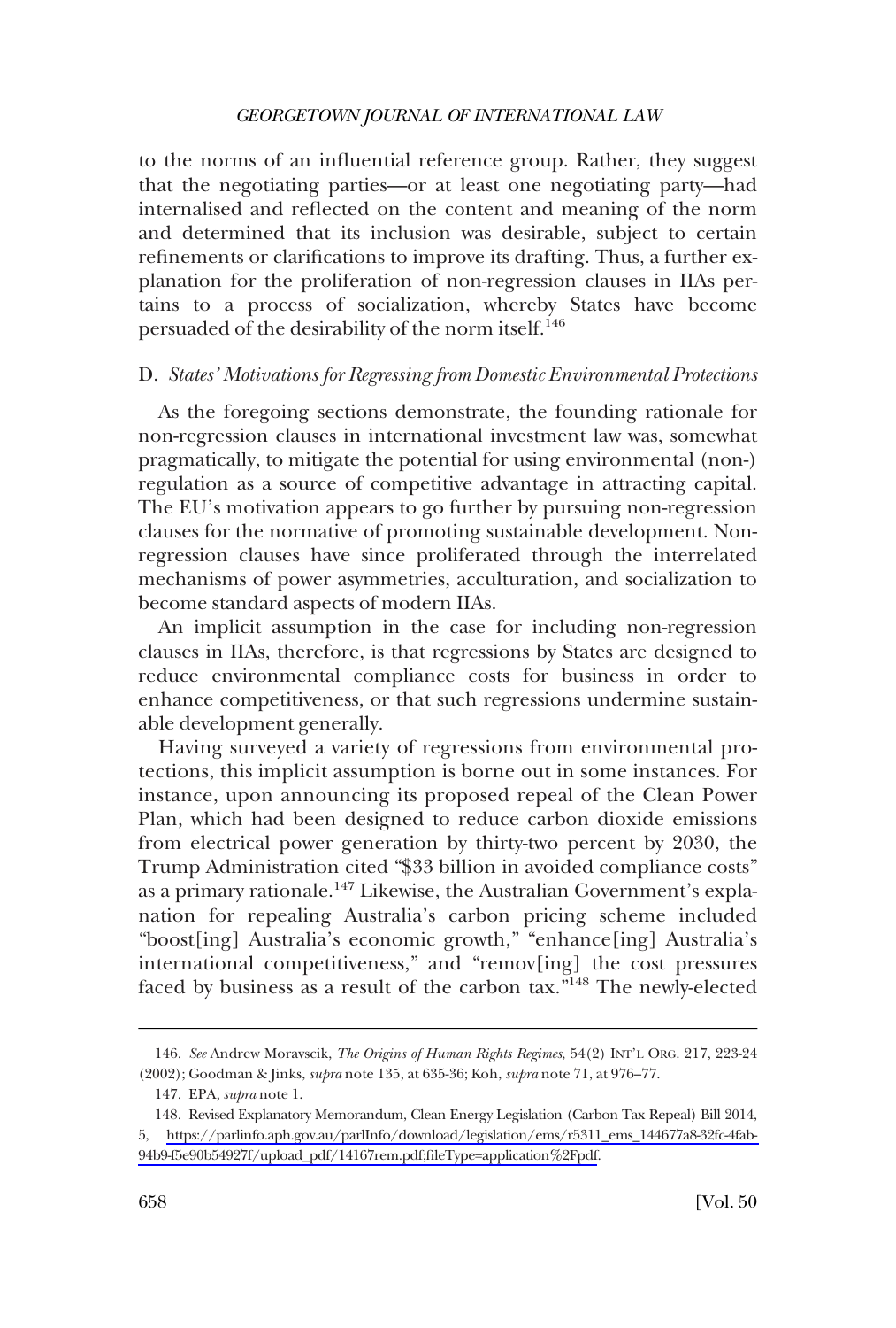to the norms of an influential reference group. Rather, they suggest that the negotiating parties—or at least one negotiating party—had internalised and reflected on the content and meaning of the norm and determined that its inclusion was desirable, subject to certain refinements or clarifications to improve its drafting. Thus, a further explanation for the proliferation of non-regression clauses in IIAs pertains to a process of socialization, whereby States have become persuaded of the desirability of the norm itself.[146]

### D. *States' Motivations for Regressing from Domestic Environmental Protections*

As the foregoing sections demonstrate, the founding rationale for non-regression clauses in international investment law was, somewhat pragmatically, to mitigate the potential for using environmental (non-) regulation as a source of competitive advantage in attracting capital. The EU's motivation appears to go further by pursuing non-regression clauses for the normative of promoting sustainable development. Non-regression clauses have since proliferated through the interrelated mechanisms of power asymmetries, acculturation, and socialization to become standard aspects of modern IIAs.

An implicit assumption in the case for including non-regression clauses in IIAs, therefore, is that regressions by States are designed to reduce environmental compliance costs for business in order to enhance competitiveness, or that such regressions undermine sustainable development generally.

Having surveyed a variety of regressions from environmental protections, this implicit assumption is borne out in some instances. For instance, upon announcing its proposed repeal of the Clean Power Plan, which had been designed to reduce carbon dioxide emissions from electrical power generation by thirty-two percent by 2030, the Trump Administration cited "$33 billion in avoided compliance costs" as a primary rationale.[147] Likewise, the Australian Government's explanation for repealing Australia's carbon pricing scheme included "boost[ing] Australia's economic growth," "enhance[ing] Australia's international competitiveness," and "remov[ing] the cost pressures faced by business as a result of the carbon tax."[148] The newly-elected

---

146. *See* Andrew Moravscik, *The Origins of Human Rights Regimes*, 54(2) INT'L ORG. 217, 223-24 (2002); Goodman & Jinks, *supra* note 135, at 635-36; Koh, *supra* note 71, at 976–77.

147. EPA, *supra* note 1.

148. Revised Explanatory Memorandum, Clean Energy Legislation (Carbon Tax Repeal) Bill 2014, 5, https://parlinfo.aph.gov.au/parlInfo/download/legislation/ems/r5311_ems_144677a8-32fc-4fab-94b9-f5e90b54927f/upload_pdf/14167rem.pdf;fileType=application%2Fpdf.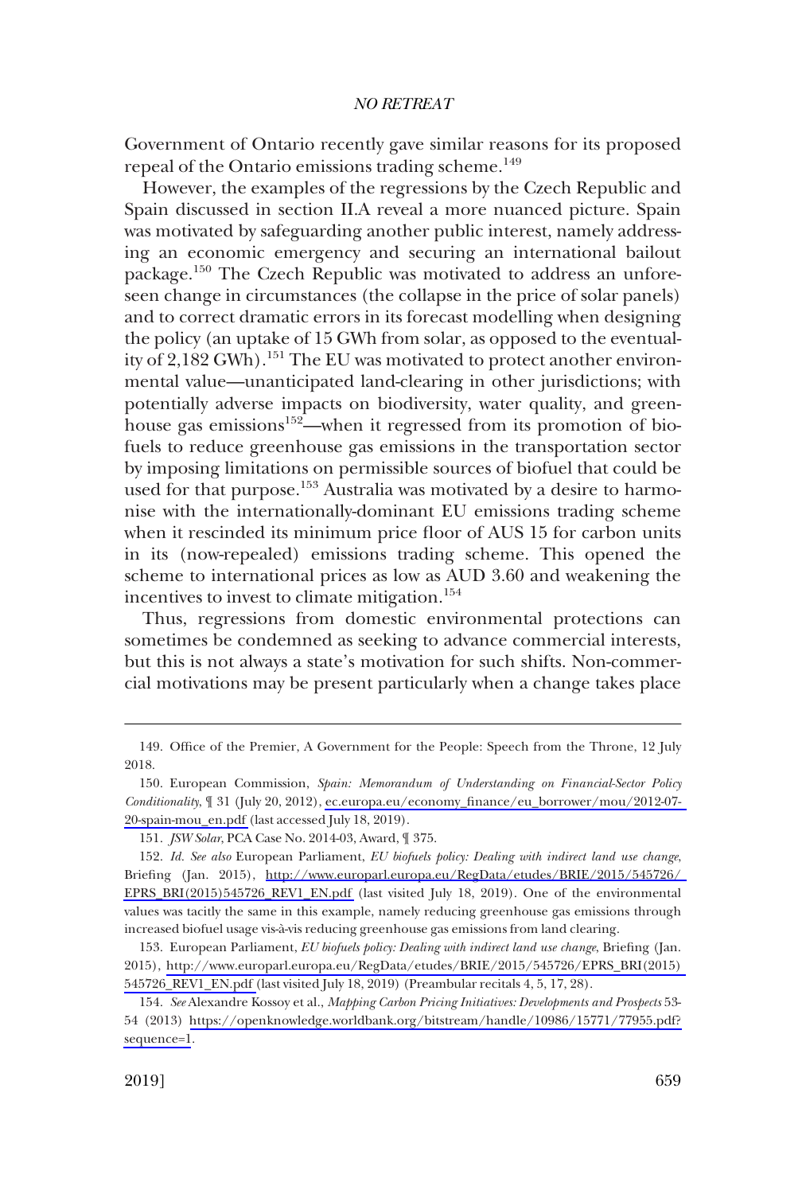Government of Ontario recently gave similar reasons for its proposed repeal of the Ontario emissions trading scheme.[149]

However, the examples of the regressions by the Czech Republic and Spain discussed in section II.A reveal a more nuanced picture. Spain was motivated by safeguarding another public interest, namely addressing an economic emergency and securing an international bailout package.[150] The Czech Republic was motivated to address an unforeseen change in circumstances (the collapse in the price of solar panels) and to correct dramatic errors in its forecast modelling when designing the policy (an uptake of 15 GWh from solar, as opposed to the eventuality of 2,182 GWh).[151] The EU was motivated to protect another environmental value—unanticipated land-clearing in other jurisdictions; with potentially adverse impacts on biodiversity, water quality, and greenhouse gas emissions[152]—when it regressed from its promotion of biofuels to reduce greenhouse gas emissions in the transportation sector by imposing limitations on permissible sources of biofuel that could be used for that purpose.[153] Australia was motivated by a desire to harmonise with the internationally-dominant EU emissions trading scheme when it rescinded its minimum price floor of AUS 15 for carbon units in its (now-repealed) emissions trading scheme. This opened the scheme to international prices as low as AUD 3.60 and weakening the incentives to invest to climate mitigation.[154]

Thus, regressions from domestic environmental protections can sometimes be condemned as seeking to advance commercial interests, but this is not always a state's motivation for such shifts. Non-commercial motivations may be present particularly when a change takes place

---

149. Office of the Premier, A Government for the People: Speech from the Throne, 12 July 2018.

150. European Commission, *Spain: Memorandum of Understanding on Financial-Sector Policy Conditionality*, ¶ 31 (July 20, 2012), ec.europa.eu/economy_finance/eu_borrower/mou/2012-07-20-spain-mou_en.pdf (last accessed July 18, 2019).

151. *JSW Solar*, PCA Case No. 2014-03, Award, ¶ 375.

152. *Id. See also* European Parliament, *EU biofuels policy: Dealing with indirect land use change*, Briefing (Jan. 2015), http://www.europarl.europa.eu/RegData/etudes/BRIE/2015/545726/EPRS_BRI(2015)545726_REV1_EN.pdf (last visited July 18, 2019). One of the environmental values was tacitly the same in this example, namely reducing greenhouse gas emissions through increased biofuel usage vis-à-vis reducing greenhouse gas emissions from land clearing.

153. European Parliament, *EU biofuels policy: Dealing with indirect land use change*, Briefing (Jan. 2015), http://www.europarl.europa.eu/RegData/etudes/BRIE/2015/545726/EPRS_BRI(2015)545726_REV1_EN.pdf (last visited July 18, 2019) (Preambular recitals 4, 5, 17, 28).

154. *See* Alexandre Kossoy et al., *Mapping Carbon Pricing Initiatives: Developments and Prospects* 53-54 (2013) https://openknowledge.worldbank.org/bitstream/handle/10986/15771/77955.pdf?sequence=1.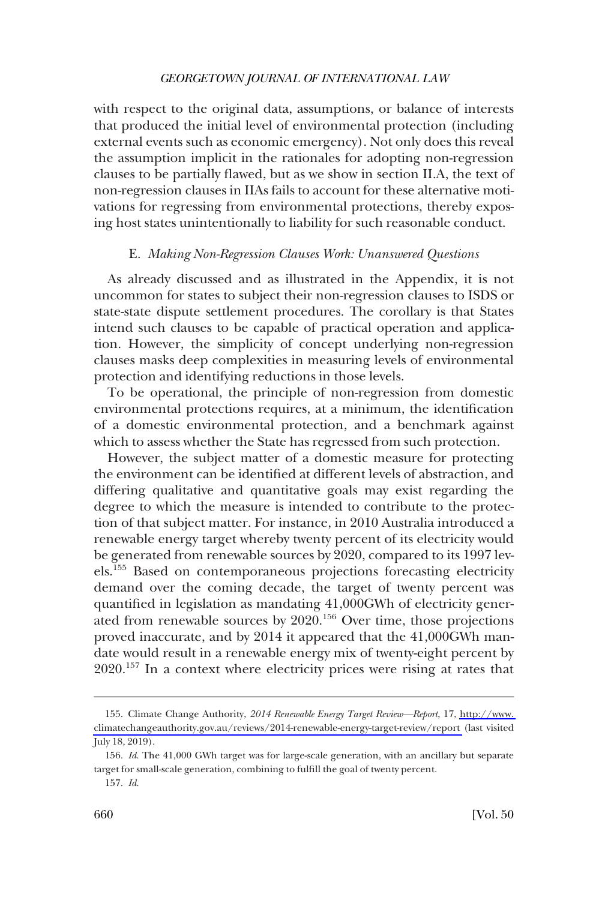with respect to the original data, assumptions, or balance of interests that produced the initial level of environmental protection (including external events such as economic emergency). Not only does this reveal the assumption implicit in the rationales for adopting non-regression clauses to be partially flawed, but as we show in section II.A, the text of non-regression clauses in IIAs fails to account for these alternative motivations for regressing from environmental protections, thereby exposing host states unintentionally to liability for such reasonable conduct.

### E. *Making Non-Regression Clauses Work: Unanswered Questions*

As already discussed and as illustrated in the Appendix, it is not uncommon for states to subject their non-regression clauses to ISDS or state-state dispute settlement procedures. The corollary is that States intend such clauses to be capable of practical operation and application. However, the simplicity of concept underlying non-regression clauses masks deep complexities in measuring levels of environmental protection and identifying reductions in those levels.

To be operational, the principle of non-regression from domestic environmental protections requires, at a minimum, the identification of a domestic environmental protection, and a benchmark against which to assess whether the State has regressed from such protection.

However, the subject matter of a domestic measure for protecting the environment can be identified at different levels of abstraction, and differing qualitative and quantitative goals may exist regarding the degree to which the measure is intended to contribute to the protection of that subject matter. For instance, in 2010 Australia introduced a renewable energy target whereby twenty percent of its electricity would be generated from renewable sources by 2020, compared to its 1997 levels.[155] Based on contemporaneous projections forecasting electricity demand over the coming decade, the target of twenty percent was quantified in legislation as mandating 41,000GWh of electricity generated from renewable sources by 2020.[156] Over time, those projections proved inaccurate, and by 2014 it appeared that the 41,000GWh mandate would result in a renewable energy mix of twenty-eight percent by 2020.[157] In a context where electricity prices were rising at rates that

---

155. Climate Change Authority, *2014 Renewable Energy Target Review—Report*, 17, http://www.climatechangeauthority.gov.au/reviews/2014-renewable-energy-target-review/report (last visited July 18, 2019).

156. *Id*. The 41,000 GWh target was for large-scale generation, with an ancillary but separate target for small-scale generation, combining to fulfill the goal of twenty percent.

157. *Id*.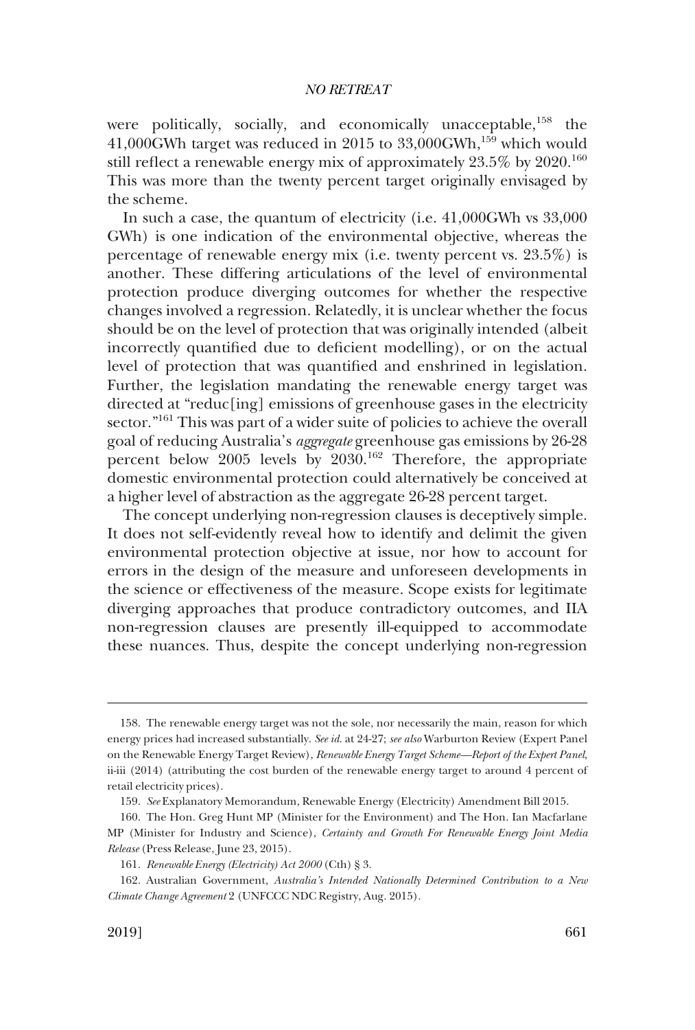were politically, socially, and economically unacceptable,[158] the 41,000GWh target was reduced in 2015 to 33,000GWh,[159] which would still reflect a renewable energy mix of approximately 23.5% by 2020.[160] This was more than the twenty percent target originally envisaged by the scheme.

In such a case, the quantum of electricity (i.e. 41,000GWh vs 33,000 GWh) is one indication of the environmental objective, whereas the percentage of renewable energy mix (i.e. twenty percent vs. 23.5%) is another. These differing articulations of the level of environmental protection produce diverging outcomes for whether the respective changes involved a regression. Relatedly, it is unclear whether the focus should be on the level of protection that was originally intended (albeit incorrectly quantified due to deficient modelling), or on the actual level of protection that was quantified and enshrined in legislation. Further, the legislation mandating the renewable energy target was directed at "reduc[ing] emissions of greenhouse gases in the electricity sector."[161] This was part of a wider suite of policies to achieve the overall goal of reducing Australia's *aggregate* greenhouse gas emissions by 26-28 percent below 2005 levels by 2030.[162] Therefore, the appropriate domestic environmental protection could alternatively be conceived at a higher level of abstraction as the aggregate 26-28 percent target.

The concept underlying non-regression clauses is deceptively simple. It does not self-evidently reveal how to identify and delimit the given environmental protection objective at issue, nor how to account for errors in the design of the measure and unforeseen developments in the science or effectiveness of the measure. Scope exists for legitimate diverging approaches that produce contradictory outcomes, and IIA non-regression clauses are presently ill-equipped to accommodate these nuances. Thus, despite the concept underlying non-regression

---

158. The renewable energy target was not the sole, nor necessarily the main, reason for which energy prices had increased substantially. *See id.* at 24-27; *see also* Warburton Review (Expert Panel on the Renewable Energy Target Review), *Renewable Energy Target Scheme—Report of the Expert Panel*, ii-iii (2014) (attributing the cost burden of the renewable energy target to around 4 percent of retail electricity prices).

159. *See* Explanatory Memorandum, Renewable Energy (Electricity) Amendment Bill 2015.

160. The Hon. Greg Hunt MP (Minister for the Environment) and The Hon. Ian Macfarlane MP (Minister for Industry and Science), *Certainty and Growth For Renewable Energy Joint Media Release* (Press Release, June 23, 2015).

161. *Renewable Energy (Electricity) Act 2000* (Cth) § 3.

162. Australian Government, *Australia's Intended Nationally Determined Contribution to a New Climate Change Agreement* 2 (UNFCCC NDC Registry, Aug. 2015).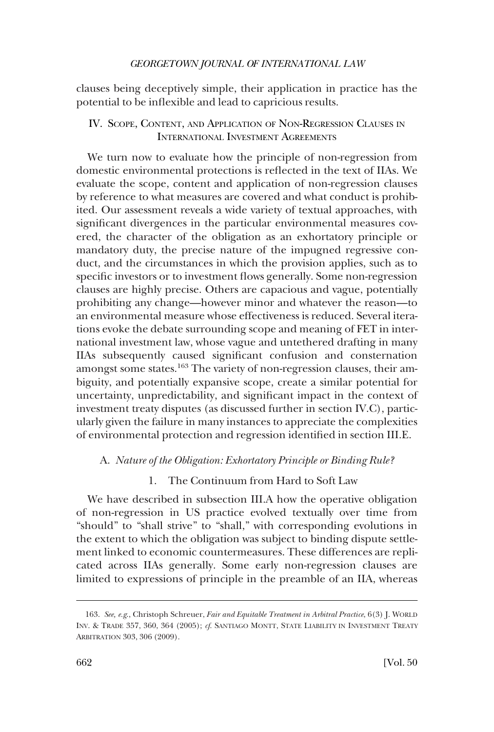clauses being deceptively simple, their application in practice has the potential to be inflexible and lead to capricious results.

## IV. Scope, Content, and Application of Non-Regression Clauses in International Investment Agreements

We turn now to evaluate how the principle of non-regression from domestic environmental protections is reflected in the text of IIAs. We evaluate the scope, content and application of non-regression clauses by reference to what measures are covered and what conduct is prohibited. Our assessment reveals a wide variety of textual approaches, with significant divergences in the particular environmental measures covered, the character of the obligation as an exhortatory principle or mandatory duty, the precise nature of the impugned regressive conduct, and the circumstances in which the provision applies, such as to specific investors or to investment flows generally. Some non-regression clauses are highly precise. Others are capacious and vague, potentially prohibiting any change—however minor and whatever the reason—to an environmental measure whose effectiveness is reduced. Several iterations evoke the debate surrounding scope and meaning of FET in international investment law, whose vague and untethered drafting in many IIAs subsequently caused significant confusion and consternation amongst some states.[163] The variety of non-regression clauses, their ambiguity, and potentially expansive scope, create a similar potential for uncertainty, unpredictability, and significant impact in the context of investment treaty disputes (as discussed further in section IV.C), particularly given the failure in many instances to appreciate the complexities of environmental protection and regression identified in section III.E.

### A. *Nature of the Obligation: Exhortatory Principle or Binding Rule?*

#### 1. The Continuum from Hard to Soft Law

We have described in subsection III.A how the operative obligation of non-regression in US practice evolved textually over time from "should" to "shall strive" to "shall," with corresponding evolutions in the extent to which the obligation was subject to binding dispute settlement linked to economic countermeasures. These differences are replicated across IIAs generally. Some early non-regression clauses are limited to expressions of principle in the preamble of an IIA, whereas

---

163. *See, e.g.*, Christoph Schreuer, *Fair and Equitable Treatment in Arbitral Practice*, 6(3) J. World Inv. & Trade 357, 360, 364 (2005); *cf.* Santiago Montt, State Liability in Investment Treaty Arbitration 303, 306 (2009).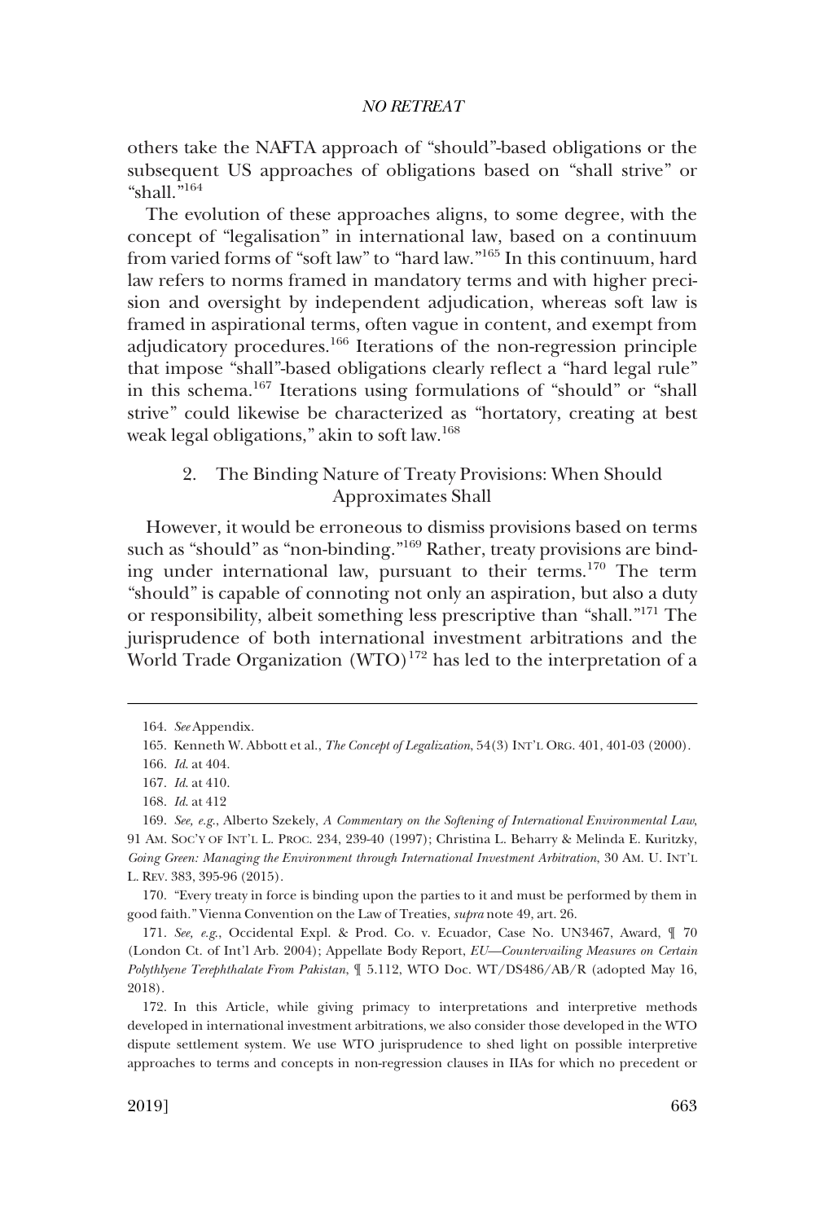others take the NAFTA approach of "should"-based obligations or the subsequent US approaches of obligations based on "shall strive" or "shall."[164]

The evolution of these approaches aligns, to some degree, with the concept of "legalisation" in international law, based on a continuum from varied forms of "soft law" to "hard law."[165] In this continuum, hard law refers to norms framed in mandatory terms and with higher precision and oversight by independent adjudication, whereas soft law is framed in aspirational terms, often vague in content, and exempt from adjudicatory procedures.[166] Iterations of the non-regression principle that impose "shall"-based obligations clearly reflect a "hard legal rule" in this schema.[167] Iterations using formulations of "should" or "shall strive" could likewise be characterized as "hortatory, creating at best weak legal obligations," akin to soft law.[168]

### 2. The Binding Nature of Treaty Provisions: When Should Approximates Shall

However, it would be erroneous to dismiss provisions based on terms such as "should" as "non-binding."[169] Rather, treaty provisions are binding under international law, pursuant to their terms.[170] The term "should" is capable of connoting not only an aspiration, but also a duty or responsibility, albeit something less prescriptive than "shall."[171] The jurisprudence of both international investment arbitrations and the World Trade Organization (WTO)[172] has led to the interpretation of a

---

164. *See* Appendix.

165. Kenneth W. Abbott et al., *The Concept of Legalization*, 54(3) INT'L ORG. 401, 401-03 (2000).

166. *Id*. at 404.

167. *Id*. at 410.

168. *Id*. at 412

169. *See, e.g.*, Alberto Szekely, *A Commentary on the Softening of International Environmental Law*, 91 AM. SOC'Y OF INT'L L. PROC. 234, 239-40 (1997); Christina L. Beharry & Melinda E. Kuritzky, *Going Green: Managing the Environment through International Investment Arbitration*, 30 AM. U. INT'L L. REV. 383, 395-96 (2015).

170. "Every treaty in force is binding upon the parties to it and must be performed by them in good faith." Vienna Convention on the Law of Treaties, *supra* note 49, art. 26.

171. *See, e.g.*, Occidental Expl. & Prod. Co. v. Ecuador, Case No. UN3467, Award, ¶ 70 (London Ct. of Int'l Arb. 2004); Appellate Body Report, *EU—Countervailing Measures on Certain Polythlyene Terephthalate From Pakistan*, ¶ 5.112, WTO Doc. WT/DS486/AB/R (adopted May 16, 2018).

172. In this Article, while giving primacy to interpretations and interpretive methods developed in international investment arbitrations, we also consider those developed in the WTO dispute settlement system. We use WTO jurisprudence to shed light on possible interpretive approaches to terms and concepts in non-regression clauses in IIAs for which no precedent or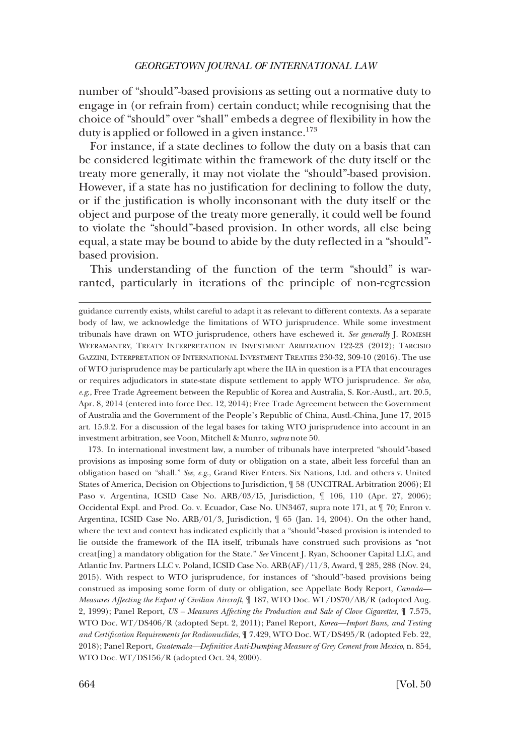number of "should"-based provisions as setting out a normative duty to engage in (or refrain from) certain conduct; while recognising that the choice of "should" over "shall" embeds a degree of flexibility in how the duty is applied or followed in a given instance.[173]

For instance, if a state declines to follow the duty on a basis that can be considered legitimate within the framework of the duty itself or the treaty more generally, it may not violate the "should"-based provision. However, if a state has no justification for declining to follow the duty, or if the justification is wholly inconsonant with the duty itself or the object and purpose of the treaty more generally, it could well be found to violate the "should"-based provision. In other words, all else being equal, a state may be bound to abide by the duty reflected in a "should"-based provision.

This understanding of the function of the term "should" is warranted, particularly in iterations of the principle of non-regression

---

guidance currently exists, whilst careful to adapt it as relevant to different contexts. As a separate body of law, we acknowledge the limitations of WTO jurisprudence. While some investment tribunals have drawn on WTO jurisprudence, others have eschewed it. *See generally* J. ROMESH WEERAMANTRY, TREATY INTERPRETATION IN INVESTMENT ARBITRATION 122-23 (2012); TARCISIO GAZZINI, INTERPRETATION OF INTERNATIONAL INVESTMENT TREATIES 230-32, 309-10 (2016). The use of WTO jurisprudence may be particularly apt where the IIA in question is a PTA that encourages or requires adjudicators in state-state dispute settlement to apply WTO jurisprudence. *See also, e.g.*, Free Trade Agreement between the Republic of Korea and Australia, S. Kor.-Austl., art. 20.5, Apr. 8, 2014 (entered into force Dec. 12, 2014); Free Trade Agreement between the Government of Australia and the Government of the People's Republic of China, Austl.-China, June 17, 2015 art. 15.9.2. For a discussion of the legal bases for taking WTO jurisprudence into account in an investment arbitration, see Voon, Mitchell & Munro, *supra* note 50.

173. In international investment law, a number of tribunals have interpreted "should"-based provisions as imposing some form of duty or obligation on a state, albeit less forceful than an obligation based on "shall." *See, e.g.*, Grand River Enters. Six Nations, Ltd. and others v. United States of America, Decision on Objections to Jurisdiction, ¶ 58 (UNCITRAL Arbitration 2006); El Paso v. Argentina, ICSID Case No. ARB/03/I5, Jurisdiction, ¶ 106, 110 (Apr. 27, 2006); Occidental Expl. and Prod. Co. v. Ecuador, Case No. UN3467, supra note 171, at ¶ 70; Enron v. Argentina, ICSID Case No. ARB/01/3, Jurisdiction, ¶ 65 (Jan. 14, 2004). On the other hand, where the text and context has indicated explicitly that a "should"-based provision is intended to lie outside the framework of the IIA itself, tribunals have construed such provisions as "not creat[ing] a mandatory obligation for the State." *See* Vincent J. Ryan, Schooner Capital LLC, and Atlantic Inv. Partners LLC v. Poland, ICSID Case No. ARB(AF)/11/3, Award, ¶ 285, 288 (Nov. 24, 2015). With respect to WTO jurisprudence, for instances of "should"-based provisions being construed as imposing some form of duty or obligation, see Appellate Body Report, *Canada—Measures Affecting the Export of Civilian Aircraft*, ¶ 187, WTO Doc. WT/DS70/AB/R (adopted Aug. 2, 1999); Panel Report, *US – Measures Affecting the Production and Sale of Clove Cigarettes*, ¶ 7.575, WTO Doc. WT/DS406/R (adopted Sept. 2, 2011); Panel Report, *Korea—Import Bans, and Testing and Certification Requirements for Radionuclides*, ¶ 7.429, WTO Doc. WT/DS495/R (adopted Feb. 22, 2018); Panel Report, *Guatemala—Definitive Anti-Dumping Measure of Grey Cement from Mexico*, n. 854, WTO Doc. WT/DS156/R (adopted Oct. 24, 2000).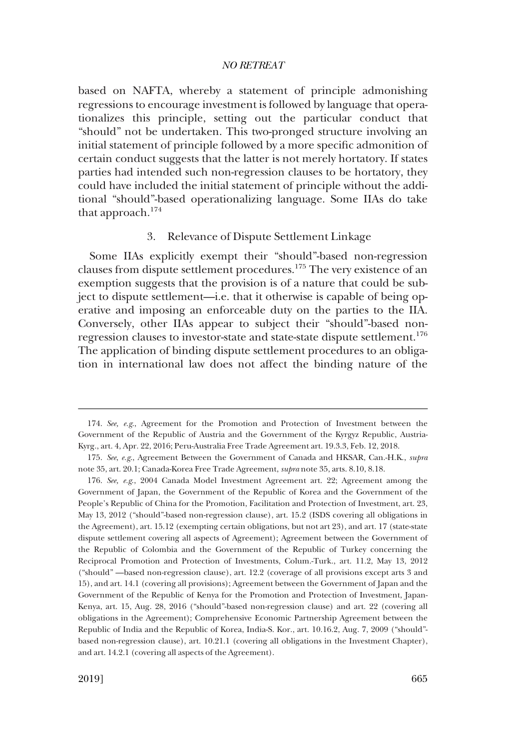based on NAFTA, whereby a statement of principle admonishing regressions to encourage investment is followed by language that operationalizes this principle, setting out the particular conduct that "should" not be undertaken. This two-pronged structure involving an initial statement of principle followed by a more specific admonition of certain conduct suggests that the latter is not merely hortatory. If states parties had intended such non-regression clauses to be hortatory, they could have included the initial statement of principle without the additional "should"-based operationalizing language. Some IIAs do take that approach.[174]

### 3. Relevance of Dispute Settlement Linkage

Some IIAs explicitly exempt their "should"-based non-regression clauses from dispute settlement procedures.[175] The very existence of an exemption suggests that the provision is of a nature that could be subject to dispute settlement—i.e. that it otherwise is capable of being operative and imposing an enforceable duty on the parties to the IIA. Conversely, other IIAs appear to subject their "should"-based non-regression clauses to investor-state and state-state dispute settlement.[176] The application of binding dispute settlement procedures to an obligation in international law does not affect the binding nature of the

---

174. *See, e.g.*, Agreement for the Promotion and Protection of Investment between the Government of the Republic of Austria and the Government of the Kyrgyz Republic, Austria-Kyrg., art. 4, Apr. 22, 2016; Peru-Australia Free Trade Agreement art. 19.3.3, Feb. 12, 2018.

175. *See*, *e.g.*, Agreement Between the Government of Canada and HKSAR, Can.-H.K., *supra* note 35, art. 20.1; Canada-Korea Free Trade Agreement, *supra* note 35, arts. 8.10, 8.18.

176. *See, e.g.*, 2004 Canada Model Investment Agreement art. 22; Agreement among the Government of Japan, the Government of the Republic of Korea and the Government of the People's Republic of China for the Promotion, Facilitation and Protection of Investment, art. 23, May 13, 2012 ("should"-based non-regression clause), art. 15.2 (ISDS covering all obligations in the Agreement), art. 15.12 (exempting certain obligations, but not art 23), and art. 17 (state-state dispute settlement covering all aspects of Agreement); Agreement between the Government of the Republic of Colombia and the Government of the Republic of Turkey concerning the Reciprocal Promotion and Protection of Investments, Colum.-Turk., art. 11.2, May 13, 2012 ("should" —based non-regression clause), art. 12.2 (coverage of all provisions except arts 3 and 15), and art. 14.1 (covering all provisions); Agreement between the Government of Japan and the Government of the Republic of Kenya for the Promotion and Protection of Investment, Japan-Kenya, art. 15, Aug. 28, 2016 ("should"-based non-regression clause) and art. 22 (covering all obligations in the Agreement); Comprehensive Economic Partnership Agreement between the Republic of India and the Republic of Korea, India-S. Kor., art. 10.16.2, Aug. 7, 2009 ("should"-based non-regression clause), art. 10.21.1 (covering all obligations in the Investment Chapter), and art. 14.2.1 (covering all aspects of the Agreement).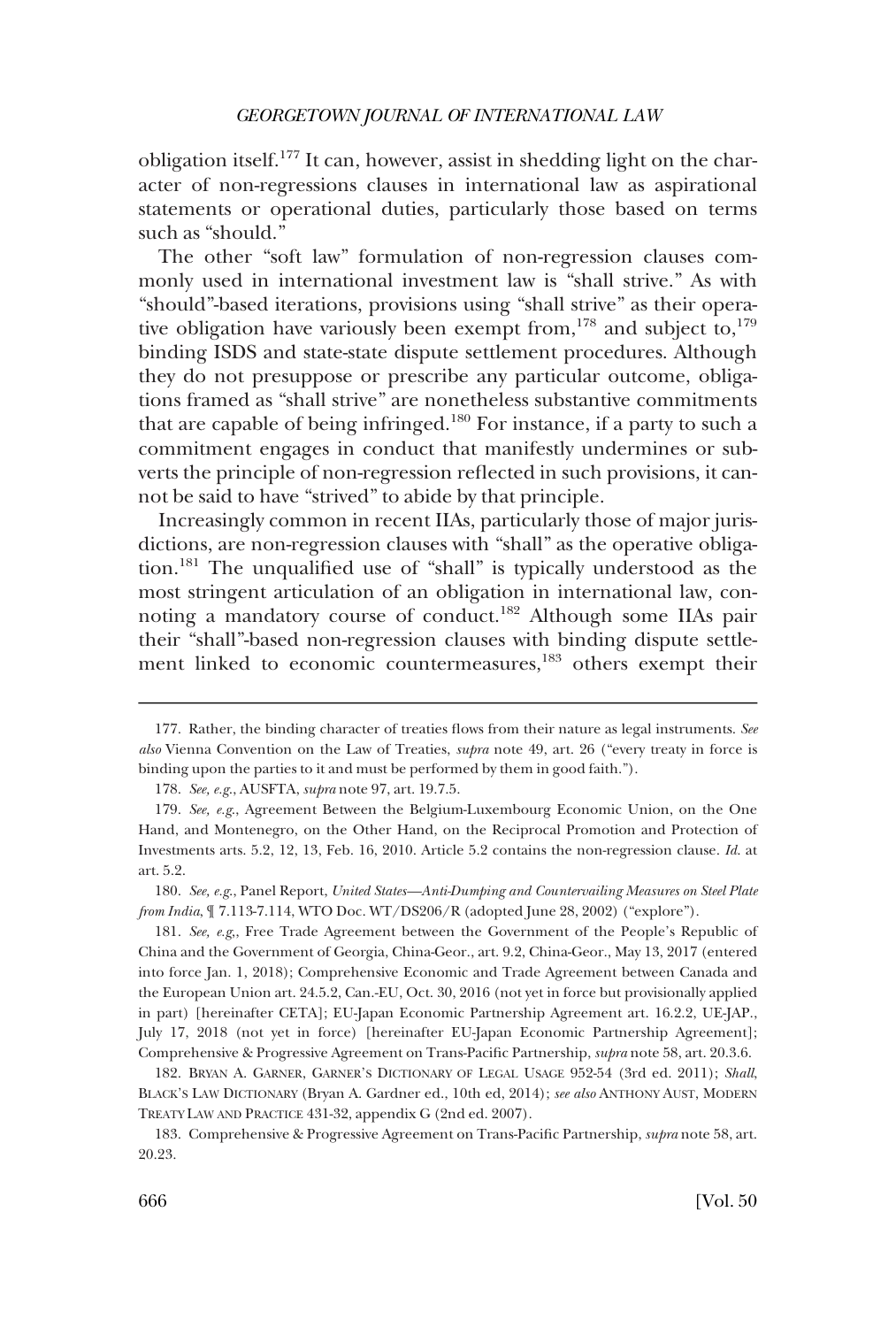obligation itself.[177] It can, however, assist in shedding light on the character of non-regressions clauses in international law as aspirational statements or operational duties, particularly those based on terms such as "should."

The other "soft law" formulation of non-regression clauses commonly used in international investment law is "shall strive." As with "should"-based iterations, provisions using "shall strive" as their operative obligation have variously been exempt from,[178] and subject to,[179] binding ISDS and state-state dispute settlement procedures. Although they do not presuppose or prescribe any particular outcome, obligations framed as "shall strive" are nonetheless substantive commitments that are capable of being infringed.[180] For instance, if a party to such a commitment engages in conduct that manifestly undermines or subverts the principle of non-regression reflected in such provisions, it cannot be said to have "strived" to abide by that principle.

Increasingly common in recent IIAs, particularly those of major jurisdictions, are non-regression clauses with "shall" as the operative obligation.[181] The unqualified use of "shall" is typically understood as the most stringent articulation of an obligation in international law, connoting a mandatory course of conduct.[182] Although some IIAs pair their "shall"-based non-regression clauses with binding dispute settlement linked to economic countermeasures,[183] others exempt their

---

177. Rather, the binding character of treaties flows from their nature as legal instruments. *See also* Vienna Convention on the Law of Treaties, *supra* note 49, art. 26 ("every treaty in force is binding upon the parties to it and must be performed by them in good faith.").

178. *See, e.g.*, AUSFTA, *supra* note 97, art. 19.7.5.

179. *See, e.g.*, Agreement Between the Belgium-Luxembourg Economic Union, on the One Hand, and Montenegro, on the Other Hand, on the Reciprocal Promotion and Protection of Investments arts. 5.2, 12, 13, Feb. 16, 2010. Article 5.2 contains the non-regression clause. *Id.* at art. 5.2.

180. *See, e.g.*, Panel Report, *United States—Anti-Dumping and Countervailing Measures on Steel Plate from India*, ¶ 7.113-7.114, WTO Doc. WT/DS206/R (adopted June 28, 2002) ("explore").

181. *See, e.g,*, Free Trade Agreement between the Government of the People's Republic of China and the Government of Georgia, China-Geor., art. 9.2, China-Geor., May 13, 2017 (entered into force Jan. 1, 2018); Comprehensive Economic and Trade Agreement between Canada and the European Union art. 24.5.2, Can.-EU, Oct. 30, 2016 (not yet in force but provisionally applied in part) [hereinafter CETA]; EU-Japan Economic Partnership Agreement art. 16.2.2, UE-JAP., July 17, 2018 (not yet in force) [hereinafter EU-Japan Economic Partnership Agreement]; Comprehensive & Progressive Agreement on Trans-Pacific Partnership, *supra* note 58, art. 20.3.6.

182. BRYAN A. GARNER, GARNER'S DICTIONARY OF LEGAL USAGE 952-54 (3rd ed. 2011); *Shall*, BLACK'S LAW DICTIONARY (Bryan A. Gardner ed., 10th ed, 2014); *see also* ANTHONY AUST, MODERN TREATY LAW AND PRACTICE 431-32, appendix G (2nd ed. 2007).

183. Comprehensive & Progressive Agreement on Trans-Pacific Partnership, *supra* note 58, art. 20.23.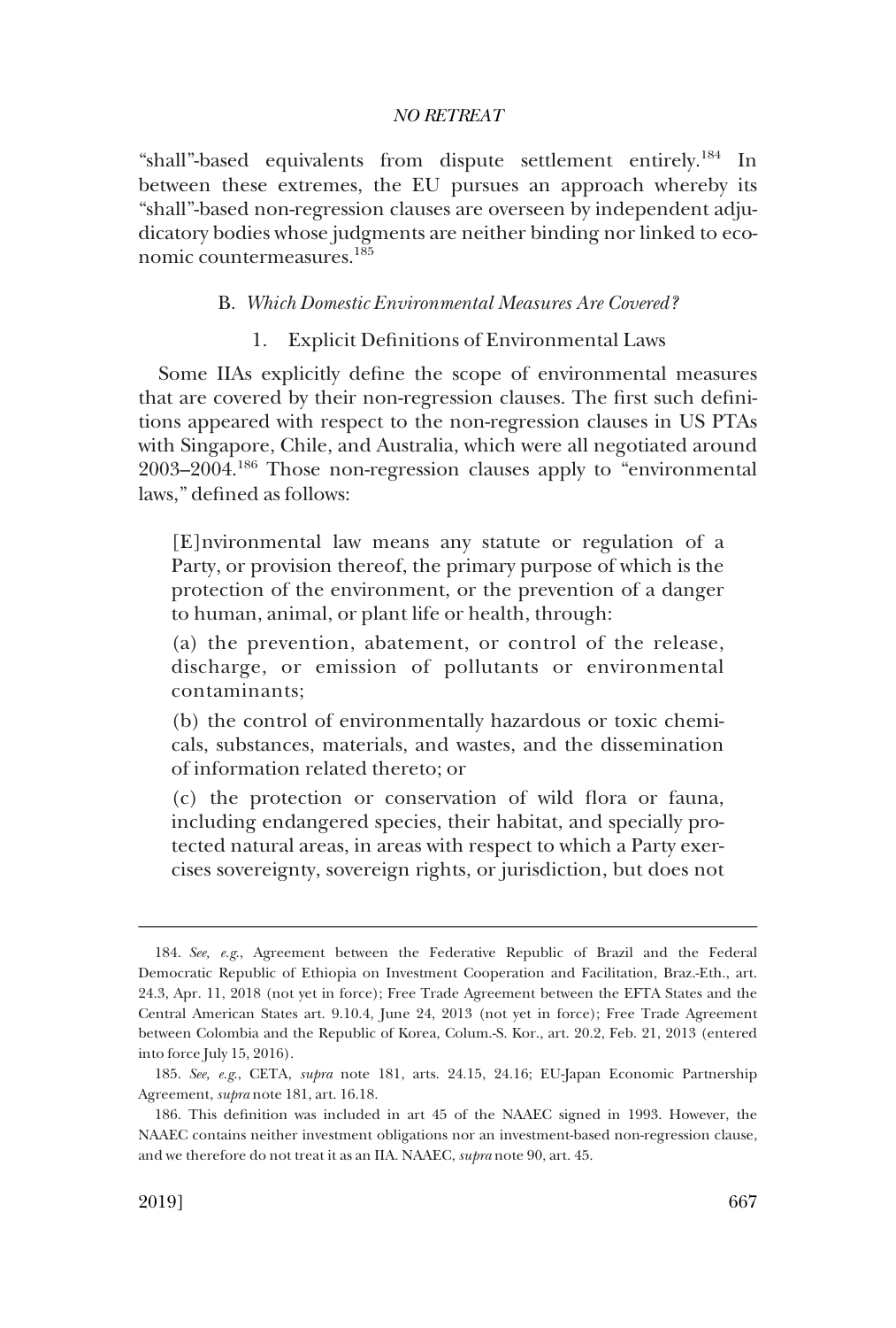"shall"-based equivalents from dispute settlement entirely.[184] In between these extremes, the EU pursues an approach whereby its "shall"-based non-regression clauses are overseen by independent adjudicatory bodies whose judgments are neither binding nor linked to economic countermeasures.[185]

### B. *Which Domestic Environmental Measures Are Covered?*

#### 1. Explicit Definitions of Environmental Laws

Some IIAs explicitly define the scope of environmental measures that are covered by their non-regression clauses. The first such definitions appeared with respect to the non-regression clauses in US PTAs with Singapore, Chile, and Australia, which were all negotiated around 2003–2004.[186] Those non-regression clauses apply to "environmental laws," defined as follows:

> [E]nvironmental law means any statute or regulation of a Party, or provision thereof, the primary purpose of which is the protection of the environment, or the prevention of a danger to human, animal, or plant life or health, through:
>
> (a) the prevention, abatement, or control of the release, discharge, or emission of pollutants or environmental contaminants;
>
> (b) the control of environmentally hazardous or toxic chemicals, substances, materials, and wastes, and the dissemination of information related thereto; or
>
> (c) the protection or conservation of wild flora or fauna, including endangered species, their habitat, and specially protected natural areas, in areas with respect to which a Party exercises sovereignty, sovereign rights, or jurisdiction, but does not

---

184. *See, e.g.*, Agreement between the Federative Republic of Brazil and the Federal Democratic Republic of Ethiopia on Investment Cooperation and Facilitation, Braz.-Eth., art. 24.3, Apr. 11, 2018 (not yet in force); Free Trade Agreement between the EFTA States and the Central American States art. 9.10.4, June 24, 2013 (not yet in force); Free Trade Agreement between Colombia and the Republic of Korea, Colum.-S. Kor., art. 20.2, Feb. 21, 2013 (entered into force July 15, 2016).

185. *See, e.g.*, CETA, *supra* note 181, arts. 24.15, 24.16; EU-Japan Economic Partnership Agreement, *supra* note 181, art. 16.18.

186. This definition was included in art 45 of the NAAEC signed in 1993. However, the NAAEC contains neither investment obligations nor an investment-based non-regression clause, and we therefore do not treat it as an IIA. NAAEC, *supra* note 90, art. 45.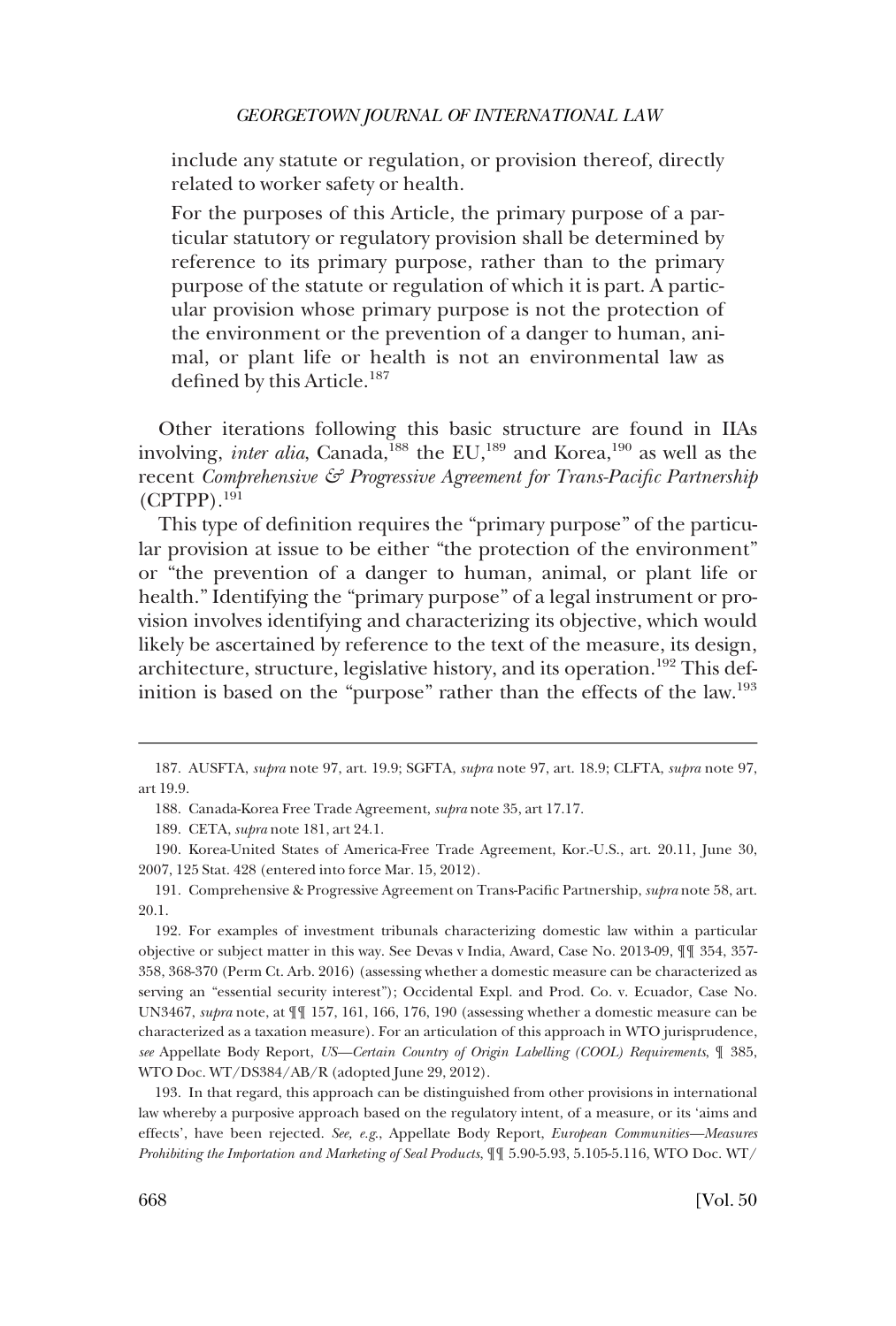> include any statute or regulation, or provision thereof, directly related to worker safety or health.
>
> For the purposes of this Article, the primary purpose of a particular statutory or regulatory provision shall be determined by reference to its primary purpose, rather than to the primary purpose of the statute or regulation of which it is part. A particular provision whose primary purpose is not the protection of the environment or the prevention of a danger to human, animal, or plant life or health is not an environmental law as defined by this Article.[187]

Other iterations following this basic structure are found in IIAs involving, *inter alia*, Canada,[188] the EU,[189] and Korea,[190] as well as the recent *Comprehensive & Progressive Agreement for Trans-Pacific Partnership* (CPTPP).[191]

This type of definition requires the "primary purpose" of the particular provision at issue to be either "the protection of the environment" or "the prevention of a danger to human, animal, or plant life or health." Identifying the "primary purpose" of a legal instrument or provision involves identifying and characterizing its objective, which would likely be ascertained by reference to the text of the measure, its design, architecture, structure, legislative history, and its operation.[192] This definition is based on the "purpose" rather than the effects of the law.[193]

---

187. AUSFTA, *supra* note 97, art. 19.9; SGFTA, *supra* note 97, art. 18.9; CLFTA, *supra* note 97, art 19.9.

188. Canada-Korea Free Trade Agreement, *supra* note 35, art 17.17.

189. CETA, *supra* note 181, art 24.1.

190. Korea-United States of America-Free Trade Agreement, Kor.-U.S., art. 20.11, June 30, 2007, 125 Stat. 428 (entered into force Mar. 15, 2012).

191. Comprehensive & Progressive Agreement on Trans-Pacific Partnership, *supra* note 58, art. 20.1.

192. For examples of investment tribunals characterizing domestic law within a particular objective or subject matter in this way. See Devas v India, Award, Case No. 2013-09, ¶¶ 354, 357-358, 368-370 (Perm Ct. Arb. 2016) (assessing whether a domestic measure can be characterized as serving an "essential security interest"); Occidental Expl. and Prod. Co. v. Ecuador, Case No. UN3467, *supra* note, at ¶¶ 157, 161, 166, 176, 190 (assessing whether a domestic measure can be characterized as a taxation measure). For an articulation of this approach in WTO jurisprudence, *see* Appellate Body Report, *US—Certain Country of Origin Labelling (COOL) Requirements*, ¶ 385, WTO Doc. WT/DS384/AB/R (adopted June 29, 2012).

193. In that regard, this approach can be distinguished from other provisions in international law whereby a purposive approach based on the regulatory intent, of a measure, or its 'aims and effects', have been rejected. *See, e.g.*, Appellate Body Report, *European Communities—Measures Prohibiting the Importation and Marketing of Seal Products*, ¶¶ 5.90-5.93, 5.105-5.116, WTO Doc. WT/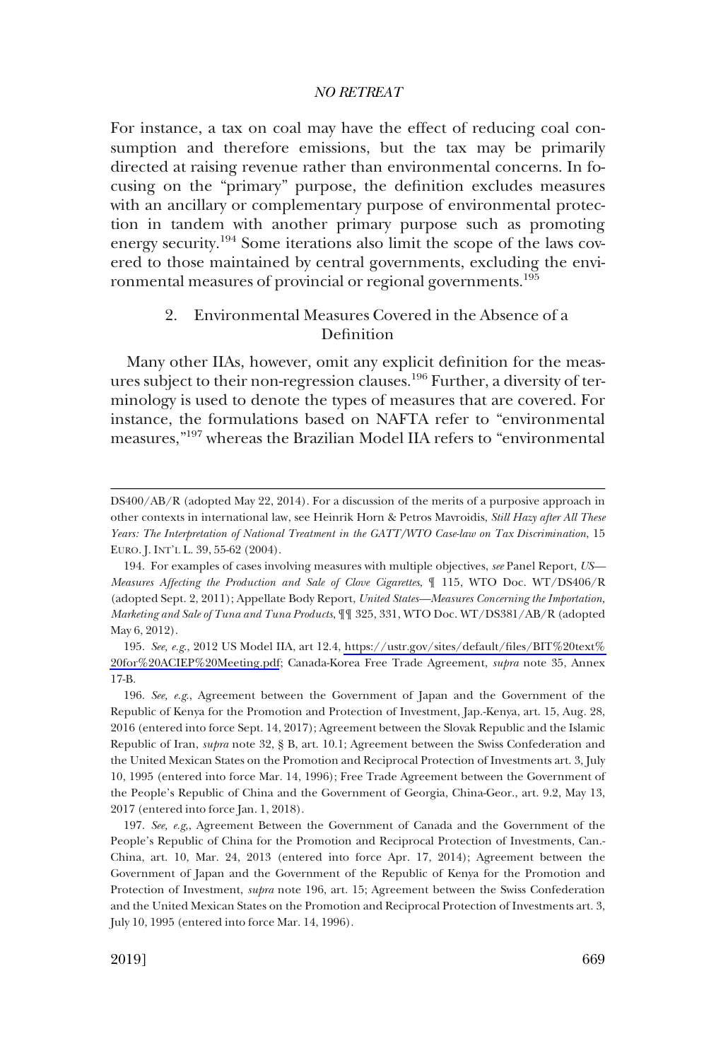For instance, a tax on coal may have the effect of reducing coal consumption and therefore emissions, but the tax may be primarily directed at raising revenue rather than environmental concerns. In focusing on the "primary" purpose, the definition excludes measures with an ancillary or complementary purpose of environmental protection in tandem with another primary purpose such as promoting energy security.[194] Some iterations also limit the scope of the laws covered to those maintained by central governments, excluding the environmental measures of provincial or regional governments.[195]

### 2. Environmental Measures Covered in the Absence of a Definition

Many other IIAs, however, omit any explicit definition for the measures subject to their non-regression clauses.[196] Further, a diversity of terminology is used to denote the types of measures that are covered. For instance, the formulations based on NAFTA refer to "environmental measures,"[197] whereas the Brazilian Model IIA refers to "environmental

---

DS400/AB/R (adopted May 22, 2014). For a discussion of the merits of a purposive approach in other contexts in international law, see Heinrik Horn & Petros Mavroidis, *Still Hazy after All These Years: The Interpretation of National Treatment in the GATT/WTO Case-law on Tax Discrimination*, 15 EURO. J. INT'L L. 39, 55-62 (2004).

194. For examples of cases involving measures with multiple objectives, *see* Panel Report, *US—Measures Affecting the Production and Sale of Clove Cigarettes*, ¶ 115, WTO Doc. WT/DS406/R (adopted Sept. 2, 2011); Appellate Body Report, *United States—Measures Concerning the Importation, Marketing and Sale of Tuna and Tuna Products*, ¶¶ 325, 331, WTO Doc. WT/DS381/AB/R (adopted May 6, 2012).

195. *See, e.g.*, 2012 US Model IIA, art 12.4, https://ustr.gov/sites/default/files/BIT%20text%20for%20ACIEP%20Meeting.pdf; Canada-Korea Free Trade Agreement, *supra* note 35, Annex 17-B.

196. *See, e.g.*, Agreement between the Government of Japan and the Government of the Republic of Kenya for the Promotion and Protection of Investment, Jap.-Kenya, art. 15, Aug. 28, 2016 (entered into force Sept. 14, 2017); Agreement between the Slovak Republic and the Islamic Republic of Iran, *supra* note 32, § B, art. 10.1; Agreement between the Swiss Confederation and the United Mexican States on the Promotion and Reciprocal Protection of Investments art. 3, July 10, 1995 (entered into force Mar. 14, 1996); Free Trade Agreement between the Government of the People's Republic of China and the Government of Georgia, China-Geor., art. 9.2, May 13, 2017 (entered into force Jan. 1, 2018).

197. *See, e.g,*, Agreement Between the Government of Canada and the Government of the People's Republic of China for the Promotion and Reciprocal Protection of Investments, Can.-China, art. 10, Mar. 24, 2013 (entered into force Apr. 17, 2014); Agreement between the Government of Japan and the Government of the Republic of Kenya for the Promotion and Protection of Investment, *supra* note 196, art. 15; Agreement between the Swiss Confederation and the United Mexican States on the Promotion and Reciprocal Protection of Investments art. 3, July 10, 1995 (entered into force Mar. 14, 1996).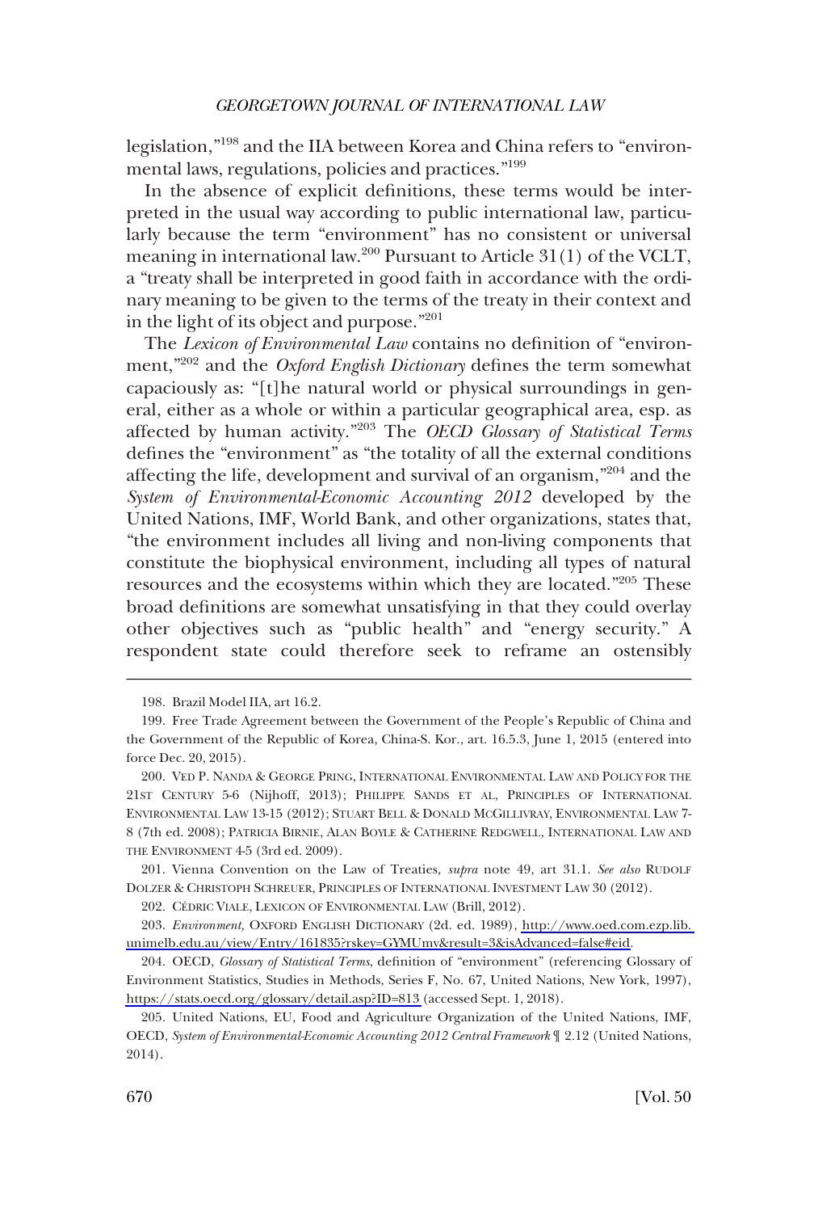legislation,"[198] and the IIA between Korea and China refers to "environmental laws, regulations, policies and practices."[199]

In the absence of explicit definitions, these terms would be interpreted in the usual way according to public international law, particularly because the term "environment" has no consistent or universal meaning in international law.[200] Pursuant to Article 31(1) of the VCLT, a "treaty shall be interpreted in good faith in accordance with the ordinary meaning to be given to the terms of the treaty in their context and in the light of its object and purpose."[201]

The *Lexicon of Environmental Law* contains no definition of "environment,"[202] and the *Oxford English Dictionary* defines the term somewhat capaciously as: "[t]he natural world or physical surroundings in general, either as a whole or within a particular geographical area, esp. as affected by human activity."[203] The *OECD Glossary of Statistical Terms* defines the "environment" as "the totality of all the external conditions affecting the life, development and survival of an organism,"[204] and the *System of Environmental-Economic Accounting 2012* developed by the United Nations, IMF, World Bank, and other organizations, states that, "the environment includes all living and non-living components that constitute the biophysical environment, including all types of natural resources and the ecosystems within which they are located."[205] These broad definitions are somewhat unsatisfying in that they could overlay other objectives such as "public health" and "energy security." A respondent state could therefore seek to reframe an ostensibly

---

198. Brazil Model IIA, art 16.2.

199. Free Trade Agreement between the Government of the People's Republic of China and the Government of the Republic of Korea, China-S. Kor., art. 16.5.3, June 1, 2015 (entered into force Dec. 20, 2015).

200. VED P. NANDA & GEORGE PRING, INTERNATIONAL ENVIRONMENTAL LAW AND POLICY FOR THE 21ST CENTURY 5-6 (Nijhoff, 2013); PHILIPPE SANDS ET AL, PRINCIPLES OF INTERNATIONAL ENVIRONMENTAL LAW 13-15 (2012); STUART BELL & DONALD MCGILLIVRAY, ENVIRONMENTAL LAW 7-8 (7th ed. 2008); PATRICIA BIRNIE, ALAN BOYLE & CATHERINE REDGWELL, INTERNATIONAL LAW AND THE ENVIRONMENT 4-5 (3rd ed. 2009).

201. Vienna Convention on the Law of Treaties, *supra* note 49, art 31.1. *See also* RUDOLF DOLZER & CHRISTOPH SCHREUER, PRINCIPLES OF INTERNATIONAL INVESTMENT LAW 30 (2012).

202. CÉDRIC VIALE, LEXICON OF ENVIRONMENTAL LAW (Brill, 2012).

203. *Environment*, OXFORD ENGLISH DICTIONARY (2d. ed. 1989), http://www.oed.com.ezp.lib.unimelb.edu.au/view/Entry/161835?rskey=GYMUmv&result=3&isAdvanced=false#eid.

204. OECD, *Glossary of Statistical Terms*, definition of "environment" (referencing Glossary of Environment Statistics, Studies in Methods, Series F, No. 67, United Nations, New York, 1997), https://stats.oecd.org/glossary/detail.asp?ID=813 (accessed Sept. 1, 2018).

205. United Nations, EU, Food and Agriculture Organization of the United Nations, IMF, OECD, *System of Environmental-Economic Accounting 2012 Central Framework* ¶ 2.12 (United Nations, 2014).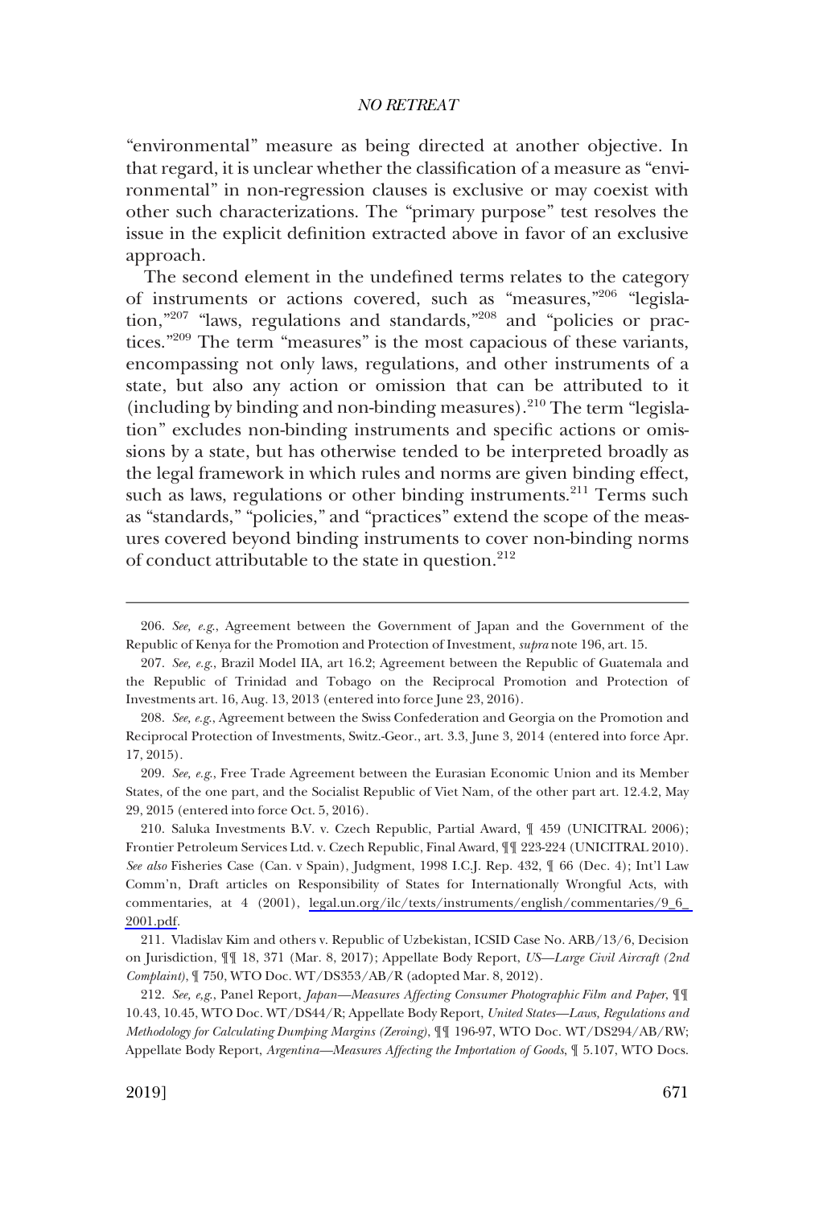"environmental" measure as being directed at another objective. In that regard, it is unclear whether the classification of a measure as "environmental" in non-regression clauses is exclusive or may coexist with other such characterizations. The "primary purpose" test resolves the issue in the explicit definition extracted above in favor of an exclusive approach.

The second element in the undefined terms relates to the category of instruments or actions covered, such as "measures,"[206] "legislation,"[207] "laws, regulations and standards,"[208] and "policies or practices."[209] The term "measures" is the most capacious of these variants, encompassing not only laws, regulations, and other instruments of a state, but also any action or omission that can be attributed to it (including by binding and non-binding measures).[210] The term "legislation" excludes non-binding instruments and specific actions or omissions by a state, but has otherwise tended to be interpreted broadly as the legal framework in which rules and norms are given binding effect, such as laws, regulations or other binding instruments.[211] Terms such as "standards," "policies," and "practices" extend the scope of the measures covered beyond binding instruments to cover non-binding norms of conduct attributable to the state in question.[212]

---

206. *See, e.g.*, Agreement between the Government of Japan and the Government of the Republic of Kenya for the Promotion and Protection of Investment, *supra* note 196, art. 15.

207. *See, e.g.*, Brazil Model IIA, art 16.2; Agreement between the Republic of Guatemala and the Republic of Trinidad and Tobago on the Reciprocal Promotion and Protection of Investments art. 16, Aug. 13, 2013 (entered into force June 23, 2016).

208. *See, e.g.*, Agreement between the Swiss Confederation and Georgia on the Promotion and Reciprocal Protection of Investments, Switz.-Geor., art. 3.3, June 3, 2014 (entered into force Apr. 17, 2015).

209. *See, e.g.*, Free Trade Agreement between the Eurasian Economic Union and its Member States, of the one part, and the Socialist Republic of Viet Nam, of the other part art. 12.4.2, May 29, 2015 (entered into force Oct. 5, 2016).

210. Saluka Investments B.V. v. Czech Republic, Partial Award, ¶ 459 (UNICITRAL 2006); Frontier Petroleum Services Ltd. v. Czech Republic, Final Award, ¶¶ 223-224 (UNICITRAL 2010). *See also* Fisheries Case (Can. v Spain), Judgment, 1998 I.C.J. Rep. 432, ¶ 66 (Dec. 4); Int'l Law Comm'n, Draft articles on Responsibility of States for Internationally Wrongful Acts, with commentaries, at 4 (2001), legal.un.org/ilc/texts/instruments/english/commentaries/9_6_2001.pdf.

211. Vladislav Kim and others v. Republic of Uzbekistan, ICSID Case No. ARB/13/6, Decision on Jurisdiction, ¶¶ 18, 371 (Mar. 8, 2017); Appellate Body Report, *US—Large Civil Aircraft (2nd Complaint)*, ¶ 750, WTO Doc. WT/DS353/AB/R (adopted Mar. 8, 2012).

212. *See, e.g.*, Panel Report, *Japan—Measures Affecting Consumer Photographic Film and Paper*, ¶¶ 10.43, 10.45, WTO Doc. WT/DS44/R; Appellate Body Report, *United States—Laws, Regulations and Methodology for Calculating Dumping Margins (Zeroing)*, ¶¶ 196-97, WTO Doc. WT/DS294/AB/RW; Appellate Body Report, *Argentina—Measures Affecting the Importation of Goods*, ¶ 5.107, WTO Docs.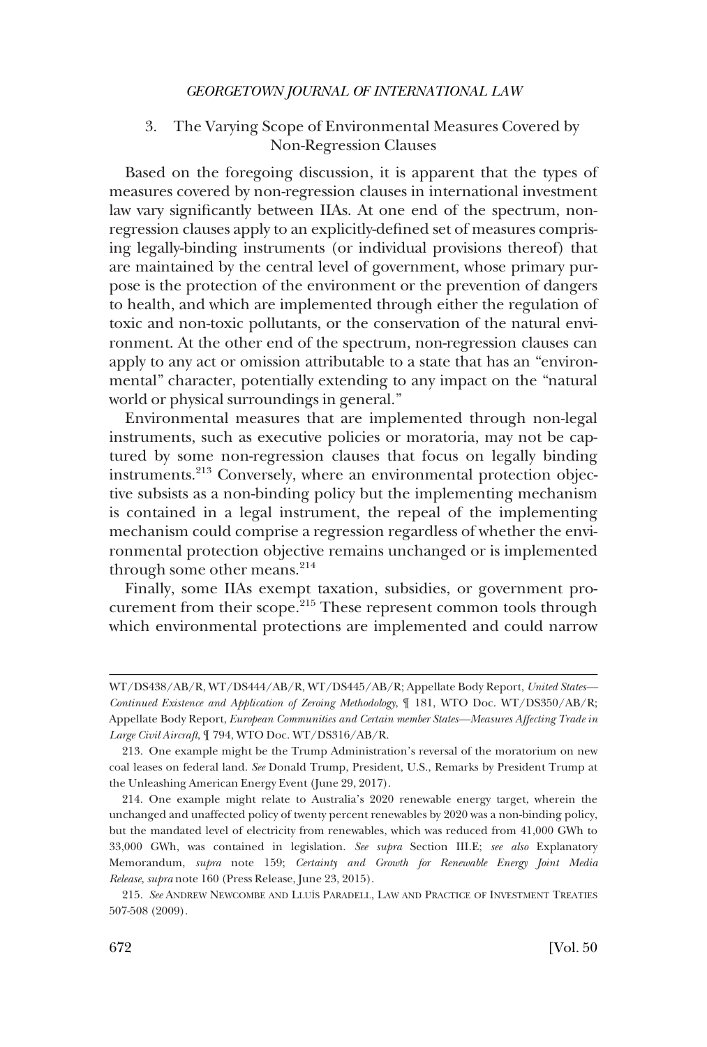### 3. The Varying Scope of Environmental Measures Covered by Non-Regression Clauses

Based on the foregoing discussion, it is apparent that the types of measures covered by non-regression clauses in international investment law vary significantly between IIAs. At one end of the spectrum, non-regression clauses apply to an explicitly-defined set of measures comprising legally-binding instruments (or individual provisions thereof) that are maintained by the central level of government, whose primary purpose is the protection of the environment or the prevention of dangers to health, and which are implemented through either the regulation of toxic and non-toxic pollutants, or the conservation of the natural environment. At the other end of the spectrum, non-regression clauses can apply to any act or omission attributable to a state that has an "environmental" character, potentially extending to any impact on the "natural world or physical surroundings in general."

Environmental measures that are implemented through non-legal instruments, such as executive policies or moratoria, may not be captured by some non-regression clauses that focus on legally binding instruments.[213] Conversely, where an environmental protection objective subsists as a non-binding policy but the implementing mechanism is contained in a legal instrument, the repeal of the implementing mechanism could comprise a regression regardless of whether the environmental protection objective remains unchanged or is implemented through some other means.[214]

Finally, some IIAs exempt taxation, subsidies, or government procurement from their scope.[215] These represent common tools through which environmental protections are implemented and could narrow

---

WT/DS438/AB/R, WT/DS444/AB/R, WT/DS445/AB/R; Appellate Body Report, *United States—Continued Existence and Application of Zeroing Methodology*, ¶ 181, WTO Doc. WT/DS350/AB/R; Appellate Body Report, *European Communities and Certain member States—Measures Affecting Trade in Large Civil Aircraft*, ¶ 794, WTO Doc. WT/DS316/AB/R.

213. One example might be the Trump Administration's reversal of the moratorium on new coal leases on federal land. *See* Donald Trump, President, U.S., Remarks by President Trump at the Unleashing American Energy Event (June 29, 2017).

214. One example might relate to Australia's 2020 renewable energy target, wherein the unchanged and unaffected policy of twenty percent renewables by 2020 was a non-binding policy, but the mandated level of electricity from renewables, which was reduced from 41,000 GWh to 33,000 GWh, was contained in legislation. *See supra* Section III.E; *see also* Explanatory Memorandum, *supra* note 159; *Certainty and Growth for Renewable Energy Joint Media Release*, *supra* note 160 (Press Release, June 23, 2015).

215. *See* ANDREW NEWCOMBE AND LLUÍS PARADELL, LAW AND PRACTICE OF INVESTMENT TREATIES 507-508 (2009).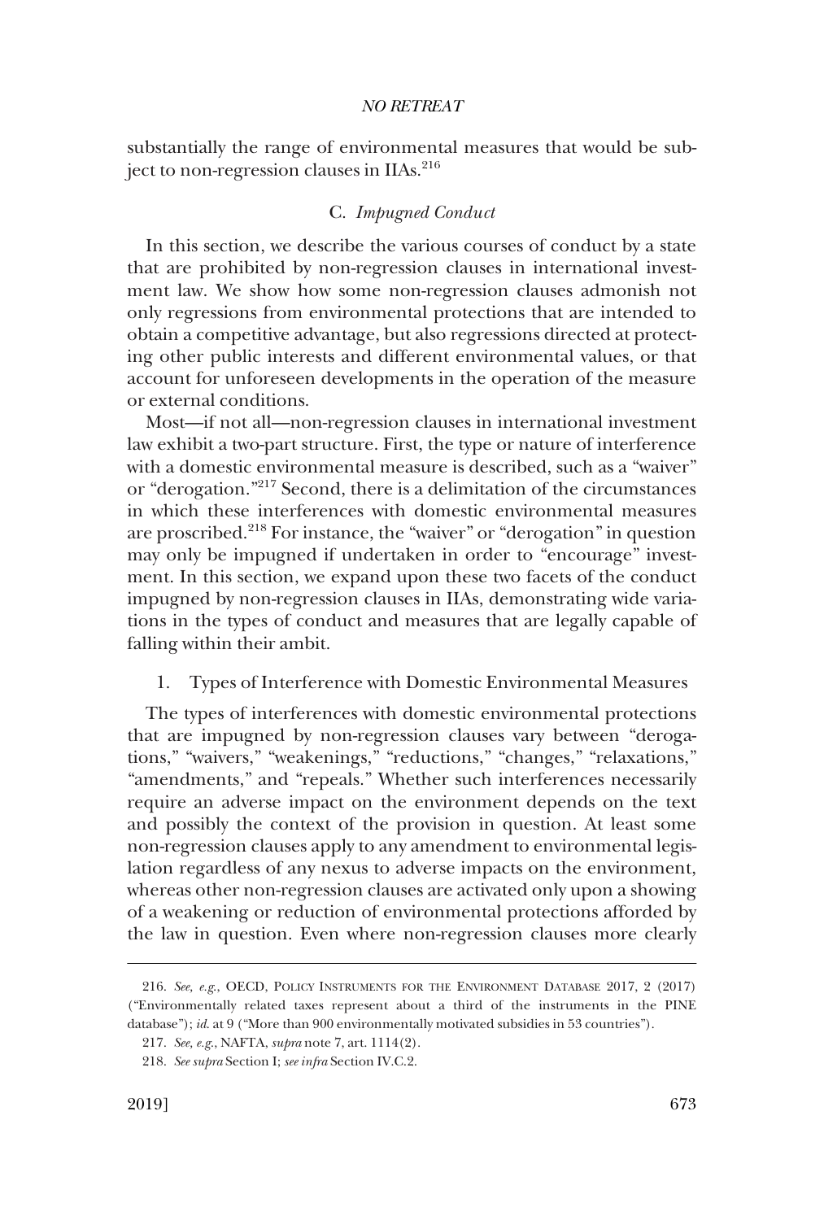substantially the range of environmental measures that would be subject to non-regression clauses in IIAs.[216]

### C. *Impugned Conduct*

In this section, we describe the various courses of conduct by a state that are prohibited by non-regression clauses in international investment law. We show how some non-regression clauses admonish not only regressions from environmental protections that are intended to obtain a competitive advantage, but also regressions directed at protecting other public interests and different environmental values, or that account for unforeseen developments in the operation of the measure or external conditions.

Most—if not all—non-regression clauses in international investment law exhibit a two-part structure. First, the type or nature of interference with a domestic environmental measure is described, such as a "waiver" or "derogation."[217] Second, there is a delimitation of the circumstances in which these interferences with domestic environmental measures are proscribed.[218] For instance, the "waiver" or "derogation" in question may only be impugned if undertaken in order to "encourage" investment. In this section, we expand upon these two facets of the conduct impugned by non-regression clauses in IIAs, demonstrating wide variations in the types of conduct and measures that are legally capable of falling within their ambit.

#### 1. Types of Interference with Domestic Environmental Measures

The types of interferences with domestic environmental protections that are impugned by non-regression clauses vary between "derogations," "waivers," "weakenings," "reductions," "changes," "relaxations," "amendments," and "repeals." Whether such interferences necessarily require an adverse impact on the environment depends on the text and possibly the context of the provision in question. At least some non-regression clauses apply to any amendment to environmental legislation regardless of any nexus to adverse impacts on the environment, whereas other non-regression clauses are activated only upon a showing of a weakening or reduction of environmental protections afforded by the law in question. Even where non-regression clauses more clearly

---

216. *See, e.g.*, OECD, POLICY INSTRUMENTS FOR THE ENVIRONMENT DATABASE 2017, 2 (2017) ("Environmentally related taxes represent about a third of the instruments in the PINE database"); *id.* at 9 ("More than 900 environmentally motivated subsidies in 53 countries").

217. *See, e.g.*, NAFTA, *supra* note 7, art. 1114(2).

218. *See supra* Section I; *see infra* Section IV.C.2.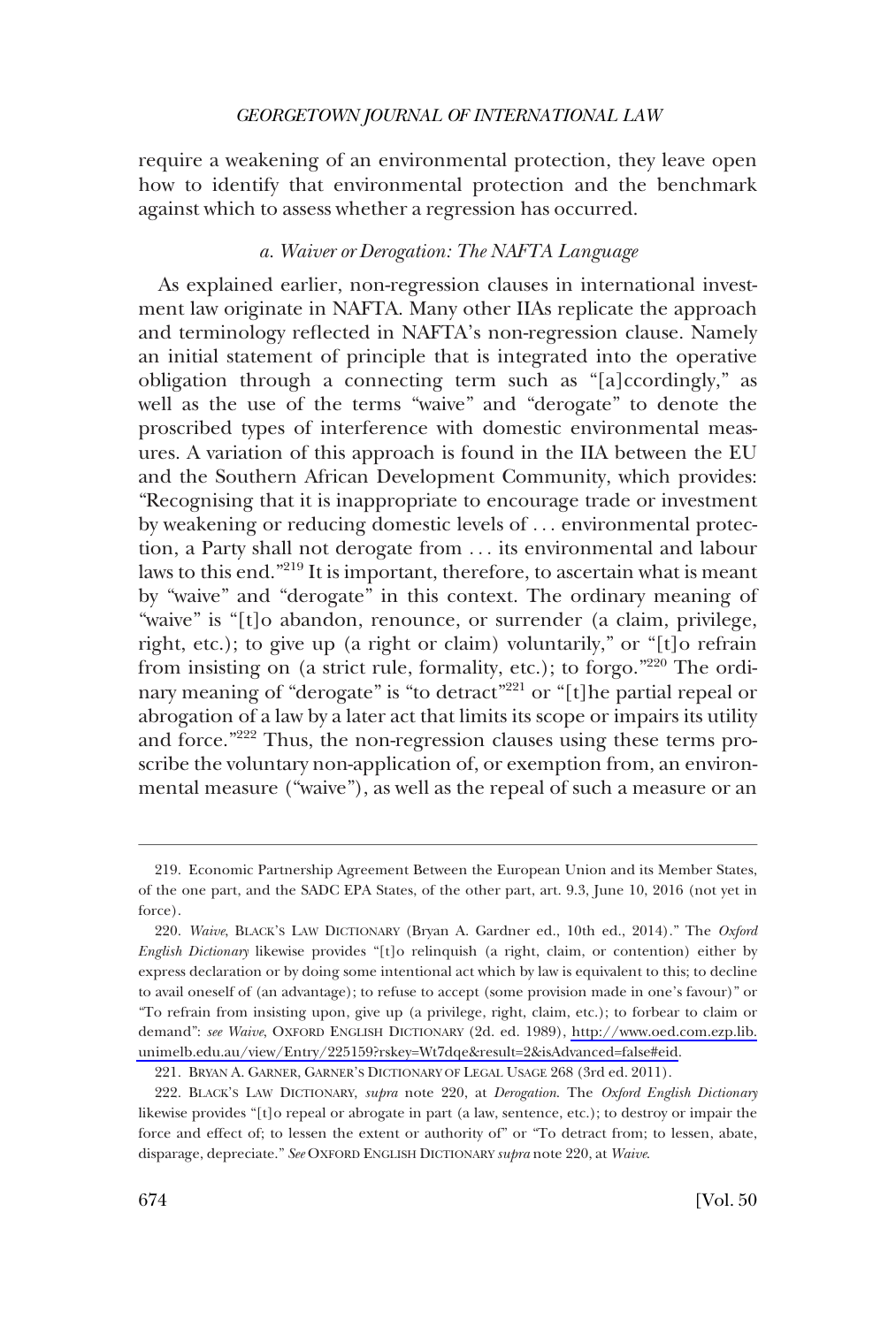require a weakening of an environmental protection, they leave open how to identify that environmental protection and the benchmark against which to assess whether a regression has occurred.

### *a. Waiver or Derogation: The NAFTA Language*

As explained earlier, non-regression clauses in international investment law originate in NAFTA. Many other IIAs replicate the approach and terminology reflected in NAFTA's non-regression clause. Namely an initial statement of principle that is integrated into the operative obligation through a connecting term such as "[a]ccordingly," as well as the use of the terms "waive" and "derogate" to denote the proscribed types of interference with domestic environmental measures. A variation of this approach is found in the IIA between the EU and the Southern African Development Community, which provides: "Recognising that it is inappropriate to encourage trade or investment by weakening or reducing domestic levels of . . . environmental protection, a Party shall not derogate from . . . its environmental and labour laws to this end."[219] It is important, therefore, to ascertain what is meant by "waive" and "derogate" in this context. The ordinary meaning of "waive" is "[t]o abandon, renounce, or surrender (a claim, privilege, right, etc.); to give up (a right or claim) voluntarily," or "[t]o refrain from insisting on (a strict rule, formality, etc.); to forgo."[220] The ordinary meaning of "derogate" is "to detract"[221] or "[t]he partial repeal or abrogation of a law by a later act that limits its scope or impairs its utility and force."[222] Thus, the non-regression clauses using these terms proscribe the voluntary non-application of, or exemption from, an environmental measure ("waive"), as well as the repeal of such a measure or an

---

219. Economic Partnership Agreement Between the European Union and its Member States, of the one part, and the SADC EPA States, of the other part, art. 9.3, June 10, 2016 (not yet in force).

220. *Waive*, BLACK'S LAW DICTIONARY (Bryan A. Gardner ed., 10th ed., 2014)." The *Oxford English Dictionary* likewise provides "[t]o relinquish (a right, claim, or contention) either by express declaration or by doing some intentional act which by law is equivalent to this; to decline to avail oneself of (an advantage); to refuse to accept (some provision made in one's favour)" or "To refrain from insisting upon, give up (a privilege, right, claim, etc.); to forbear to claim or demand": *see Waive*, OXFORD ENGLISH DICTIONARY (2d. ed. 1989), http://www.oed.com.ezp.lib.unimelb.edu.au/view/Entry/225159?rskey=Wt7dqe&result=2&isAdvanced=false#eid.

221. BRYAN A. GARNER, GARNER'S DICTIONARY OF LEGAL USAGE 268 (3rd ed. 2011).

222. BLACK'S LAW DICTIONARY, *supra* note 220, at *Derogation*. The *Oxford English Dictionary* likewise provides "[t]o repeal or abrogate in part (a law, sentence, etc.); to destroy or impair the force and effect of; to lessen the extent or authority of" or "To detract from; to lessen, abate, disparage, depreciate." *See* OXFORD ENGLISH DICTIONARY *supra* note 220, at *Waive*.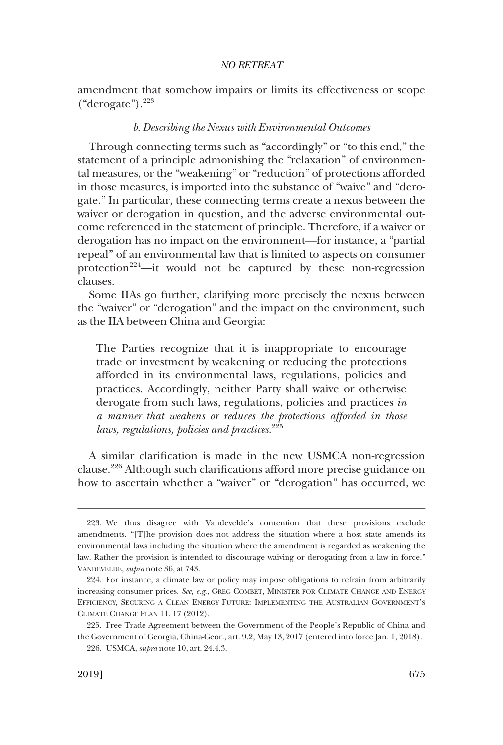amendment that somehow impairs or limits its effectiveness or scope ("derogate").[223]

#### *b. Describing the Nexus with Environmental Outcomes*

Through connecting terms such as "accordingly" or "to this end," the statement of a principle admonishing the "relaxation" of environmental measures, or the "weakening" or "reduction" of protections afforded in those measures, is imported into the substance of "waive" and "derogate." In particular, these connecting terms create a nexus between the waiver or derogation in question, and the adverse environmental outcome referenced in the statement of principle. Therefore, if a waiver or derogation has no impact on the environment—for instance, a "partial repeal" of an environmental law that is limited to aspects on consumer protection[224]—it would not be captured by these non-regression clauses.

Some IIAs go further, clarifying more precisely the nexus between the "waiver" or "derogation" and the impact on the environment, such as the IIA between China and Georgia:

> The Parties recognize that it is inappropriate to encourage trade or investment by weakening or reducing the protections afforded in its environmental laws, regulations, policies and practices. Accordingly, neither Party shall waive or otherwise derogate from such laws, regulations, policies and practices *in a manner that weakens or reduces the protections afforded in those laws, regulations, policies and practices.*[225]

A similar clarification is made in the new USMCA non-regression clause.[226] Although such clarifications afford more precise guidance on how to ascertain whether a "waiver" or "derogation" has occurred, we

---

223. We thus disagree with Vandevelde's contention that these provisions exclude amendments. "[T]he provision does not address the situation where a host state amends its environmental laws including the situation where the amendment is regarded as weakening the law. Rather the provision is intended to discourage waiving or derogating from a law in force." VANDEVELDE, *supra* note 36, at 743.

224. For instance, a climate law or policy may impose obligations to refrain from arbitrarily increasing consumer prices. *See, e.g.*, GREG COMBET, MINISTER FOR CLIMATE CHANGE AND ENERGY EFFICIENCY, SECURING A CLEAN ENERGY FUTURE: IMPLEMENTING THE AUSTRALIAN GOVERNMENT'S CLIMATE CHANGE PLAN 11, 17 (2012).

225. Free Trade Agreement between the Government of the People's Republic of China and the Government of Georgia, China-Geor., art. 9.2, May 13, 2017 (entered into force Jan. 1, 2018).

226. USMCA, *supra* note 10, art. 24.4.3.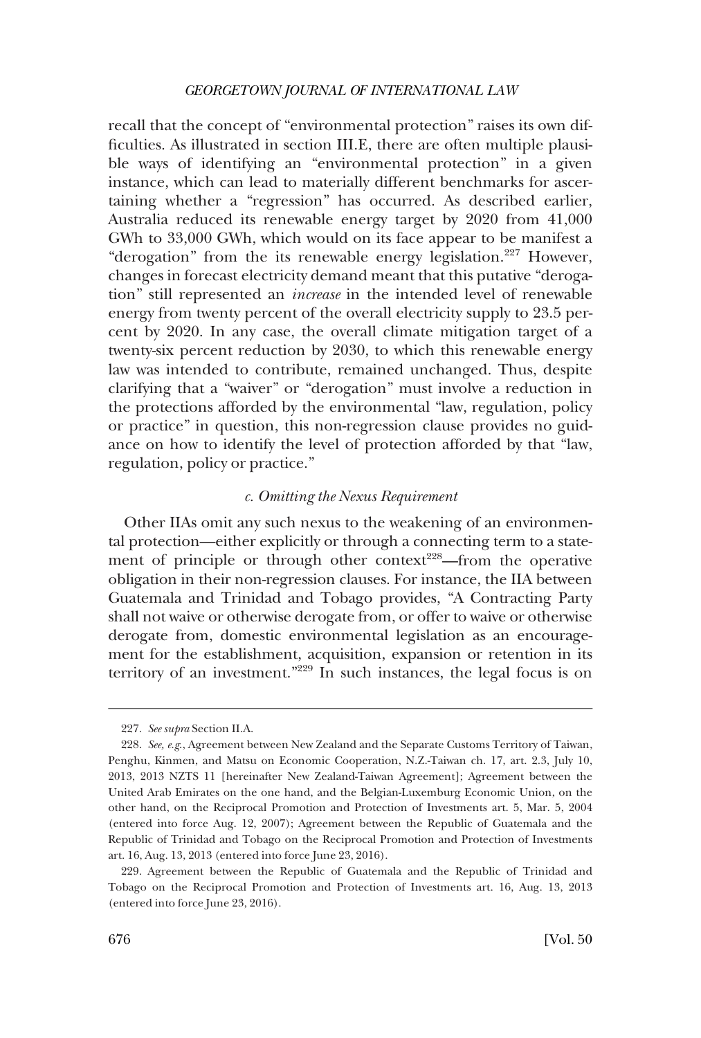recall that the concept of "environmental protection" raises its own difficulties. As illustrated in section III.E, there are often multiple plausible ways of identifying an "environmental protection" in a given instance, which can lead to materially different benchmarks for ascertaining whether a "regression" has occurred. As described earlier, Australia reduced its renewable energy target by 2020 from 41,000 GWh to 33,000 GWh, which would on its face appear to be manifest a "derogation" from the its renewable energy legislation.[227] However, changes in forecast electricity demand meant that this putative "derogation" still represented an *increase* in the intended level of renewable energy from twenty percent of the overall electricity supply to 23.5 percent by 2020. In any case, the overall climate mitigation target of a twenty-six percent reduction by 2030, to which this renewable energy law was intended to contribute, remained unchanged. Thus, despite clarifying that a "waiver" or "derogation" must involve a reduction in the protections afforded by the environmental "law, regulation, policy or practice" in question, this non-regression clause provides no guidance on how to identify the level of protection afforded by that "law, regulation, policy or practice."

### *c. Omitting the Nexus Requirement*

Other IIAs omit any such nexus to the weakening of an environmental protection—either explicitly or through a connecting term to a statement of principle or through other context[228]—from the operative obligation in their non-regression clauses. For instance, the IIA between Guatemala and Trinidad and Tobago provides, "A Contracting Party shall not waive or otherwise derogate from, or offer to waive or otherwise derogate from, domestic environmental legislation as an encouragement for the establishment, acquisition, expansion or retention in its territory of an investment."[229] In such instances, the legal focus is on

---

227. *See supra* Section II.A.

228. *See, e.g.*, Agreement between New Zealand and the Separate Customs Territory of Taiwan, Penghu, Kinmen, and Matsu on Economic Cooperation, N.Z.-Taiwan ch. 17, art. 2.3, July 10, 2013, 2013 NZTS 11 [hereinafter New Zealand-Taiwan Agreement]; Agreement between the United Arab Emirates on the one hand, and the Belgian-Luxemburg Economic Union, on the other hand, on the Reciprocal Promotion and Protection of Investments art. 5, Mar. 5, 2004 (entered into force Aug. 12, 2007); Agreement between the Republic of Guatemala and the Republic of Trinidad and Tobago on the Reciprocal Promotion and Protection of Investments art. 16, Aug. 13, 2013 (entered into force June 23, 2016).

229. Agreement between the Republic of Guatemala and the Republic of Trinidad and Tobago on the Reciprocal Promotion and Protection of Investments art. 16, Aug. 13, 2013 (entered into force June 23, 2016).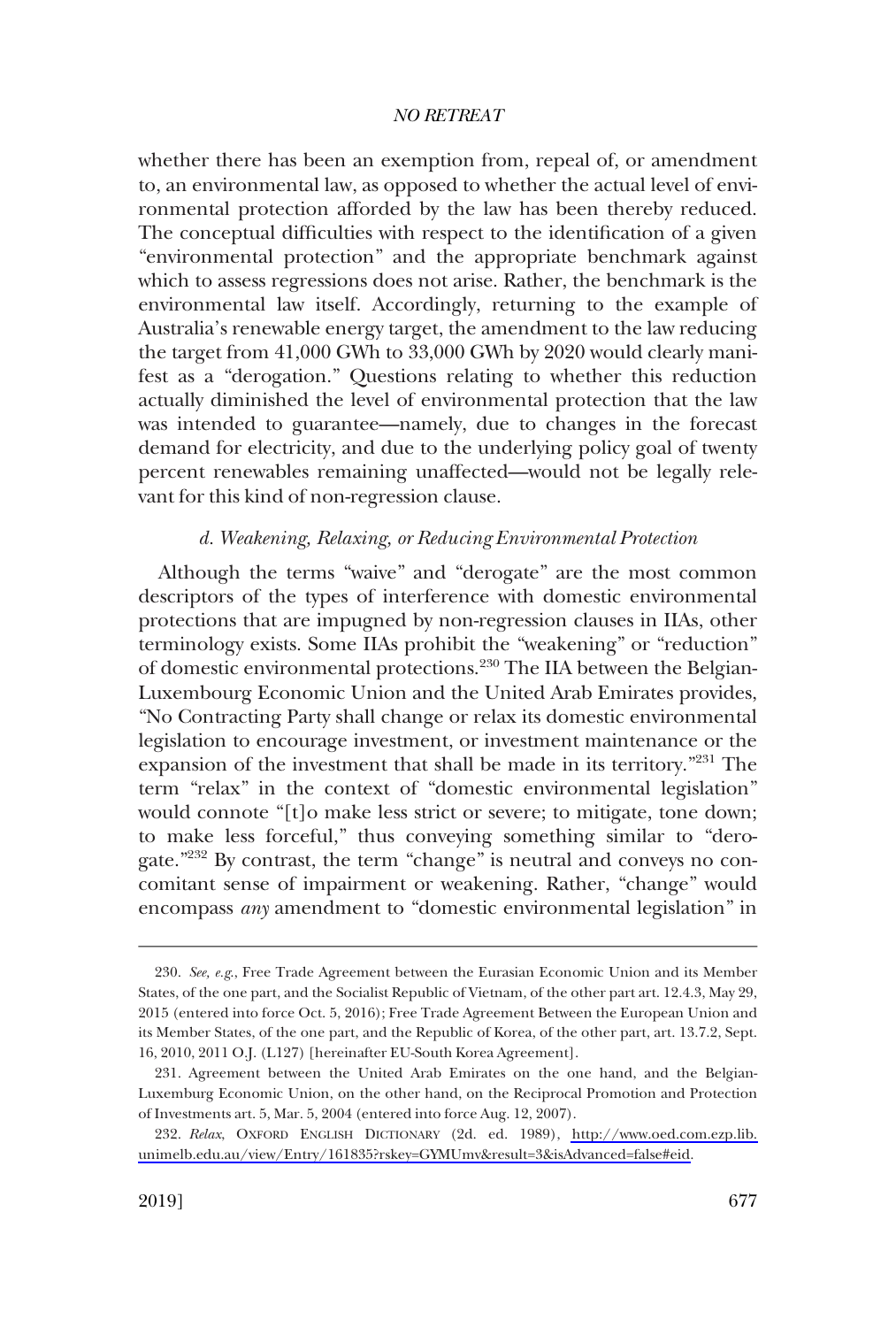whether there has been an exemption from, repeal of, or amendment to, an environmental law, as opposed to whether the actual level of environmental protection afforded by the law has been thereby reduced. The conceptual difficulties with respect to the identification of a given "environmental protection" and the appropriate benchmark against which to assess regressions does not arise. Rather, the benchmark is the environmental law itself. Accordingly, returning to the example of Australia's renewable energy target, the amendment to the law reducing the target from 41,000 GWh to 33,000 GWh by 2020 would clearly manifest as a "derogation." Questions relating to whether this reduction actually diminished the level of environmental protection that the law was intended to guarantee—namely, due to changes in the forecast demand for electricity, and due to the underlying policy goal of twenty percent renewables remaining unaffected—would not be legally relevant for this kind of non-regression clause.

#### *d. Weakening, Relaxing, or Reducing Environmental Protection*

Although the terms "waive" and "derogate" are the most common descriptors of the types of interference with domestic environmental protections that are impugned by non-regression clauses in IIAs, other terminology exists. Some IIAs prohibit the "weakening" or "reduction" of domestic environmental protections.[230] The IIA between the Belgian-Luxembourg Economic Union and the United Arab Emirates provides, "No Contracting Party shall change or relax its domestic environmental legislation to encourage investment, or investment maintenance or the expansion of the investment that shall be made in its territory."[231] The term "relax" in the context of "domestic environmental legislation" would connote "[t]o make less strict or severe; to mitigate, tone down; to make less forceful," thus conveying something similar to "derogate."[232] By contrast, the term "change" is neutral and conveys no concomitant sense of impairment or weakening. Rather, "change" would encompass *any* amendment to "domestic environmental legislation" in

230. *See, e.g.*, Free Trade Agreement between the Eurasian Economic Union and its Member States, of the one part, and the Socialist Republic of Vietnam, of the other part art. 12.4.3, May 29, 2015 (entered into force Oct. 5, 2016); Free Trade Agreement Between the European Union and its Member States, of the one part, and the Republic of Korea, of the other part, art. 13.7.2, Sept. 16, 2010, 2011 O.J. (L127) [hereinafter EU-South Korea Agreement].

231. Agreement between the United Arab Emirates on the one hand, and the Belgian-Luxemburg Economic Union, on the other hand, on the Reciprocal Promotion and Protection of Investments art. 5, Mar. 5, 2004 (entered into force Aug. 12, 2007).

232. *Relax*, OXFORD ENGLISH DICTIONARY (2d. ed. 1989), http://www.oed.com.ezp.lib.unimelb.edu.au/view/Entry/161835?rskey=GYMUmv&result=3&isAdvanced=false#eid.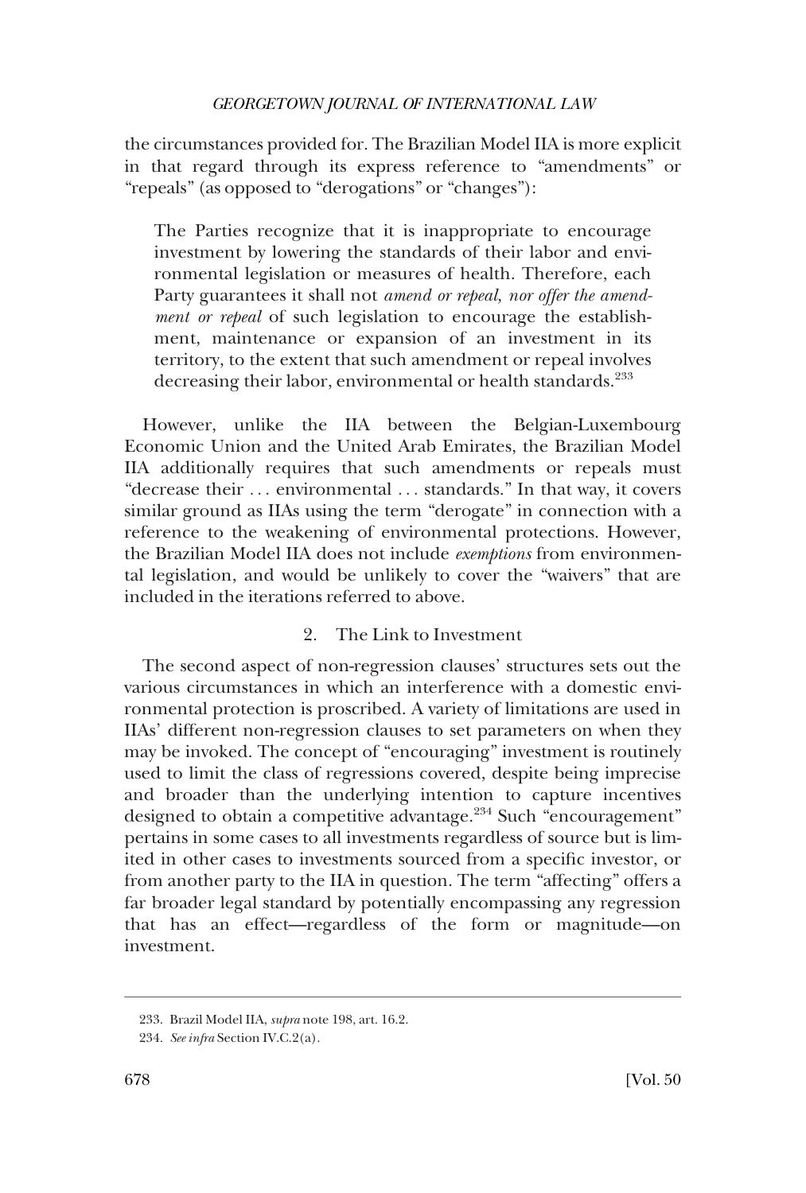the circumstances provided for. The Brazilian Model IIA is more explicit in that regard through its express reference to "amendments" or "repeals" (as opposed to "derogations" or "changes"):

> The Parties recognize that it is inappropriate to encourage investment by lowering the standards of their labor and environmental legislation or measures of health. Therefore, each Party guarantees it shall not *amend or repeal, nor offer the amendment or repeal* of such legislation to encourage the establishment, maintenance or expansion of an investment in its territory, to the extent that such amendment or repeal involves decreasing their labor, environmental or health standards.[233]

However, unlike the IIA between the Belgian-Luxembourg Economic Union and the United Arab Emirates, the Brazilian Model IIA additionally requires that such amendments or repeals must "decrease their . . . environmental . . . standards." In that way, it covers similar ground as IIAs using the term "derogate" in connection with a reference to the weakening of environmental protections. However, the Brazilian Model IIA does not include *exemptions* from environmental legislation, and would be unlikely to cover the "waivers" that are included in the iterations referred to above.

### 2. The Link to Investment

The second aspect of non-regression clauses' structures sets out the various circumstances in which an interference with a domestic environmental protection is proscribed. A variety of limitations are used in IIAs' different non-regression clauses to set parameters on when they may be invoked. The concept of "encouraging" investment is routinely used to limit the class of regressions covered, despite being imprecise and broader than the underlying intention to capture incentives designed to obtain a competitive advantage.[234] Such "encouragement" pertains in some cases to all investments regardless of source but is limited in other cases to investments sourced from a specific investor, or from another party to the IIA in question. The term "affecting" offers a far broader legal standard by potentially encompassing any regression that has an effect—regardless of the form or magnitude—on investment.

---

233. Brazil Model IIA, *supra* note 198, art. 16.2.

234. *See infra* Section IV.C.2(a).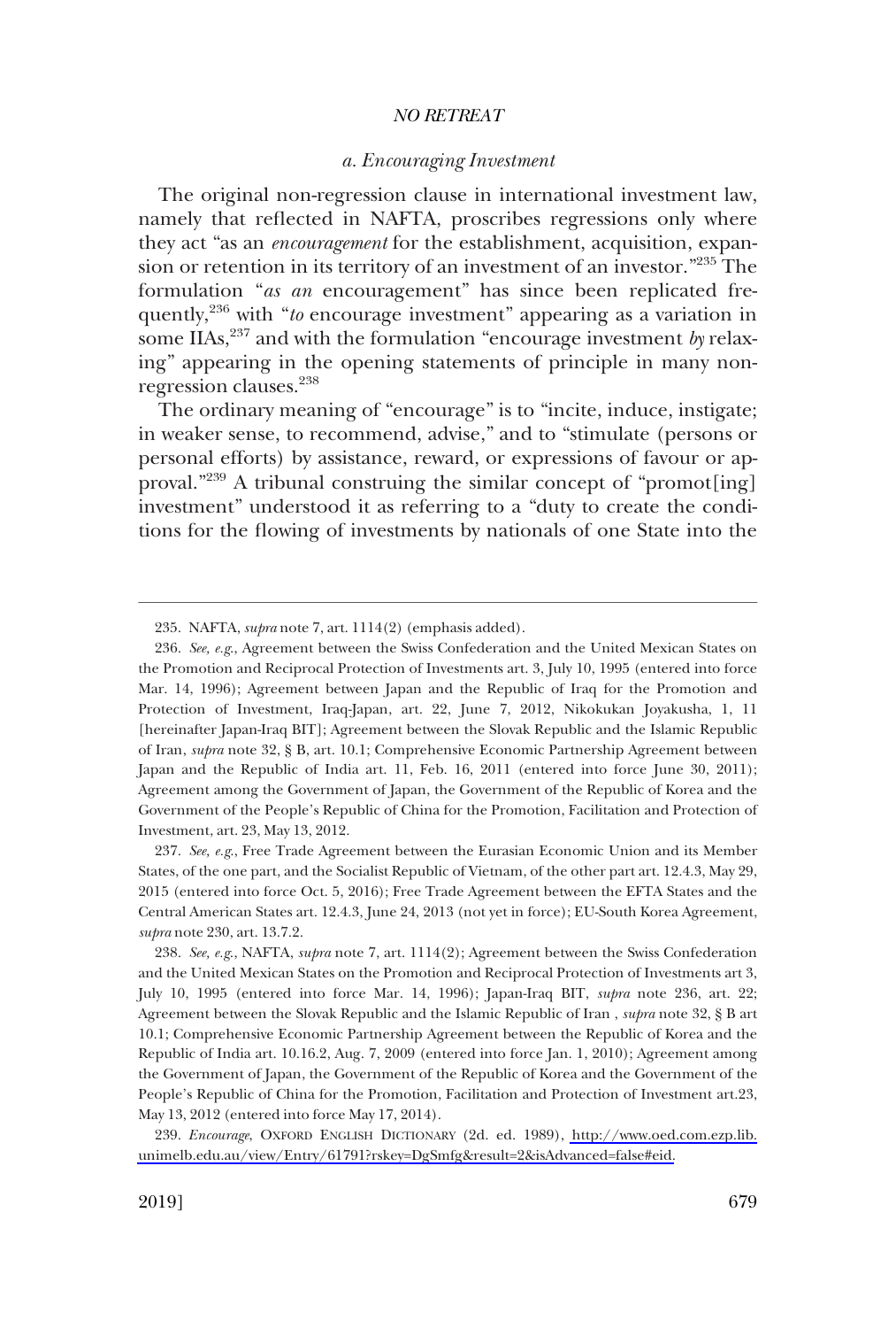### *a. Encouraging Investment*

The original non-regression clause in international investment law, namely that reflected in NAFTA, proscribes regressions only where they act "as an *encouragement* for the establishment, acquisition, expansion or retention in its territory of an investment of an investor."[235] The formulation "*as an* encouragement" has since been replicated frequently,[236] with "*to* encourage investment" appearing as a variation in some IIAs,[237] and with the formulation "encourage investment *by* relaxing" appearing in the opening statements of principle in many non-regression clauses.[238]

The ordinary meaning of "encourage" is to "incite, induce, instigate; in weaker sense, to recommend, advise," and to "stimulate (persons or personal efforts) by assistance, reward, or expressions of favour or approval."[239] A tribunal construing the similar concept of "promot[ing] investment" understood it as referring to a "duty to create the conditions for the flowing of investments by nationals of one State into the

---

235. NAFTA, *supra* note 7, art. 1114(2) (emphasis added).

236. *See, e.g.*, Agreement between the Swiss Confederation and the United Mexican States on the Promotion and Reciprocal Protection of Investments art. 3, July 10, 1995 (entered into force Mar. 14, 1996); Agreement between Japan and the Republic of Iraq for the Promotion and Protection of Investment, Iraq-Japan, art. 22, June 7, 2012, Nikokukan Joyakusha, 1, 11 [hereinafter Japan-Iraq BIT]; Agreement between the Slovak Republic and the Islamic Republic of Iran, *supra* note 32, § B, art. 10.1; Comprehensive Economic Partnership Agreement between Japan and the Republic of India art. 11, Feb. 16, 2011 (entered into force June 30, 2011); Agreement among the Government of Japan, the Government of the Republic of Korea and the Government of the People's Republic of China for the Promotion, Facilitation and Protection of Investment, art. 23, May 13, 2012.

237. *See, e.g.*, Free Trade Agreement between the Eurasian Economic Union and its Member States, of the one part, and the Socialist Republic of Vietnam, of the other part art. 12.4.3, May 29, 2015 (entered into force Oct. 5, 2016); Free Trade Agreement between the EFTA States and the Central American States art. 12.4.3, June 24, 2013 (not yet in force); EU-South Korea Agreement, *supra* note 230, art. 13.7.2.

238. *See, e.g.*, NAFTA, *supra* note 7, art. 1114(2); Agreement between the Swiss Confederation and the United Mexican States on the Promotion and Reciprocal Protection of Investments art 3, July 10, 1995 (entered into force Mar. 14, 1996); Japan-Iraq BIT, *supra* note 236, art. 22; Agreement between the Slovak Republic and the Islamic Republic of Iran , *supra* note 32, § B art 10.1; Comprehensive Economic Partnership Agreement between the Republic of Korea and the Republic of India art. 10.16.2, Aug. 7, 2009 (entered into force Jan. 1, 2010); Agreement among the Government of Japan, the Government of the Republic of Korea and the Government of the People's Republic of China for the Promotion, Facilitation and Protection of Investment art.23, May 13, 2012 (entered into force May 17, 2014).

239. *Encourage*, OXFORD ENGLISH DICTIONARY (2d. ed. 1989), http://www.oed.com.ezp.lib.unimelb.edu.au/view/Entry/61791?rskey=DgSmfg&result=2&isAdvanced=false#eid.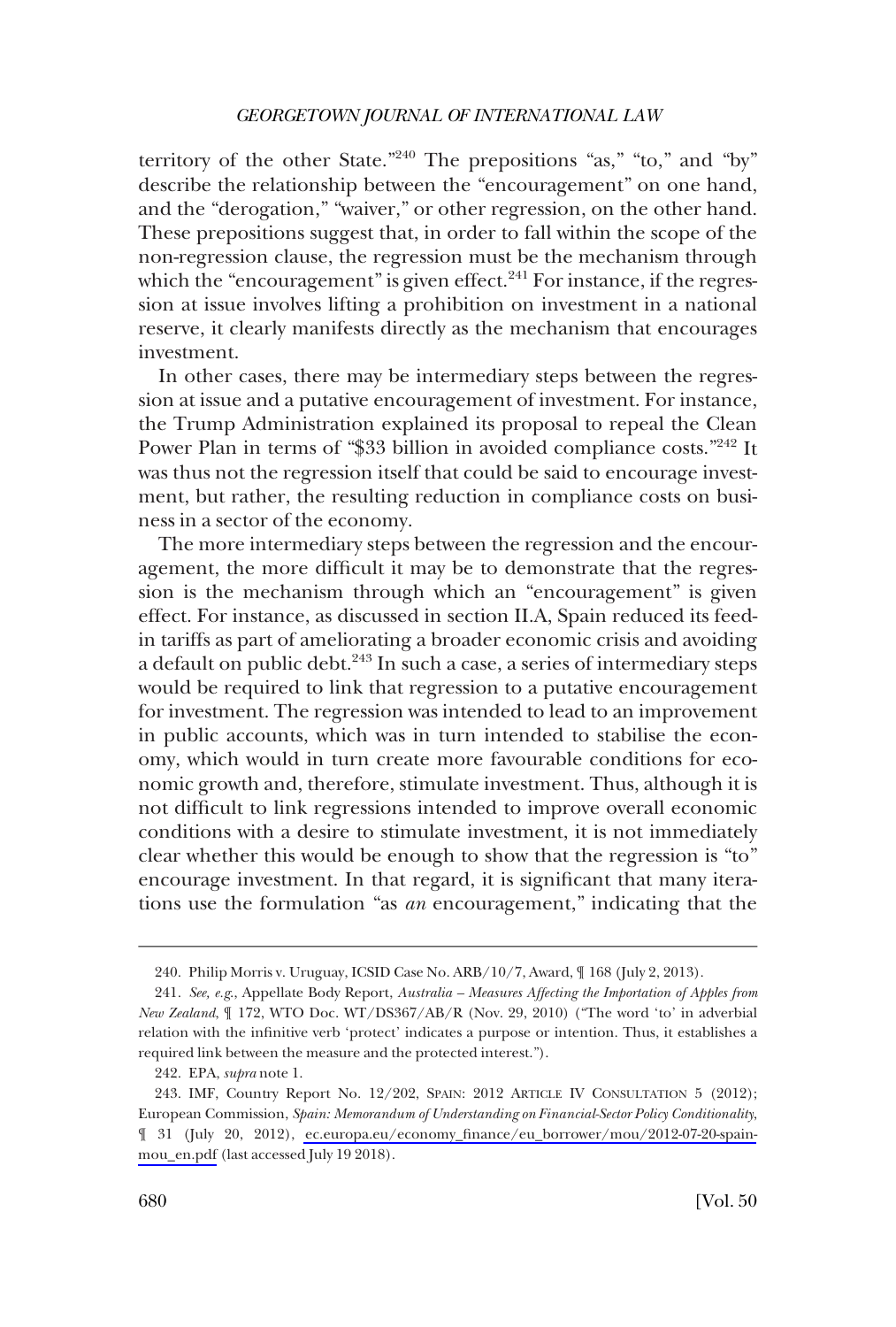territory of the other State."[240] The prepositions "as," "to," and "by" describe the relationship between the "encouragement" on one hand, and the "derogation," "waiver," or other regression, on the other hand. These prepositions suggest that, in order to fall within the scope of the non-regression clause, the regression must be the mechanism through which the "encouragement" is given effect.[241] For instance, if the regression at issue involves lifting a prohibition on investment in a national reserve, it clearly manifests directly as the mechanism that encourages investment.

In other cases, there may be intermediary steps between the regression at issue and a putative encouragement of investment. For instance, the Trump Administration explained its proposal to repeal the Clean Power Plan in terms of "$33 billion in avoided compliance costs."[242] It was thus not the regression itself that could be said to encourage investment, but rather, the resulting reduction in compliance costs on business in a sector of the economy.

The more intermediary steps between the regression and the encouragement, the more difficult it may be to demonstrate that the regression is the mechanism through which an "encouragement" is given effect. For instance, as discussed in section II.A, Spain reduced its feed-in tariffs as part of ameliorating a broader economic crisis and avoiding a default on public debt.[243] In such a case, a series of intermediary steps would be required to link that regression to a putative encouragement for investment. The regression was intended to lead to an improvement in public accounts, which was in turn intended to stabilise the economy, which would in turn create more favourable conditions for economic growth and, therefore, stimulate investment. Thus, although it is not difficult to link regressions intended to improve overall economic conditions with a desire to stimulate investment, it is not immediately clear whether this would be enough to show that the regression is "to" encourage investment. In that regard, it is significant that many iterations use the formulation "as *an* encouragement," indicating that the

240. Philip Morris v. Uruguay, ICSID Case No. ARB/10/7, Award, ¶ 168 (July 2, 2013).

241. *See, e.g.*, Appellate Body Report, *Australia – Measures Affecting the Importation of Apples from New Zealand*, ¶ 172, WTO Doc. WT/DS367/AB/R (Nov. 29, 2010) ("The word 'to' in adverbial relation with the infinitive verb 'protect' indicates a purpose or intention. Thus, it establishes a required link between the measure and the protected interest.").

242. EPA, *supra* note 1.

243. IMF, Country Report No. 12/202, SPAIN: 2012 ARTICLE IV CONSULTATION 5 (2012); European Commission, *Spain: Memorandum of Understanding on Financial-Sector Policy Conditionality*, ¶ 31 (July 20, 2012), ec.europa.eu/economy_finance/eu_borrower/mou/2012-07-20-spain-mou_en.pdf (last accessed July 19 2018).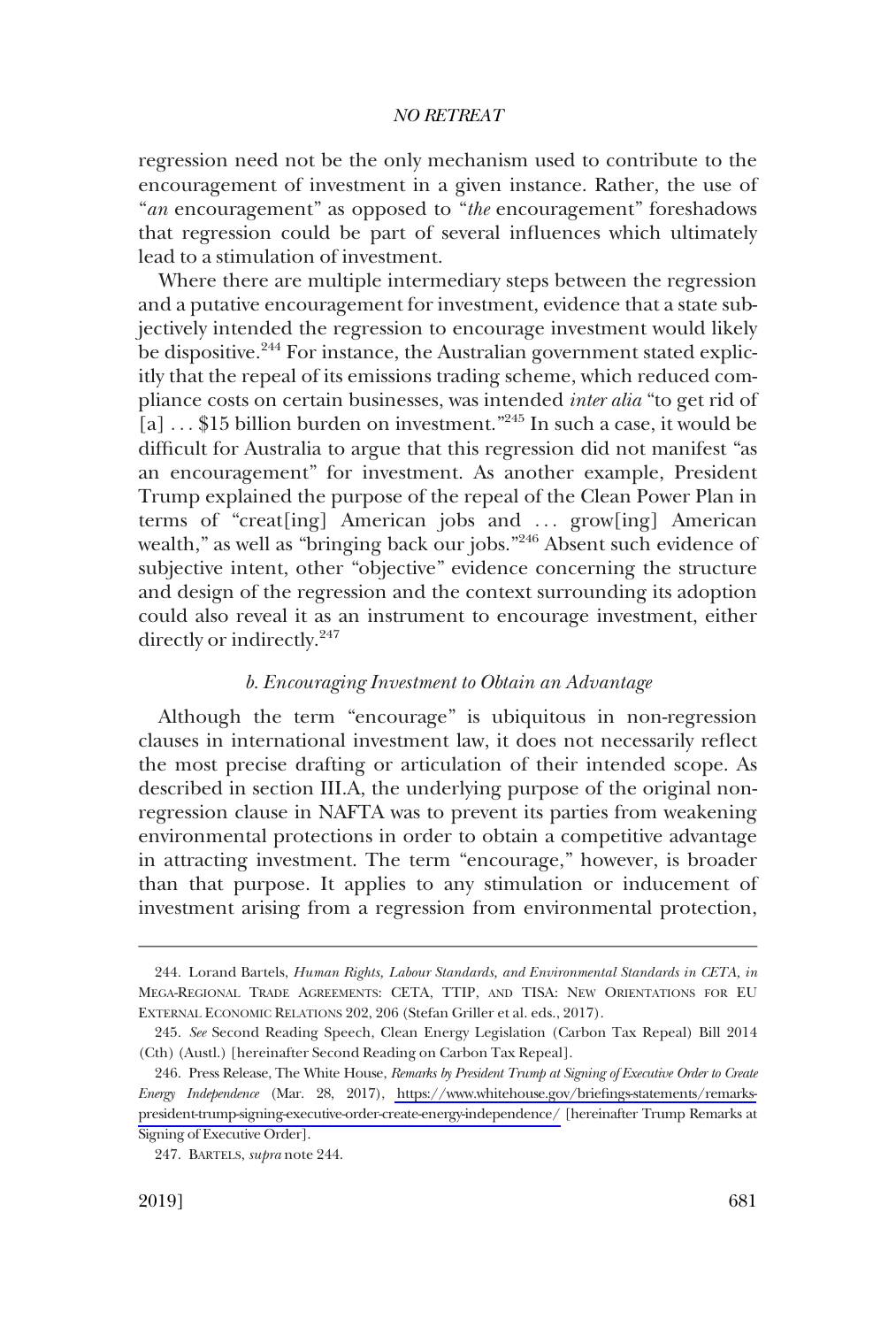regression need not be the only mechanism used to contribute to the encouragement of investment in a given instance. Rather, the use of "*an* encouragement" as opposed to "*the* encouragement" foreshadows that regression could be part of several influences which ultimately lead to a stimulation of investment.

Where there are multiple intermediary steps between the regression and a putative encouragement for investment, evidence that a state subjectively intended the regression to encourage investment would likely be dispositive.[244] For instance, the Australian government stated explicitly that the repeal of its emissions trading scheme, which reduced compliance costs on certain businesses, was intended *inter alia* "to get rid of [a] . . . $15 billion burden on investment."[245] In such a case, it would be difficult for Australia to argue that this regression did not manifest "as an encouragement" for investment. As another example, President Trump explained the purpose of the repeal of the Clean Power Plan in terms of "creat[ing] American jobs and . . . grow[ing] American wealth," as well as "bringing back our jobs."[246] Absent such evidence of subjective intent, other "objective" evidence concerning the structure and design of the regression and the context surrounding its adoption could also reveal it as an instrument to encourage investment, either directly or indirectly.[247]

### *b. Encouraging Investment to Obtain an Advantage*

Although the term "encourage" is ubiquitous in non-regression clauses in international investment law, it does not necessarily reflect the most precise drafting or articulation of their intended scope. As described in section III.A, the underlying purpose of the original non-regression clause in NAFTA was to prevent its parties from weakening environmental protections in order to obtain a competitive advantage in attracting investment. The term "encourage," however, is broader than that purpose. It applies to any stimulation or inducement of investment arising from a regression from environmental protection,

---

244. Lorand Bartels, *Human Rights, Labour Standards, and Environmental Standards in CETA, in* MEGA-REGIONAL TRADE AGREEMENTS: CETA, TTIP, AND TISA: NEW ORIENTATIONS FOR EU EXTERNAL ECONOMIC RELATIONS 202, 206 (Stefan Griller et al. eds., 2017).

245. *See* Second Reading Speech, Clean Energy Legislation (Carbon Tax Repeal) Bill 2014 (Cth) (Austl.) [hereinafter Second Reading on Carbon Tax Repeal].

246. Press Release, The White House, *Remarks by President Trump at Signing of Executive Order to Create Energy Independence* (Mar. 28, 2017), https://www.whitehouse.gov/briefings-statements/remarks-president-trump-signing-executive-order-create-energy-independence/ [hereinafter Trump Remarks at Signing of Executive Order].

247. BARTELS, *supra* note 244.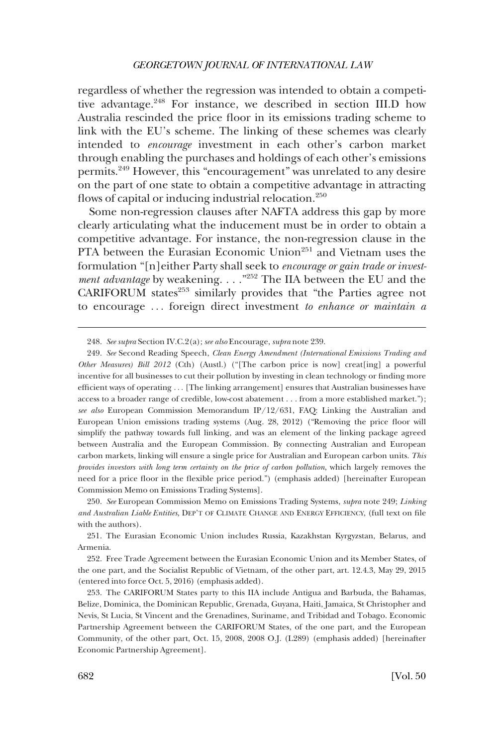regardless of whether the regression was intended to obtain a competitive advantage.[248] For instance, we described in section III.D how Australia rescinded the price floor in its emissions trading scheme to link with the EU's scheme. The linking of these schemes was clearly intended to *encourage* investment in each other's carbon market through enabling the purchases and holdings of each other's emissions permits.[249] However, this "encouragement" was unrelated to any desire on the part of one state to obtain a competitive advantage in attracting flows of capital or inducing industrial relocation.[250]

Some non-regression clauses after NAFTA address this gap by more clearly articulating what the inducement must be in order to obtain a competitive advantage. For instance, the non-regression clause in the PTA between the Eurasian Economic Union[251] and Vietnam uses the formulation "[n]either Party shall seek to *encourage or gain trade or investment advantage* by weakening. . . ."[252] The IIA between the EU and the CARIFORUM states[253] similarly provides that "the Parties agree not to encourage . . . foreign direct investment *to enhance or maintain a*

---

248. *See supra* Section IV.C.2(a); *see also* Encourage, *supra* note 239.

249. *See* Second Reading Speech, *Clean Energy Amendment (International Emissions Trading and Other Measures) Bill 2012* (Cth) (Austl.) ("[The carbon price is now] creat[ing] a powerful incentive for all businesses to cut their pollution by investing in clean technology or finding more efficient ways of operating . . . [The linking arrangement] ensures that Australian businesses have access to a broader range of credible, low-cost abatement . . . from a more established market."); *see also* European Commission Memorandum IP/12/631, FAQ: Linking the Australian and European Union emissions trading systems (Aug. 28, 2012) ("Removing the price floor will simplify the pathway towards full linking, and was an element of the linking package agreed between Australia and the European Commission. By connecting Australian and European carbon markets, linking will ensure a single price for Australian and European carbon units. *This provides investors with long term certainty on the price of carbon pollution*, which largely removes the need for a price floor in the flexible price period.") (emphasis added) [hereinafter European Commission Memo on Emissions Trading Systems].

250. *See* European Commission Memo on Emissions Trading Systems, *supra* note 249; *Linking and Australian Liable Entities*, DEP'T OF CLIMATE CHANGE AND ENERGY EFFICIENCY, (full text on file with the authors).

251. The Eurasian Economic Union includes Russia, Kazakhstan Kyrgyzstan, Belarus, and Armenia.

252. Free Trade Agreement between the Eurasian Economic Union and its Member States, of the one part, and the Socialist Republic of Vietnam, of the other part, art. 12.4.3, May 29, 2015 (entered into force Oct. 5, 2016) (emphasis added).

253. The CARIFORUM States party to this IIA include Antigua and Barbuda, the Bahamas, Belize, Dominica, the Dominican Republic, Grenada, Guyana, Haiti, Jamaica, St Christopher and Nevis, St Lucia, St Vincent and the Grenadines, Suriname, and Tribidad and Tobago. Economic Partnership Agreement between the CARIFORUM States, of the one part, and the European Community, of the other part, Oct. 15, 2008, 2008 O.J. (L289) (emphasis added) [hereinafter Economic Partnership Agreement].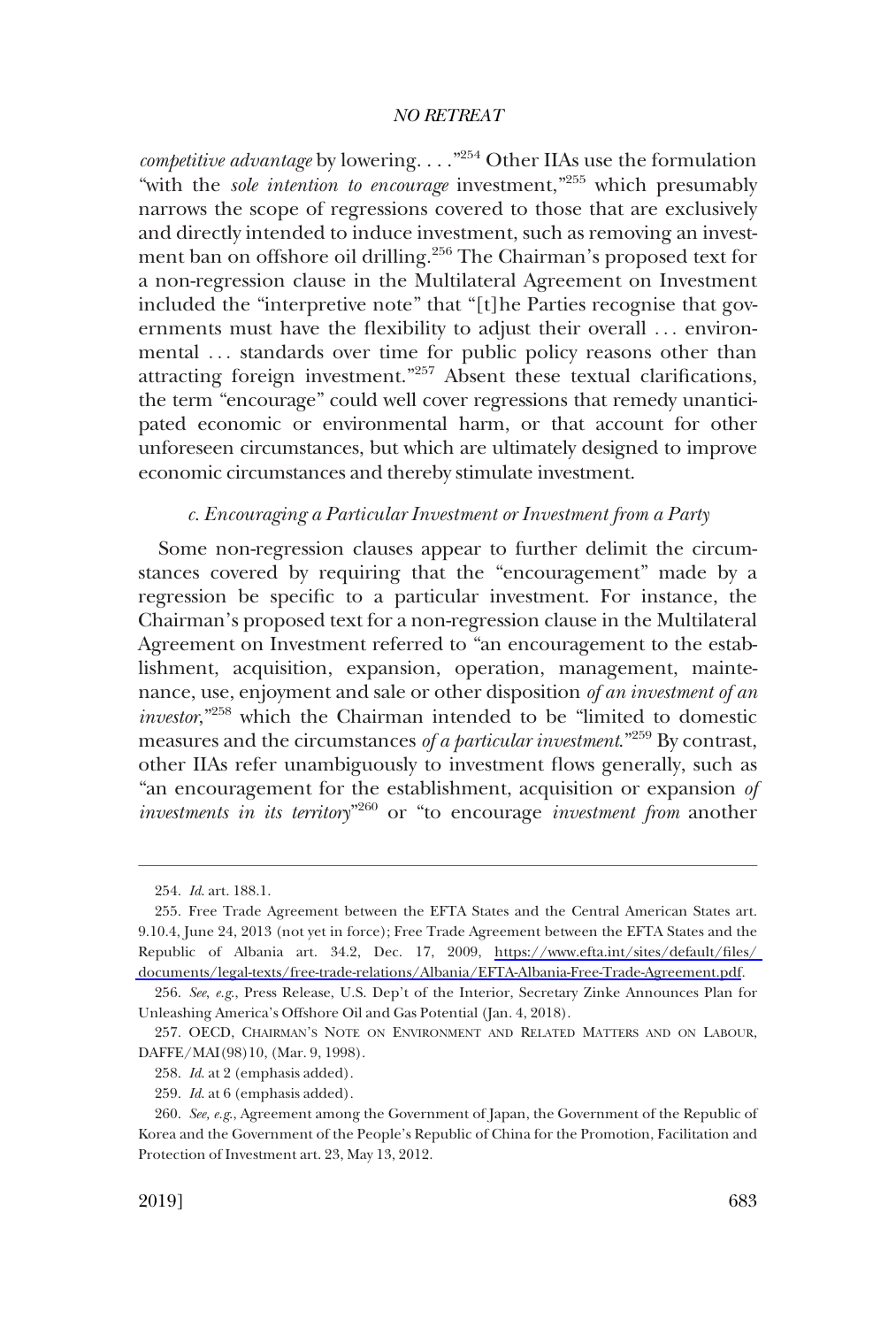*competitive advantage* by lowering. . . ."[254] Other IIAs use the formulation "with the *sole intention to encourage* investment,"[255] which presumably narrows the scope of regressions covered to those that are exclusively and directly intended to induce investment, such as removing an investment ban on offshore oil drilling.[256] The Chairman's proposed text for a non-regression clause in the Multilateral Agreement on Investment included the "interpretive note" that "[t]he Parties recognise that governments must have the flexibility to adjust their overall . . . environmental . . . standards over time for public policy reasons other than attracting foreign investment."[257] Absent these textual clarifications, the term "encourage" could well cover regressions that remedy unanticipated economic or environmental harm, or that account for other unforeseen circumstances, but which are ultimately designed to improve economic circumstances and thereby stimulate investment.

#### *c. Encouraging a Particular Investment or Investment from a Party*

Some non-regression clauses appear to further delimit the circumstances covered by requiring that the "encouragement" made by a regression be specific to a particular investment. For instance, the Chairman's proposed text for a non-regression clause in the Multilateral Agreement on Investment referred to "an encouragement to the establishment, acquisition, expansion, operation, management, maintenance, use, enjoyment and sale or other disposition *of an investment of an investor*,"[258] which the Chairman intended to be "limited to domestic measures and the circumstances *of a particular investment*."[259] By contrast, other IIAs refer unambiguously to investment flows generally, such as "an encouragement for the establishment, acquisition or expansion *of investments in its territory*"[260] or "to encourage *investment from* another

---

254. *Id.* art. 188.1.

255. Free Trade Agreement between the EFTA States and the Central American States art. 9.10.4, June 24, 2013 (not yet in force); Free Trade Agreement between the EFTA States and the Republic of Albania art. 34.2, Dec. 17, 2009, https://www.efta.int/sites/default/files/documents/legal-texts/free-trade-relations/Albania/EFTA-Albania-Free-Trade-Agreement.pdf.

256. *See*, *e.g.*, Press Release, U.S. Dep't of the Interior, Secretary Zinke Announces Plan for Unleashing America's Offshore Oil and Gas Potential (Jan. 4, 2018).

257. OECD, CHAIRMAN'S NOTE ON ENVIRONMENT AND RELATED MATTERS AND ON LABOUR, DAFFE/MAI(98)10, (Mar. 9, 1998).

258. *Id.* at 2 (emphasis added).

259. *Id.* at 6 (emphasis added).

260. *See, e.g.*, Agreement among the Government of Japan, the Government of the Republic of Korea and the Government of the People's Republic of China for the Promotion, Facilitation and Protection of Investment art. 23, May 13, 2012.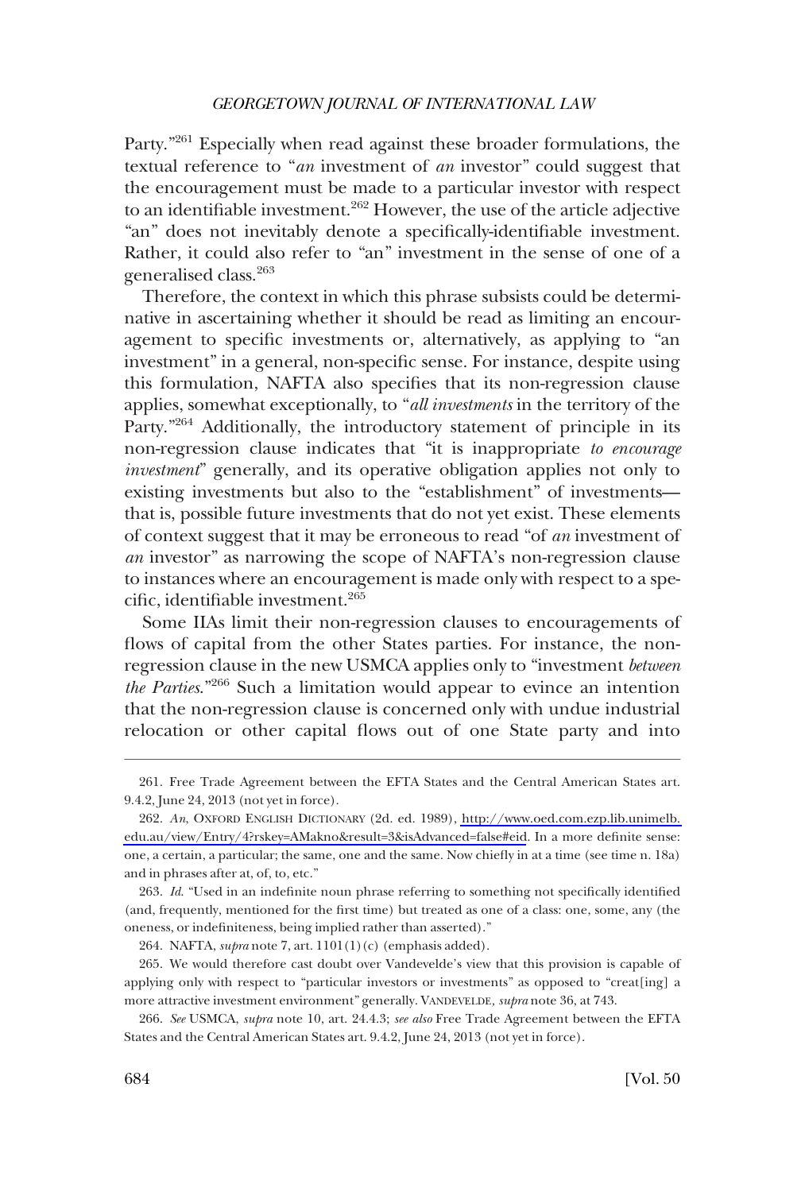Party."[261] Especially when read against these broader formulations, the textual reference to "*an* investment of *an* investor" could suggest that the encouragement must be made to a particular investor with respect to an identifiable investment.[262] However, the use of the article adjective "an" does not inevitably denote a specifically-identifiable investment. Rather, it could also refer to "an" investment in the sense of one of a generalised class.[263]

Therefore, the context in which this phrase subsists could be determinative in ascertaining whether it should be read as limiting an encouragement to specific investments or, alternatively, as applying to "an investment" in a general, non-specific sense. For instance, despite using this formulation, NAFTA also specifies that its non-regression clause applies, somewhat exceptionally, to "*all investments* in the territory of the Party."[264] Additionally, the introductory statement of principle in its non-regression clause indicates that "it is inappropriate *to encourage investment*" generally, and its operative obligation applies not only to existing investments but also to the "establishment" of investments—that is, possible future investments that do not yet exist. These elements of context suggest that it may be erroneous to read "of *an* investment of *an* investor" as narrowing the scope of NAFTA's non-regression clause to instances where an encouragement is made only with respect to a specific, identifiable investment.[265]

Some IIAs limit their non-regression clauses to encouragements of flows of capital from the other States parties. For instance, the non-regression clause in the new USMCA applies only to "investment *between the Parties*."[266] Such a limitation would appear to evince an intention that the non-regression clause is concerned only with undue industrial relocation or other capital flows out of one State party and into

---

261. Free Trade Agreement between the EFTA States and the Central American States art. 9.4.2, June 24, 2013 (not yet in force).

262. *An*, OXFORD ENGLISH DICTIONARY (2d. ed. 1989), http://www.oed.com.ezp.lib.unimelb.edu.au/view/Entry/4?rskey=AMakno&result=3&isAdvanced=false#eid. In a more definite sense: one, a certain, a particular; the same, one and the same. Now chiefly in at a time (see time n. 18a) and in phrases after at, of, to, etc."

263. *Id*. "Used in an indefinite noun phrase referring to something not specifically identified (and, frequently, mentioned for the first time) but treated as one of a class: one, some, any (the oneness, or indefiniteness, being implied rather than asserted)."

264. NAFTA, *supra* note 7, art. 1101(1)(c) (emphasis added).

265. We would therefore cast doubt over Vandevelde's view that this provision is capable of applying only with respect to "particular investors or investments" as opposed to "creat[ing] a more attractive investment environment" generally. VANDEVELDE, *supra* note 36, at 743.

266. *See* USMCA, *supra* note 10, art. 24.4.3; *see also* Free Trade Agreement between the EFTA States and the Central American States art. 9.4.2, June 24, 2013 (not yet in force).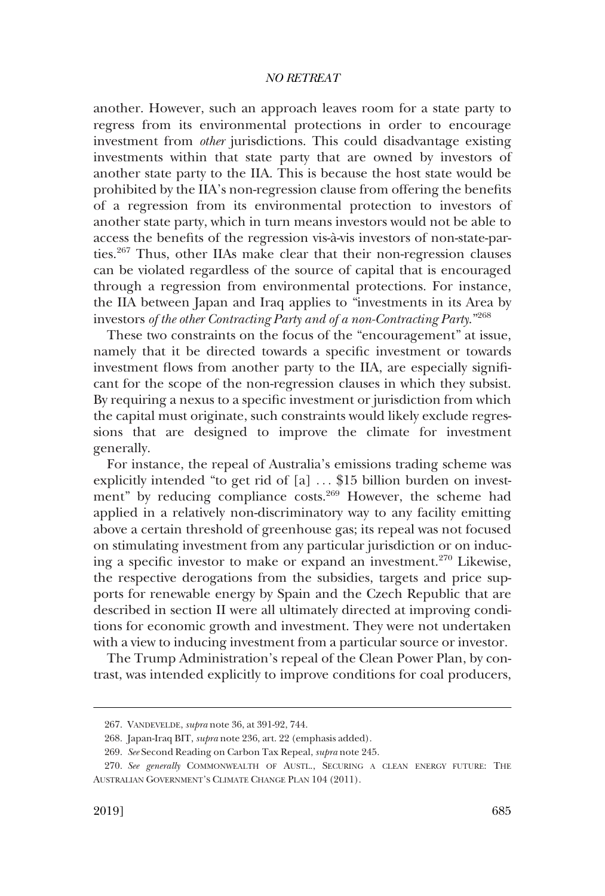another. However, such an approach leaves room for a state party to regress from its environmental protections in order to encourage investment from *other* jurisdictions. This could disadvantage existing investments within that state party that are owned by investors of another state party to the IIA. This is because the host state would be prohibited by the IIA's non-regression clause from offering the benefits of a regression from its environmental protection to investors of another state party, which in turn means investors would not be able to access the benefits of the regression vis-à-vis investors of non-state-parties.[267] Thus, other IIAs make clear that their non-regression clauses can be violated regardless of the source of capital that is encouraged through a regression from environmental protections. For instance, the IIA between Japan and Iraq applies to "investments in its Area by investors *of the other Contracting Party and of a non-Contracting Party*."[268]

These two constraints on the focus of the "encouragement" at issue, namely that it be directed towards a specific investment or towards investment flows from another party to the IIA, are especially significant for the scope of the non-regression clauses in which they subsist. By requiring a nexus to a specific investment or jurisdiction from which the capital must originate, such constraints would likely exclude regressions that are designed to improve the climate for investment generally.

For instance, the repeal of Australia's emissions trading scheme was explicitly intended "to get rid of [a] . . . $15 billion burden on investment" by reducing compliance costs.[269] However, the scheme had applied in a relatively non-discriminatory way to any facility emitting above a certain threshold of greenhouse gas; its repeal was not focused on stimulating investment from any particular jurisdiction or on inducing a specific investor to make or expand an investment.[270] Likewise, the respective derogations from the subsidies, targets and price supports for renewable energy by Spain and the Czech Republic that are described in section II were all ultimately directed at improving conditions for economic growth and investment. They were not undertaken with a view to inducing investment from a particular source or investor.

The Trump Administration's repeal of the Clean Power Plan, by contrast, was intended explicitly to improve conditions for coal producers,

---

267. VANDEVELDE, *supra* note 36, at 391-92, 744.

268. Japan-Iraq BIT, *supra* note 236, art. 22 (emphasis added).

269. *See* Second Reading on Carbon Tax Repeal, *supra* note 245.

270. *See generally* COMMONWEALTH OF AUSTL., SECURING A CLEAN ENERGY FUTURE: THE AUSTRALIAN GOVERNMENT'S CLIMATE CHANGE PLAN 104 (2011).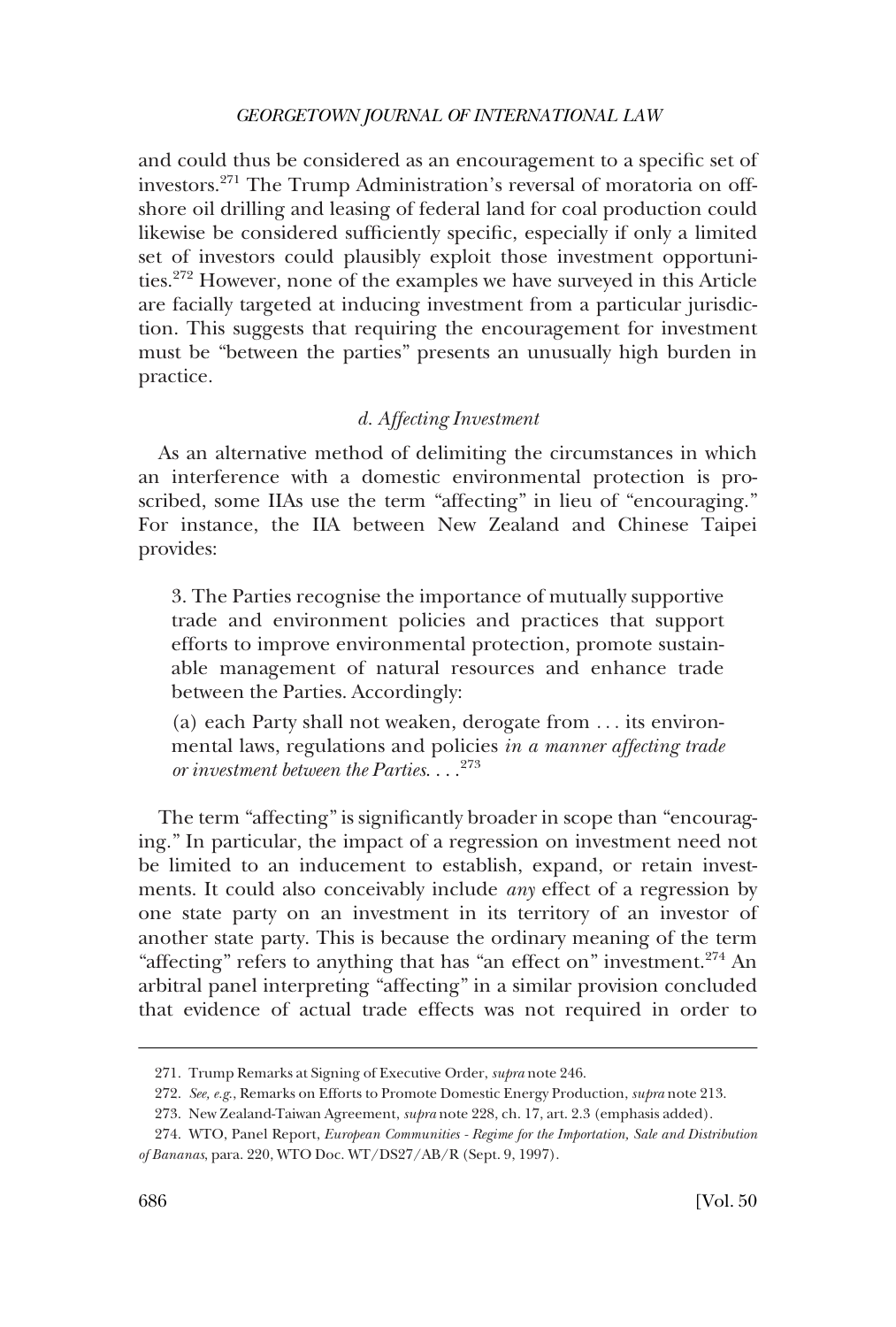and could thus be considered as an encouragement to a specific set of investors.[271] The Trump Administration's reversal of moratoria on offshore oil drilling and leasing of federal land for coal production could likewise be considered sufficiently specific, especially if only a limited set of investors could plausibly exploit those investment opportunities.[272] However, none of the examples we have surveyed in this Article are facially targeted at inducing investment from a particular jurisdiction. This suggests that requiring the encouragement for investment must be "between the parties" presents an unusually high burden in practice.

### *d. Affecting Investment*

As an alternative method of delimiting the circumstances in which an interference with a domestic environmental protection is proscribed, some IIAs use the term "affecting" in lieu of "encouraging." For instance, the IIA between New Zealand and Chinese Taipei provides:

> 3. The Parties recognise the importance of mutually supportive trade and environment policies and practices that support efforts to improve environmental protection, promote sustainable management of natural resources and enhance trade between the Parties. Accordingly:
>
> (a) each Party shall not weaken, derogate from . . . its environmental laws, regulations and policies *in a manner affecting trade or investment between the Parties*. . . .[273]

The term "affecting" is significantly broader in scope than "encouraging." In particular, the impact of a regression on investment need not be limited to an inducement to establish, expand, or retain investments. It could also conceivably include *any* effect of a regression by one state party on an investment in its territory of an investor of another state party. This is because the ordinary meaning of the term "affecting" refers to anything that has "an effect on" investment.[274] An arbitral panel interpreting "affecting" in a similar provision concluded that evidence of actual trade effects was not required in order to

---

271. Trump Remarks at Signing of Executive Order, *supra* note 246.

272. *See, e.g.*, Remarks on Efforts to Promote Domestic Energy Production, *supra* note 213.

273. New Zealand-Taiwan Agreement, *supra* note 228, ch. 17, art. 2.3 (emphasis added).

274. WTO, Panel Report, *European Communities - Regime for the Importation, Sale and Distribution of Bananas*, para. 220, WTO Doc. WT/DS27/AB/R (Sept. 9, 1997).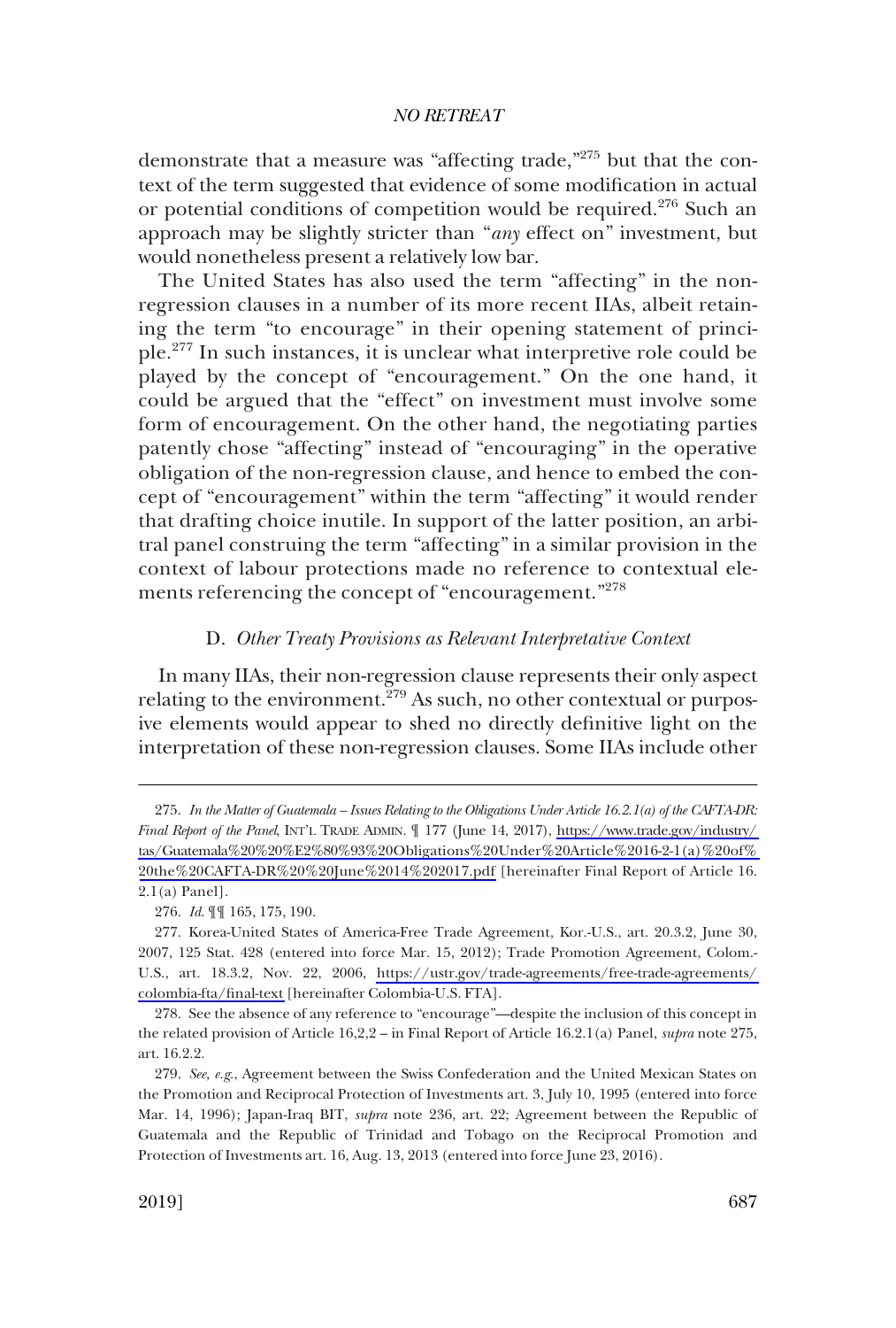demonstrate that a measure was "affecting trade,"[275] but that the context of the term suggested that evidence of some modification in actual or potential conditions of competition would be required.[276] Such an approach may be slightly stricter than "*any* effect on" investment, but would nonetheless present a relatively low bar.

The United States has also used the term "affecting" in the non-regression clauses in a number of its more recent IIAs, albeit retaining the term "to encourage" in their opening statement of principle.[277] In such instances, it is unclear what interpretive role could be played by the concept of "encouragement." On the one hand, it could be argued that the "effect" on investment must involve some form of encouragement. On the other hand, the negotiating parties patently chose "affecting" instead of "encouraging" in the operative obligation of the non-regression clause, and hence to embed the concept of "encouragement" within the term "affecting" it would render that drafting choice inutile. In support of the latter position, an arbitral panel construing the term "affecting" in a similar provision in the context of labour protections made no reference to contextual elements referencing the concept of "encouragement."[278]

### D. *Other Treaty Provisions as Relevant Interpretative Context*

In many IIAs, their non-regression clause represents their only aspect relating to the environment.[279] As such, no other contextual or purposive elements would appear to shed no directly definitive light on the interpretation of these non-regression clauses. Some IIAs include other

---

275. *In the Matter of Guatemala – Issues Relating to the Obligations Under Article 16.2.1(a) of the CAFTA-DR: Final Report of the Panel*, INT'L TRADE ADMIN. ¶ 177 (June 14, 2017), https://www.trade.gov/industry/tas/Guatemala%20%20%E2%80%93%20Obligations%20Under%20Article%2016-2-1(a)%20of%20the%20CAFTA-DR%20%20June%2014%202017.pdf [hereinafter Final Report of Article 16.2.1(a) Panel].

276. *Id.* ¶¶ 165, 175, 190.

277. Korea-United States of America-Free Trade Agreement, Kor.-U.S., art. 20.3.2, June 30, 2007, 125 Stat. 428 (entered into force Mar. 15, 2012); Trade Promotion Agreement, Colom.-U.S., art. 18.3.2, Nov. 22, 2006, https://ustr.gov/trade-agreements/free-trade-agreements/colombia-fta/final-text [hereinafter Colombia-U.S. FTA].

278. See the absence of any reference to "encourage"—despite the inclusion of this concept in the related provision of Article 16,2,2 – in Final Report of Article 16.2.1(a) Panel, *supra* note 275, art. 16.2.2.

279. *See, e.g.*, Agreement between the Swiss Confederation and the United Mexican States on the Promotion and Reciprocal Protection of Investments art. 3, July 10, 1995 (entered into force Mar. 14, 1996); Japan-Iraq BIT, *supra* note 236, art. 22; Agreement between the Republic of Guatemala and the Republic of Trinidad and Tobago on the Reciprocal Promotion and Protection of Investments art. 16, Aug. 13, 2013 (entered into force June 23, 2016).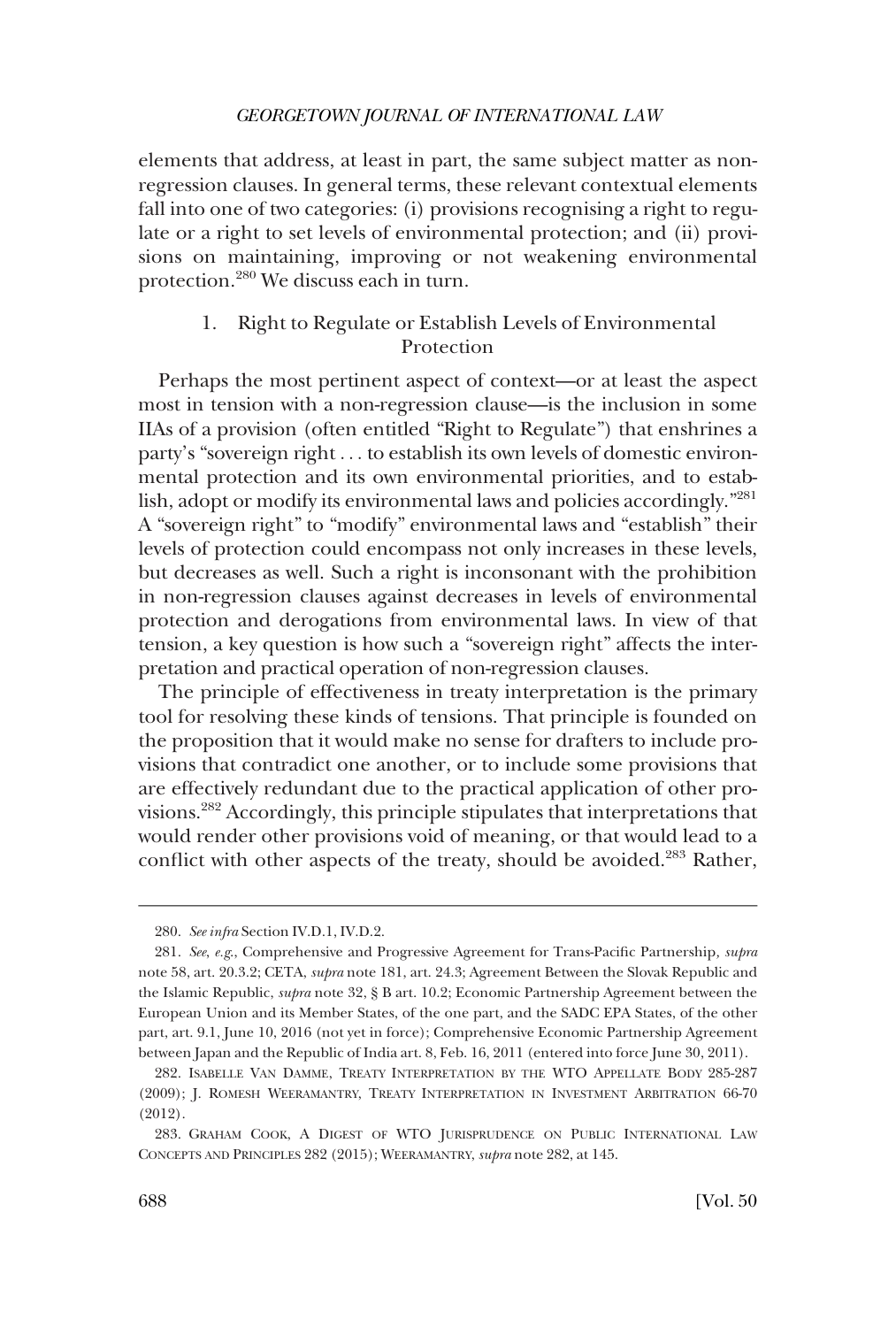elements that address, at least in part, the same subject matter as non-regression clauses. In general terms, these relevant contextual elements fall into one of two categories: (i) provisions recognising a right to regulate or a right to set levels of environmental protection; and (ii) provisions on maintaining, improving or not weakening environmental protection.[280] We discuss each in turn.

### 1. Right to Regulate or Establish Levels of Environmental Protection

Perhaps the most pertinent aspect of context—or at least the aspect most in tension with a non-regression clause—is the inclusion in some IIAs of a provision (often entitled "Right to Regulate") that enshrines a party's "sovereign right . . . to establish its own levels of domestic environmental protection and its own environmental priorities, and to establish, adopt or modify its environmental laws and policies accordingly."[281] A "sovereign right" to "modify" environmental laws and "establish" their levels of protection could encompass not only increases in these levels, but decreases as well. Such a right is inconsonant with the prohibition in non-regression clauses against decreases in levels of environmental protection and derogations from environmental laws. In view of that tension, a key question is how such a "sovereign right" affects the interpretation and practical operation of non-regression clauses.

The principle of effectiveness in treaty interpretation is the primary tool for resolving these kinds of tensions. That principle is founded on the proposition that it would make no sense for drafters to include provisions that contradict one another, or to include some provisions that are effectively redundant due to the practical application of other provisions.[282] Accordingly, this principle stipulates that interpretations that would render other provisions void of meaning, or that would lead to a conflict with other aspects of the treaty, should be avoided.[283] Rather,

---

280. *See infra* Section IV.D.1, IV.D.2.

281. *See*, *e.g.*, Comprehensive and Progressive Agreement for Trans-Pacific Partnership, *supra* note 58, art. 20.3.2; CETA, *supra* note 181, art. 24.3; Agreement Between the Slovak Republic and the Islamic Republic, *supra* note 32, § B art. 10.2; Economic Partnership Agreement between the European Union and its Member States, of the one part, and the SADC EPA States, of the other part, art. 9.1, June 10, 2016 (not yet in force); Comprehensive Economic Partnership Agreement between Japan and the Republic of India art. 8, Feb. 16, 2011 (entered into force June 30, 2011).

282. ISABELLE VAN DAMME, TREATY INTERPRETATION BY THE WTO APPELLATE BODY 285-287 (2009); J. ROMESH WEERAMANTRY, TREATY INTERPRETATION IN INVESTMENT ARBITRATION 66-70 (2012).

283. GRAHAM COOK, A DIGEST OF WTO JURISPRUDENCE ON PUBLIC INTERNATIONAL LAW CONCEPTS AND PRINCIPLES 282 (2015); WEERAMANTRY, *supra* note 282, at 145.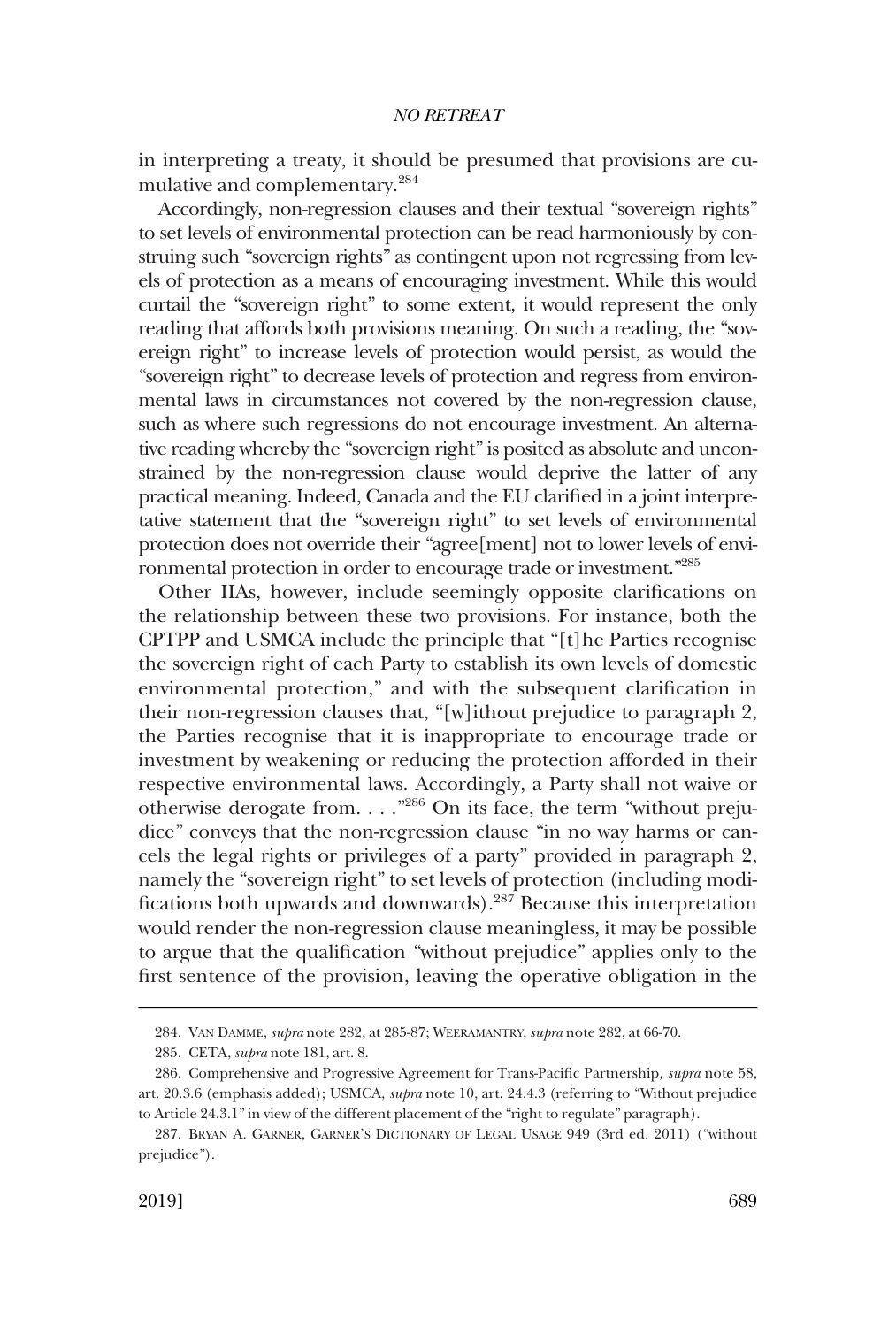in interpreting a treaty, it should be presumed that provisions are cumulative and complementary.[284]

Accordingly, non-regression clauses and their textual "sovereign rights" to set levels of environmental protection can be read harmoniously by construing such "sovereign rights" as contingent upon not regressing from levels of protection as a means of encouraging investment. While this would curtail the "sovereign right" to some extent, it would represent the only reading that affords both provisions meaning. On such a reading, the "sovereign right" to increase levels of protection would persist, as would the "sovereign right" to decrease levels of protection and regress from environmental laws in circumstances not covered by the non-regression clause, such as where such regressions do not encourage investment. An alternative reading whereby the "sovereign right" is posited as absolute and unconstrained by the non-regression clause would deprive the latter of any practical meaning. Indeed, Canada and the EU clarified in a joint interpretative statement that the "sovereign right" to set levels of environmental protection does not override their "agree[ment] not to lower levels of environmental protection in order to encourage trade or investment."[285]

Other IIAs, however, include seemingly opposite clarifications on the relationship between these two provisions. For instance, both the CPTPP and USMCA include the principle that "[t]he Parties recognise the sovereign right of each Party to establish its own levels of domestic environmental protection," and with the subsequent clarification in their non-regression clauses that, "[w]ithout prejudice to paragraph 2, the Parties recognise that it is inappropriate to encourage trade or investment by weakening or reducing the protection afforded in their respective environmental laws. Accordingly, a Party shall not waive or otherwise derogate from. . . ."[286] On its face, the term "without prejudice" conveys that the non-regression clause "in no way harms or cancels the legal rights or privileges of a party" provided in paragraph 2, namely the "sovereign right" to set levels of protection (including modifications both upwards and downwards).[287] Because this interpretation would render the non-regression clause meaningless, it may be possible to argue that the qualification "without prejudice" applies only to the first sentence of the provision, leaving the operative obligation in the

---

284. VAN DAMME, *supra* note 282, at 285-87; WEERAMANTRY, *supra* note 282, at 66-70.

285. CETA, *supra* note 181, art. 8.

286. Comprehensive and Progressive Agreement for Trans-Pacific Partnership, *supra* note 58, art. 20.3.6 (emphasis added); USMCA, *supra* note 10, art. 24.4.3 (referring to "Without prejudice to Article 24.3.1" in view of the different placement of the "right to regulate" paragraph).

287. BRYAN A. GARNER, GARNER'S DICTIONARY OF LEGAL USAGE 949 (3rd ed. 2011) ("without prejudice").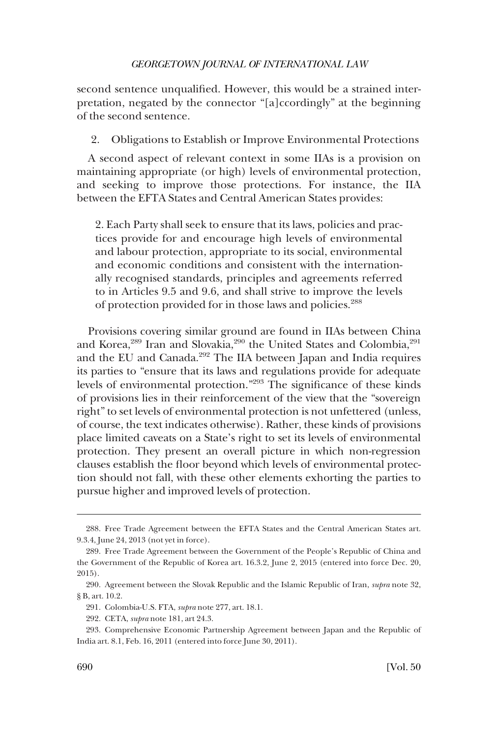second sentence unqualified. However, this would be a strained interpretation, negated by the connector "[a]ccordingly" at the beginning of the second sentence.

### 2. Obligations to Establish or Improve Environmental Protections

A second aspect of relevant context in some IIAs is a provision on maintaining appropriate (or high) levels of environmental protection, and seeking to improve those protections. For instance, the IIA between the EFTA States and Central American States provides:

> 2. Each Party shall seek to ensure that its laws, policies and practices provide for and encourage high levels of environmental and labour protection, appropriate to its social, environmental and economic conditions and consistent with the internationally recognised standards, principles and agreements referred to in Articles 9.5 and 9.6, and shall strive to improve the levels of protection provided for in those laws and policies.[288]

Provisions covering similar ground are found in IIAs between China and Korea,[289] Iran and Slovakia,[290] the United States and Colombia,[291] and the EU and Canada.[292] The IIA between Japan and India requires its parties to "ensure that its laws and regulations provide for adequate levels of environmental protection."[293] The significance of these kinds of provisions lies in their reinforcement of the view that the "sovereign right" to set levels of environmental protection is not unfettered (unless, of course, the text indicates otherwise). Rather, these kinds of provisions place limited caveats on a State's right to set its levels of environmental protection. They present an overall picture in which non-regression clauses establish the floor beyond which levels of environmental protection should not fall, with these other elements exhorting the parties to pursue higher and improved levels of protection.

---

288. Free Trade Agreement between the EFTA States and the Central American States art. 9.3.4, June 24, 2013 (not yet in force).

289. Free Trade Agreement between the Government of the People's Republic of China and the Government of the Republic of Korea art. 16.3.2, June 2, 2015 (entered into force Dec. 20, 2015).

290. Agreement between the Slovak Republic and the Islamic Republic of Iran, *supra* note 32, § B, art. 10.2.

291. Colombia-U.S. FTA, *supra* note 277, art. 18.1.

292. CETA, *supra* note 181, art 24.3.

293. Comprehensive Economic Partnership Agreement between Japan and the Republic of India art. 8.1, Feb. 16, 2011 (entered into force June 30, 2011).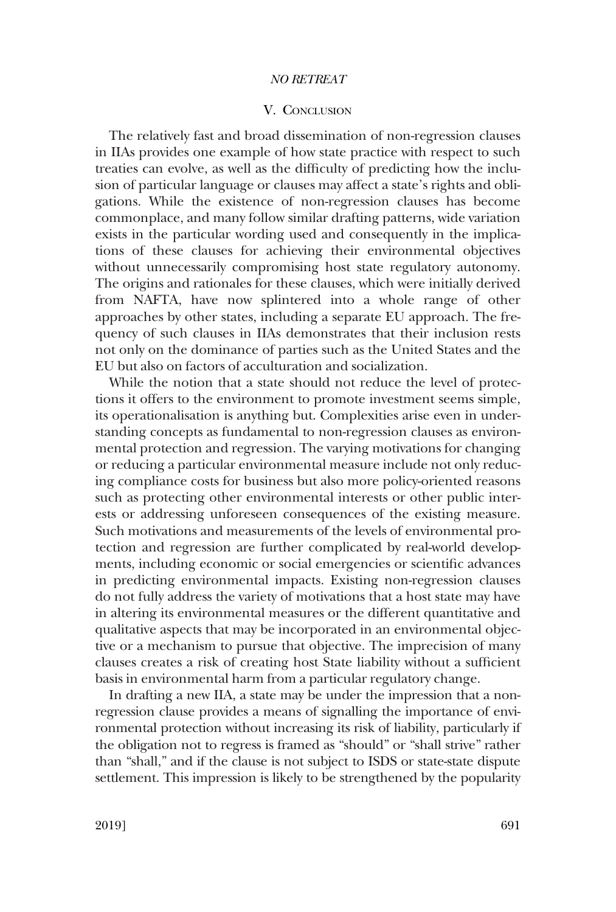## V. Conclusion

The relatively fast and broad dissemination of non-regression clauses in IIAs provides one example of how state practice with respect to such treaties can evolve, as well as the difficulty of predicting how the inclusion of particular language or clauses may affect a state's rights and obligations. While the existence of non-regression clauses has become commonplace, and many follow similar drafting patterns, wide variation exists in the particular wording used and consequently in the implications of these clauses for achieving their environmental objectives without unnecessarily compromising host state regulatory autonomy. The origins and rationales for these clauses, which were initially derived from NAFTA, have now splintered into a whole range of other approaches by other states, including a separate EU approach. The frequency of such clauses in IIAs demonstrates that their inclusion rests not only on the dominance of parties such as the United States and the EU but also on factors of acculturation and socialization.

While the notion that a state should not reduce the level of protections it offers to the environment to promote investment seems simple, its operationalisation is anything but. Complexities arise even in understanding concepts as fundamental to non-regression clauses as environmental protection and regression. The varying motivations for changing or reducing a particular environmental measure include not only reducing compliance costs for business but also more policy-oriented reasons such as protecting other environmental interests or other public interests or addressing unforeseen consequences of the existing measure. Such motivations and measurements of the levels of environmental protection and regression are further complicated by real-world developments, including economic or social emergencies or scientific advances in predicting environmental impacts. Existing non-regression clauses do not fully address the variety of motivations that a host state may have in altering its environmental measures or the different quantitative and qualitative aspects that may be incorporated in an environmental objective or a mechanism to pursue that objective. The imprecision of many clauses creates a risk of creating host State liability without a sufficient basis in environmental harm from a particular regulatory change.

In drafting a new IIA, a state may be under the impression that a non-regression clause provides a means of signalling the importance of environmental protection without increasing its risk of liability, particularly if the obligation not to regress is framed as "should" or "shall strive" rather than "shall," and if the clause is not subject to ISDS or state-state dispute settlement. This impression is likely to be strengthened by the popularity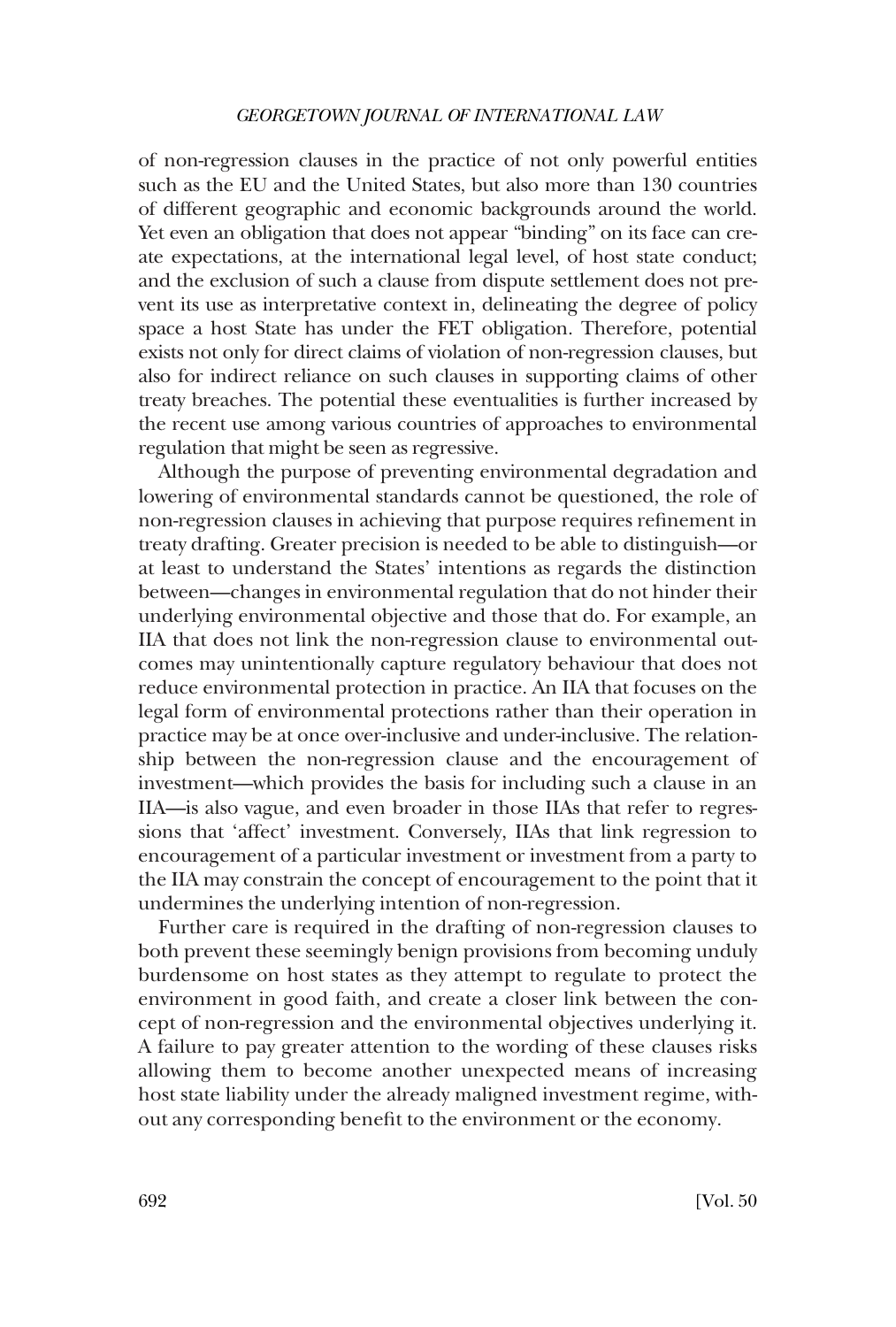of non-regression clauses in the practice of not only powerful entities such as the EU and the United States, but also more than 130 countries of different geographic and economic backgrounds around the world. Yet even an obligation that does not appear "binding" on its face can create expectations, at the international legal level, of host state conduct; and the exclusion of such a clause from dispute settlement does not prevent its use as interpretative context in, delineating the degree of policy space a host State has under the FET obligation. Therefore, potential exists not only for direct claims of violation of non-regression clauses, but also for indirect reliance on such clauses in supporting claims of other treaty breaches. The potential these eventualities is further increased by the recent use among various countries of approaches to environmental regulation that might be seen as regressive.

Although the purpose of preventing environmental degradation and lowering of environmental standards cannot be questioned, the role of non-regression clauses in achieving that purpose requires refinement in treaty drafting. Greater precision is needed to be able to distinguish—or at least to understand the States' intentions as regards the distinction between—changes in environmental regulation that do not hinder their underlying environmental objective and those that do. For example, an IIA that does not link the non-regression clause to environmental outcomes may unintentionally capture regulatory behaviour that does not reduce environmental protection in practice. An IIA that focuses on the legal form of environmental protections rather than their operation in practice may be at once over-inclusive and under-inclusive. The relationship between the non-regression clause and the encouragement of investment—which provides the basis for including such a clause in an IIA—is also vague, and even broader in those IIAs that refer to regressions that 'affect' investment. Conversely, IIAs that link regression to encouragement of a particular investment or investment from a party to the IIA may constrain the concept of encouragement to the point that it undermines the underlying intention of non-regression.

Further care is required in the drafting of non-regression clauses to both prevent these seemingly benign provisions from becoming unduly burdensome on host states as they attempt to regulate to protect the environment in good faith, and create a closer link between the concept of non-regression and the environmental objectives underlying it. A failure to pay greater attention to the wording of these clauses risks allowing them to become another unexpected means of increasing host state liability under the already maligned investment regime, without any corresponding benefit to the environment or the economy.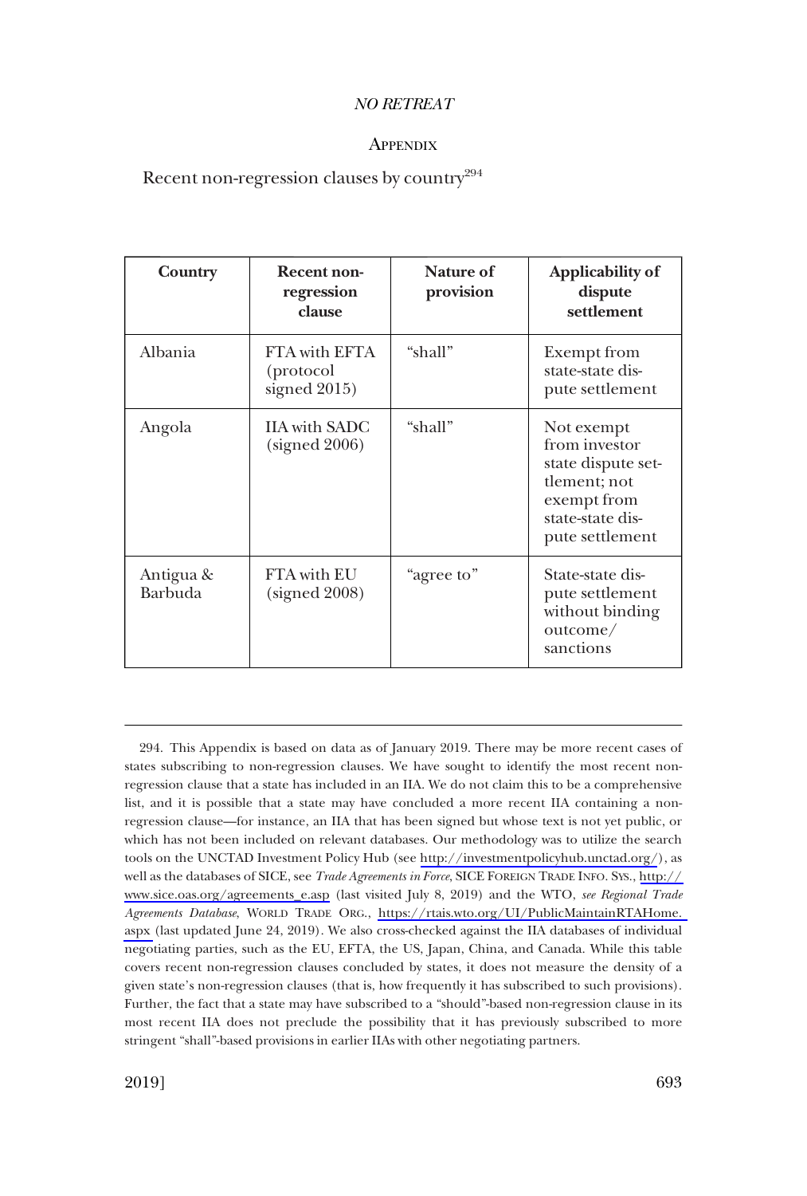## Appendix

Recent non-regression clauses by country[294]

| Country | Recent non-regression clause | Nature of provision | Applicability of dispute settlement |
|---|---|---|---|
| Albania | FTA with EFTA (protocol signed 2015) | "shall" | Exempt from state-state dispute settlement |
| Angola | IIA with SADC (signed 2006) | "shall" | Not exempt from investor state dispute settlement; not exempt from state-state dispute settlement |
| Antigua & Barbuda | FTA with EU (signed 2008) | "agree to" | State-state dispute settlement without binding outcome/ sanctions |

294. This Appendix is based on data as of January 2019. There may be more recent cases of states subscribing to non-regression clauses. We have sought to identify the most recent non-regression clause that a state has included in an IIA. We do not claim this to be a comprehensive list, and it is possible that a state may have concluded a more recent IIA containing a non-regression clause—for instance, an IIA that has been signed but whose text is not yet public, or which has not been included on relevant databases. Our methodology was to utilize the search tools on the UNCTAD Investment Policy Hub (see http://investmentpolicyhub.unctad.org/), as well as the databases of SICE, see *Trade Agreements in Force*, SICE FOREIGN TRADE INFO. SYS., http://www.sice.oas.org/agreements_e.asp (last visited July 8, 2019) and the WTO, *see Regional Trade Agreements Database*, WORLD TRADE ORG., https://rtais.wto.org/UI/PublicMaintainRTAHome.aspx (last updated June 24, 2019). We also cross-checked against the IIA databases of individual negotiating parties, such as the EU, EFTA, the US, Japan, China, and Canada. While this table covers recent non-regression clauses concluded by states, it does not measure the density of a given state's non-regression clauses (that is, how frequently it has subscribed to such provisions). Further, the fact that a state may have subscribed to a "should"-based non-regression clause in its most recent IIA does not preclude the possibility that it has previously subscribed to more stringent "shall"-based provisions in earlier IIAs with other negotiating partners.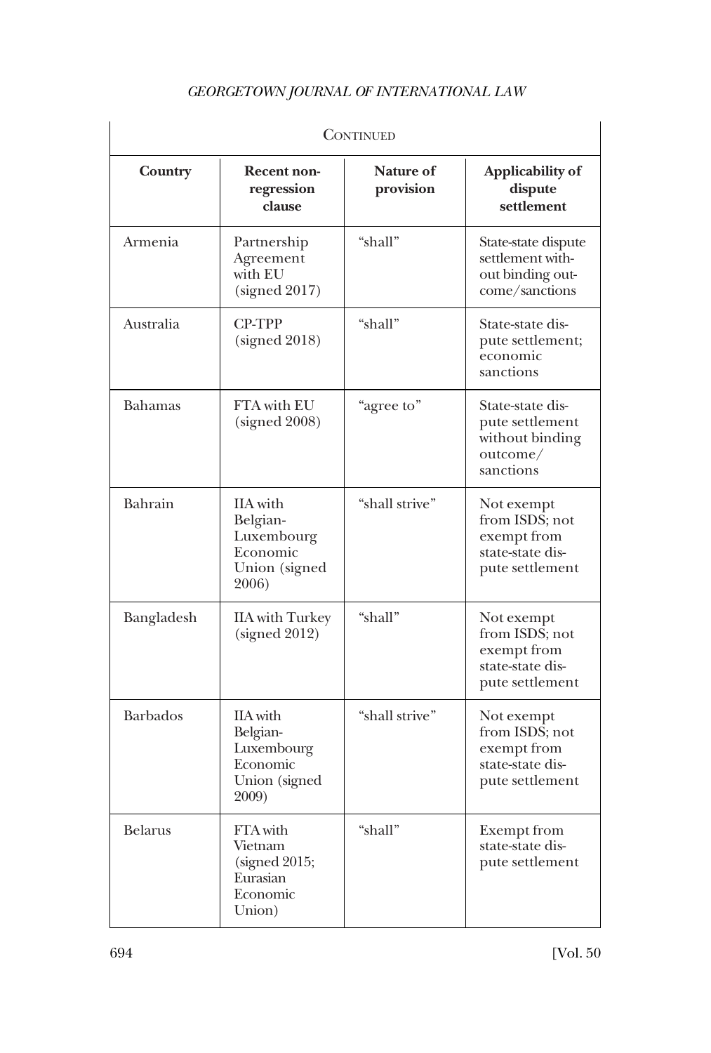| Continued | | | |
|---|---|---|---|
| **Country** | **Recent non-regression clause** | **Nature of provision** | **Applicability of dispute settlement** |
| Armenia | Partnership Agreement with EU (signed 2017) | "shall" | State-state dispute settlement without binding outcome/sanctions |
| Australia | CP-TPP (signed 2018) | "shall" | State-state dispute settlement; economic sanctions |
| Bahamas | FTA with EU (signed 2008) | "agree to" | State-state dispute settlement without binding outcome/ sanctions |
| Bahrain | IIA with Belgian-Luxembourg Economic Union (signed 2006) | "shall strive" | Not exempt from ISDS; not exempt from state-state dispute settlement |
| Bangladesh | IIA with Turkey (signed 2012) | "shall" | Not exempt from ISDS; not exempt from state-state dispute settlement |
| Barbados | IIA with Belgian-Luxembourg Economic Union (signed 2009) | "shall strive" | Not exempt from ISDS; not exempt from state-state dispute settlement |
| Belarus | FTA with Vietnam (signed 2015; Eurasian Economic Union) | "shall" | Exempt from state-state dispute settlement |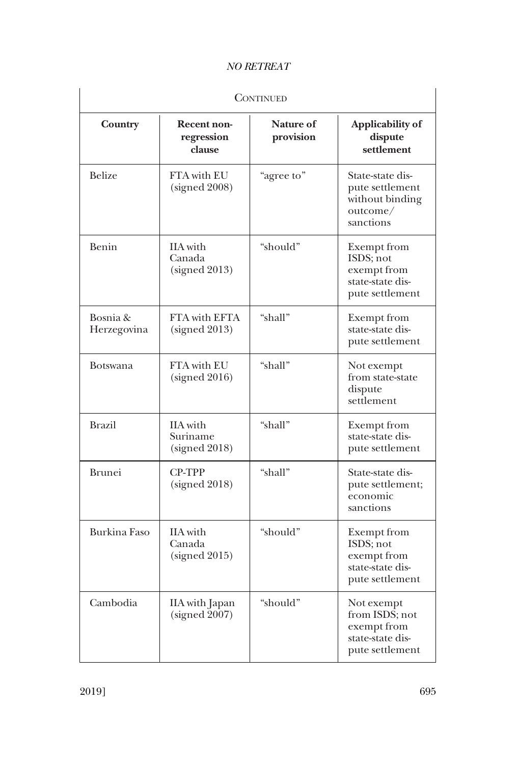| Continued | | | |
|---|---|---|---|
| **Country** | **Recent non-regression clause** | **Nature of provision** | **Applicability of dispute settlement** |
| Belize | FTA with EU (signed 2008) | "agree to" | State-state dispute settlement without binding outcome/ sanctions |
| Benin | IIA with Canada (signed 2013) | "should" | Exempt from ISDS; not exempt from state-state dispute settlement |
| Bosnia & Herzegovina | FTA with EFTA (signed 2013) | "shall" | Exempt from state-state dispute settlement |
| Botswana | FTA with EU (signed 2016) | "shall" | Not exempt from state-state dispute settlement |
| Brazil | IIA with Suriname (signed 2018) | "shall" | Exempt from state-state dispute settlement |
| Brunei | CP-TPP (signed 2018) | "shall" | State-state dispute settlement; economic sanctions |
| Burkina Faso | IIA with Canada (signed 2015) | "should" | Exempt from ISDS; not exempt from state-state dispute settlement |
| Cambodia | IIA with Japan (signed 2007) | "should" | Not exempt from ISDS; not exempt from state-state dispute settlement |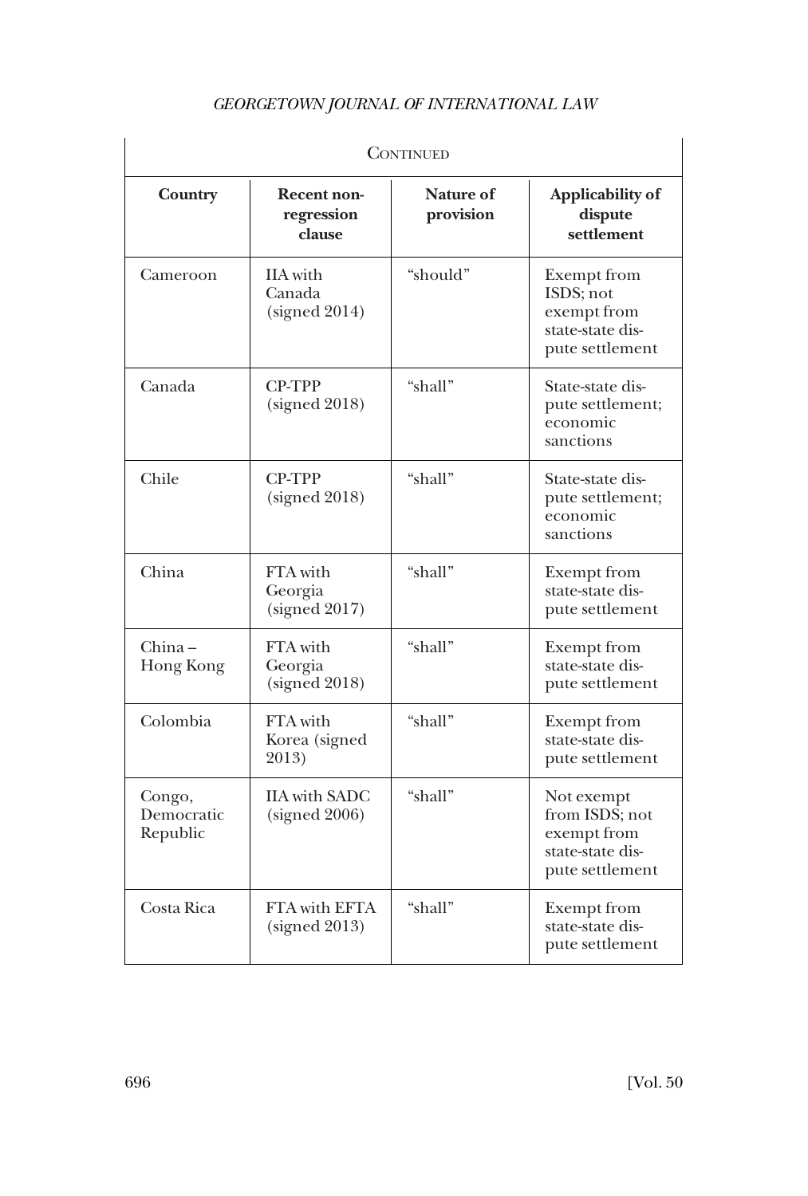| Country | Recent non-regression clause | Nature of provision | Applicability of dispute settlement |
|---|---|---|---|
| CONTINUED | | | |
| Cameroon | IIA with Canada (signed 2014) | "should" | Exempt from ISDS; not exempt from state-state dispute settlement |
| Canada | CP-TPP (signed 2018) | "shall" | State-state dispute settlement; economic sanctions |
| Chile | CP-TPP (signed 2018) | "shall" | State-state dispute settlement; economic sanctions |
| China | FTA with Georgia (signed 2017) | "shall" | Exempt from state-state dispute settlement |
| China – Hong Kong | FTA with Georgia (signed 2018) | "shall" | Exempt from state-state dispute settlement |
| Colombia | FTA with Korea (signed 2013) | "shall" | Exempt from state-state dispute settlement |
| Congo, Democratic Republic | IIA with SADC (signed 2006) | "shall" | Not exempt from ISDS; not exempt from state-state dispute settlement |
| Costa Rica | FTA with EFTA (signed 2013) | "shall" | Exempt from state-state dispute settlement |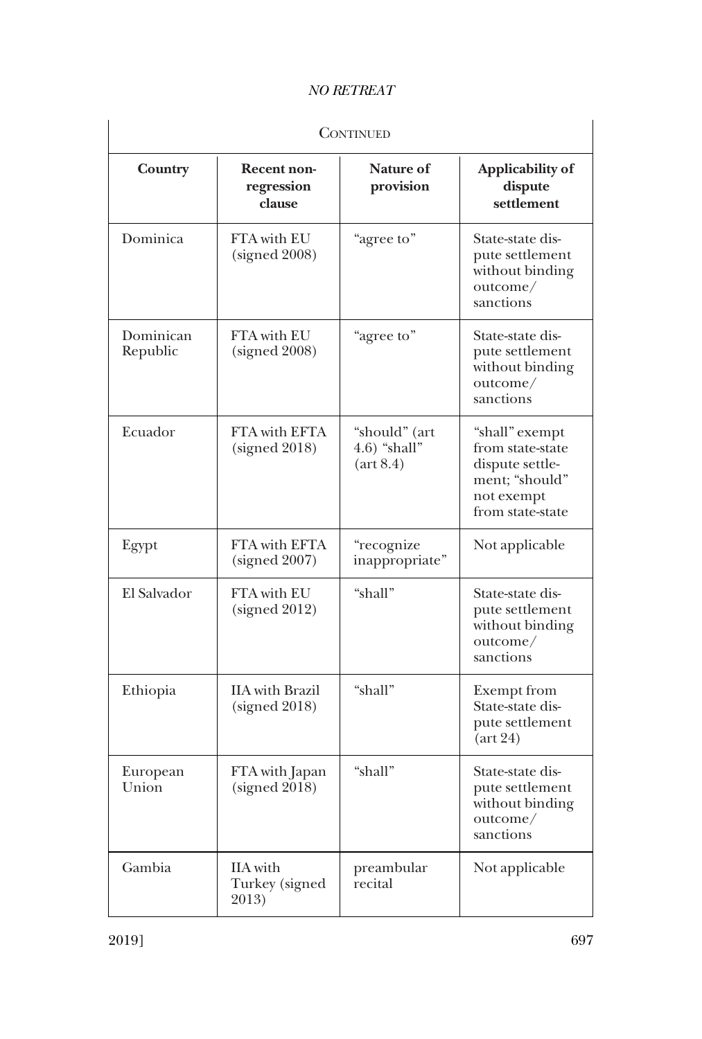| Country | Recent non-regression clause | Nature of provision | Applicability of dispute settlement |
|---|---|---|---|
| Dominica | FTA with EU (signed 2008) | "agree to" | State-state dispute settlement without binding outcome/ sanctions |
| Dominican Republic | FTA with EU (signed 2008) | "agree to" | State-state dispute settlement without binding outcome/ sanctions |
| Ecuador | FTA with EFTA (signed 2018) | "should" (art 4.6) "shall" (art 8.4) | "shall" exempt from state-state dispute settlement; "should" not exempt from state-state |
| Egypt | FTA with EFTA (signed 2007) | "recognize inappropriate" | Not applicable |
| El Salvador | FTA with EU (signed 2012) | "shall" | State-state dispute settlement without binding outcome/ sanctions |
| Ethiopia | IIA with Brazil (signed 2018) | "shall" | Exempt from State-state dispute settlement (art 24) |
| European Union | FTA with Japan (signed 2018) | "shall" | State-state dispute settlement without binding outcome/ sanctions |
| Gambia | IIA with Turkey (signed 2013) | preambular recital | Not applicable |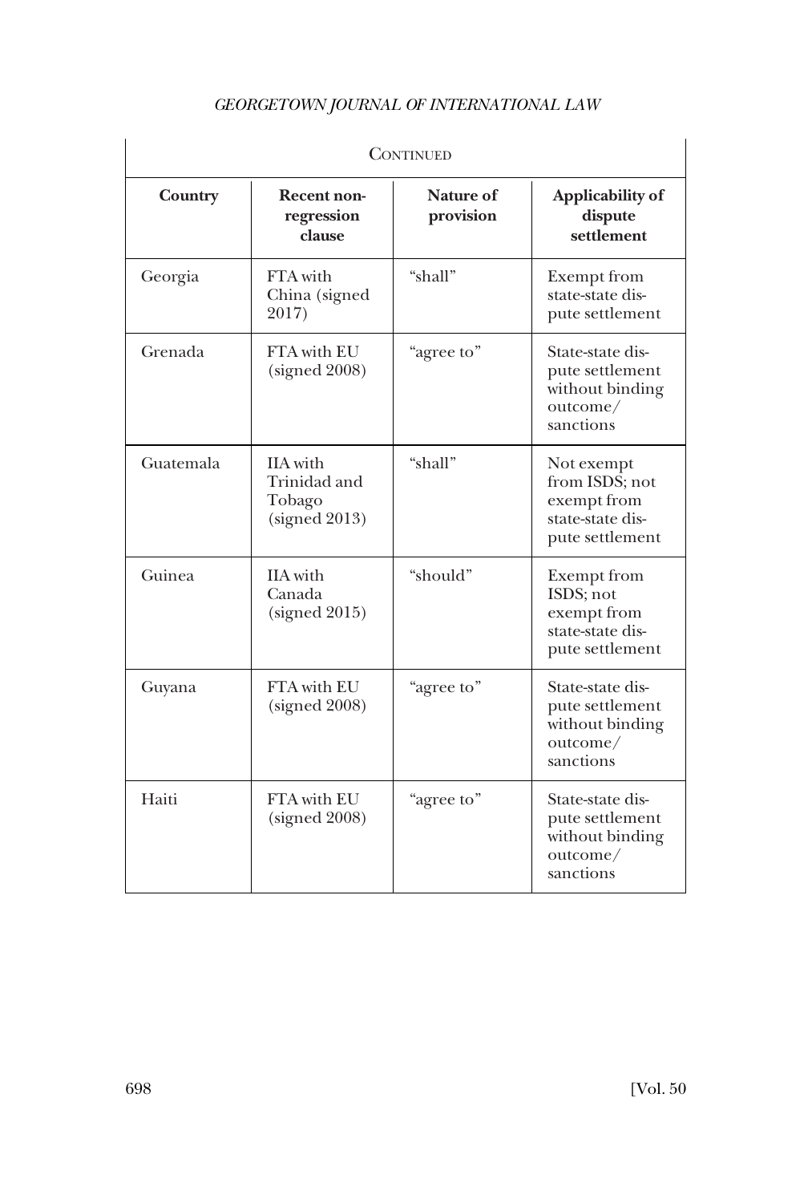| Continued | | | |
|---|---|---|---|
| **Country** | **Recent non-regression clause** | **Nature of provision** | **Applicability of dispute settlement** |
| Georgia | FTA with China (signed 2017) | "shall" | Exempt from state-state dispute settlement |
| Grenada | FTA with EU (signed 2008) | "agree to" | State-state dispute settlement without binding outcome/ sanctions |
| Guatemala | IIA with Trinidad and Tobago (signed 2013) | "shall" | Not exempt from ISDS; not exempt from state-state dispute settlement |
| Guinea | IIA with Canada (signed 2015) | "should" | Exempt from ISDS; not exempt from state-state dispute settlement |
| Guyana | FTA with EU (signed 2008) | "agree to" | State-state dispute settlement without binding outcome/ sanctions |
| Haiti | FTA with EU (signed 2008) | "agree to" | State-state dispute settlement without binding outcome/ sanctions |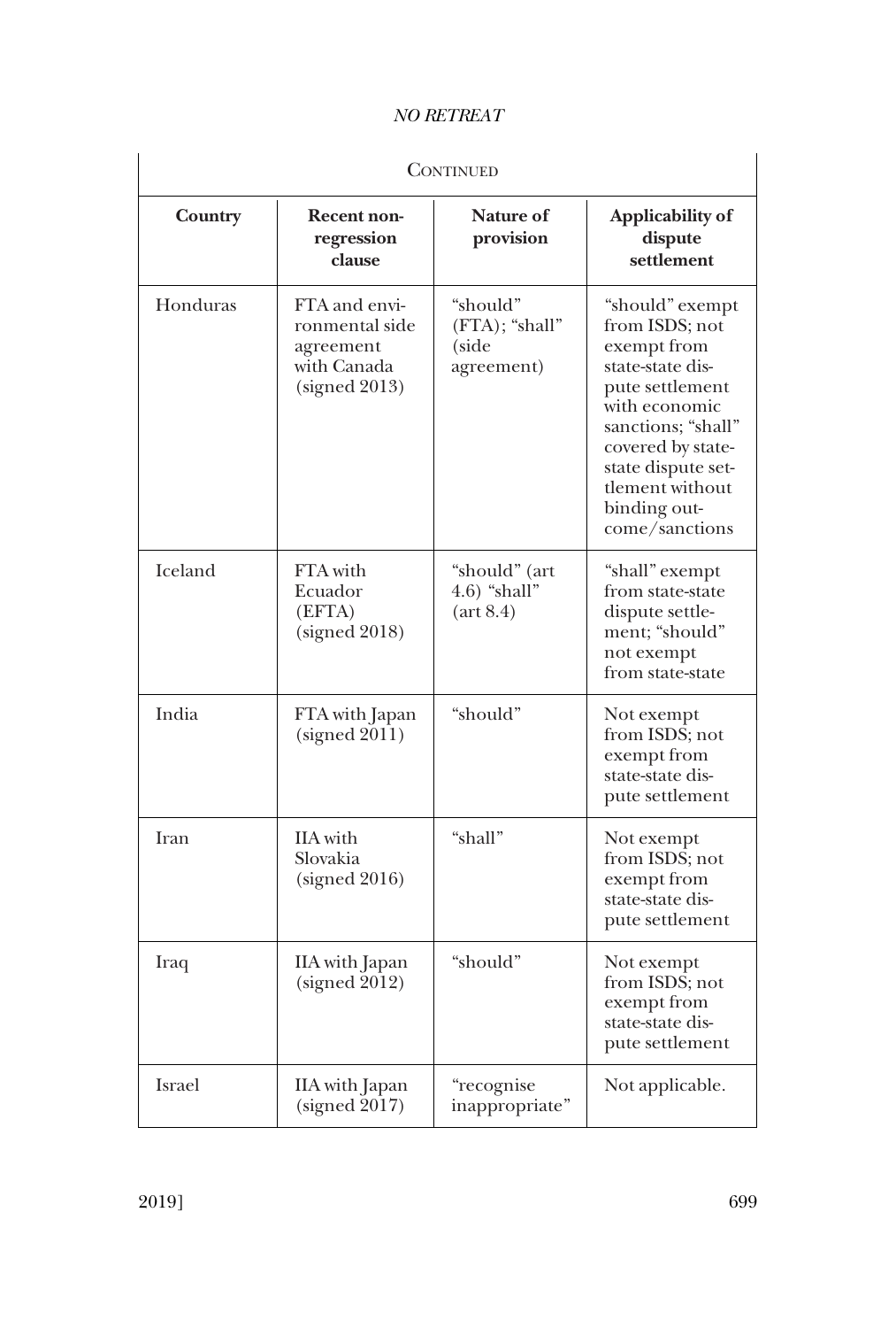| CONTINUED | | | |
|---|---|---|---|
| **Country** | **Recent non-regression clause** | **Nature of provision** | **Applicability of dispute settlement** |
| Honduras | FTA and environmental side agreement with Canada (signed 2013) | "should" (FTA); "shall" (side agreement) | "should" exempt from ISDS; not exempt from state-state dispute settlement with economic sanctions; "shall" covered by state-state dispute settlement without binding outcome/sanctions |
| Iceland | FTA with Ecuador (EFTA) (signed 2018) | "should" (art 4.6) "shall" (art 8.4) | "shall" exempt from state-state dispute settlement; "should" not exempt from state-state |
| India | FTA with Japan (signed 2011) | "should" | Not exempt from ISDS; not exempt from state-state dispute settlement |
| Iran | IIA with Slovakia (signed 2016) | "shall" | Not exempt from ISDS; not exempt from state-state dispute settlement |
| Iraq | IIA with Japan (signed 2012) | "should" | Not exempt from ISDS; not exempt from state-state dispute settlement |
| Israel | IIA with Japan (signed 2017) | "recognise inappropriate" | Not applicable. |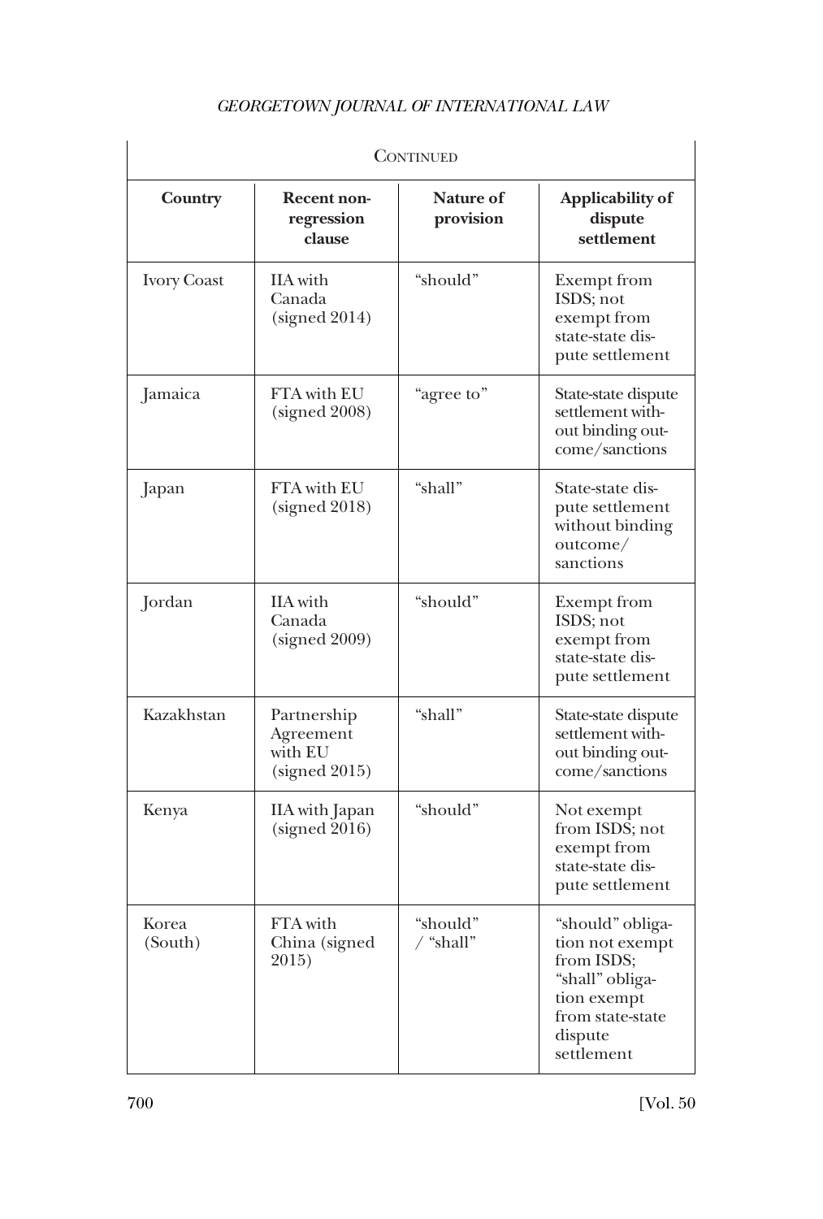| Continued | | | |
|---|---|---|---|
| **Country** | **Recent non-regression clause** | **Nature of provision** | **Applicability of dispute settlement** |
| Ivory Coast | IIA with Canada (signed 2014) | "should" | Exempt from ISDS; not exempt from state-state dispute settlement |
| Jamaica | FTA with EU (signed 2008) | "agree to" | State-state dispute settlement without binding outcome/sanctions |
| Japan | FTA with EU (signed 2018) | "shall" | State-state dispute settlement without binding outcome/sanctions |
| Jordan | IIA with Canada (signed 2009) | "should" | Exempt from ISDS; not exempt from state-state dispute settlement |
| Kazakhstan | Partnership Agreement with EU (signed 2015) | "shall" | State-state dispute settlement without binding outcome/sanctions |
| Kenya | IIA with Japan (signed 2016) | "should" | Not exempt from ISDS; not exempt from state-state dispute settlement |
| Korea (South) | FTA with China (signed 2015) | "should" / "shall" | "should" obligation not exempt from ISDS; "shall" obligation exempt from state-state dispute settlement |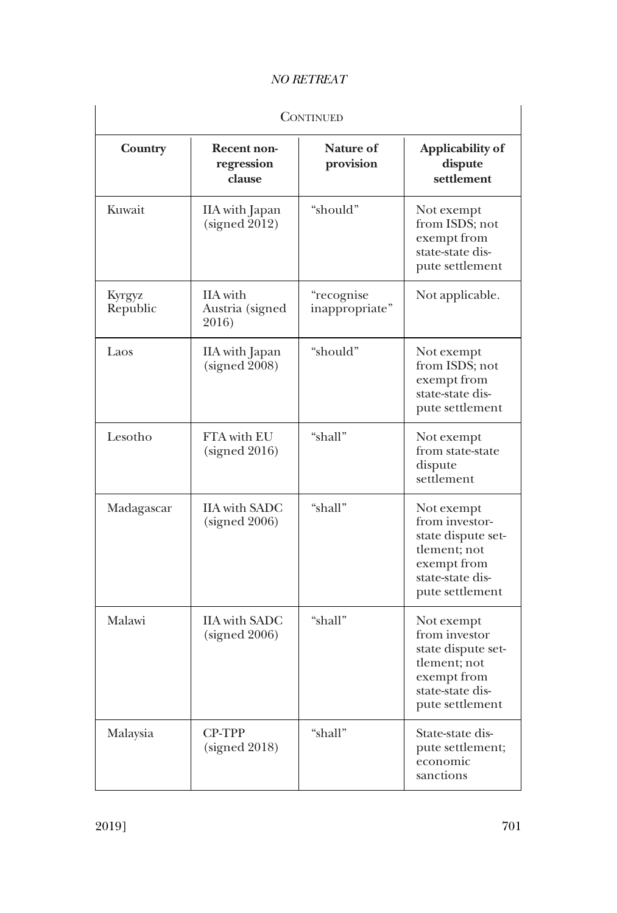| Country | Recent non-regression clause | Nature of provision | Applicability of dispute settlement |
|---|---|---|---|
| | | Continued | |
| Kuwait | IIA with Japan (signed 2012) | "should" | Not exempt from ISDS; not exempt from state-state dispute settlement |
| Kyrgyz Republic | IIA with Austria (signed 2016) | "recognise inappropriate" | Not applicable. |
| Laos | IIA with Japan (signed 2008) | "should" | Not exempt from ISDS; not exempt from state-state dispute settlement |
| Lesotho | FTA with EU (signed 2016) | "shall" | Not exempt from state-state dispute settlement |
| Madagascar | IIA with SADC (signed 2006) | "shall" | Not exempt from investor-state dispute settlement; not exempt from state-state dispute settlement |
| Malawi | IIA with SADC (signed 2006) | "shall" | Not exempt from investor state dispute settlement; not exempt from state-state dispute settlement |
| Malaysia | CP-TPP (signed 2018) | "shall" | State-state dispute settlement; economic sanctions |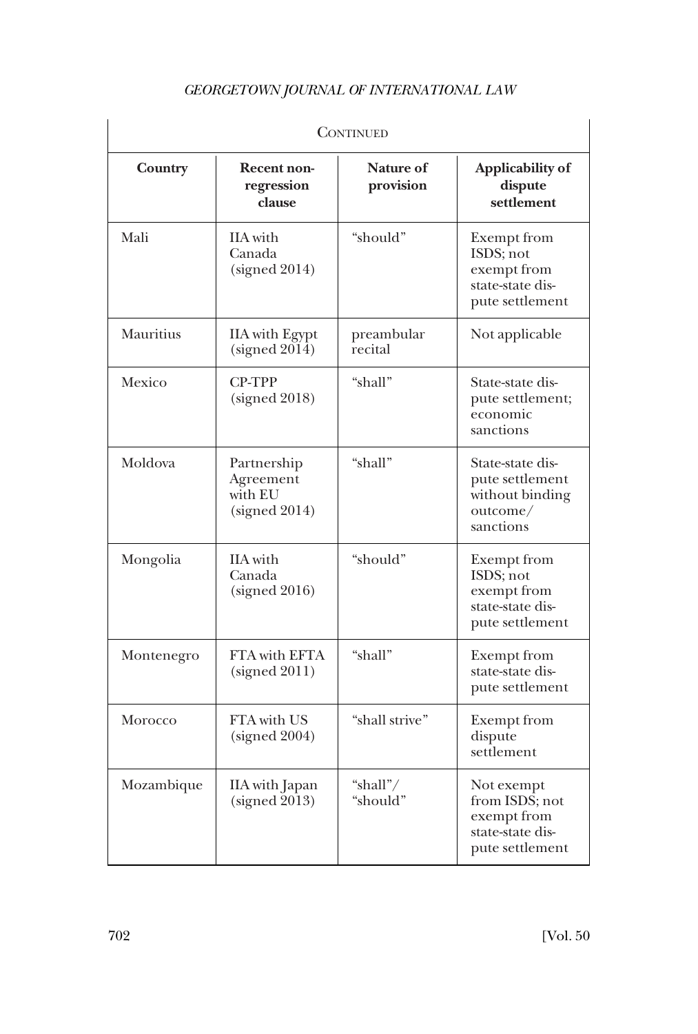| Continued | | | |
|---|---|---|---|
| **Country** | **Recent non-regression clause** | **Nature of provision** | **Applicability of dispute settlement** |
| Mali | IIA with Canada (signed 2014) | "should" | Exempt from ISDS; not exempt from state-state dispute settlement |
| Mauritius | IIA with Egypt (signed 2014) | preambular recital | Not applicable |
| Mexico | CP-TPP (signed 2018) | "shall" | State-state dispute settlement; economic sanctions |
| Moldova | Partnership Agreement with EU (signed 2014) | "shall" | State-state dispute settlement without binding outcome/ sanctions |
| Mongolia | IIA with Canada (signed 2016) | "should" | Exempt from ISDS; not exempt from state-state dispute settlement |
| Montenegro | FTA with EFTA (signed 2011) | "shall" | Exempt from state-state dispute settlement |
| Morocco | FTA with US (signed 2004) | "shall strive" | Exempt from dispute settlement |
| Mozambique | IIA with Japan (signed 2013) | "shall"/ "should" | Not exempt from ISDS; not exempt from state-state dispute settlement |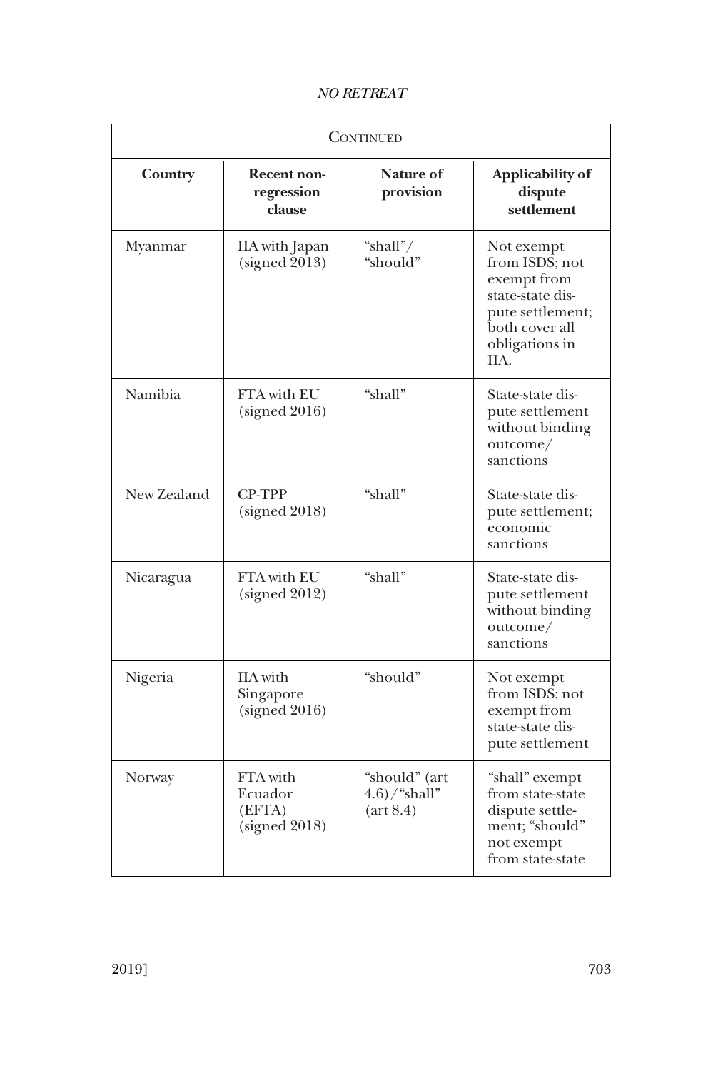| Continued | | | |
|---|---|---|---|
| **Country** | **Recent non-regression clause** | **Nature of provision** | **Applicability of dispute settlement** |
| Myanmar | IIA with Japan (signed 2013) | "shall"/ "should" | Not exempt from ISDS; not exempt from state-state dispute settlement; both cover all obligations in IIA. |
| Namibia | FTA with EU (signed 2016) | "shall" | State-state dispute settlement without binding outcome/ sanctions |
| New Zealand | CP-TPP (signed 2018) | "shall" | State-state dispute settlement; economic sanctions |
| Nicaragua | FTA with EU (signed 2012) | "shall" | State-state dispute settlement without binding outcome/ sanctions |
| Nigeria | IIA with Singapore (signed 2016) | "should" | Not exempt from ISDS; not exempt from state-state dispute settlement |
| Norway | FTA with Ecuador (EFTA) (signed 2018) | "should" (art 4.6)/"shall" (art 8.4) | "shall" exempt from state-state dispute settlement; "should" not exempt from state-state |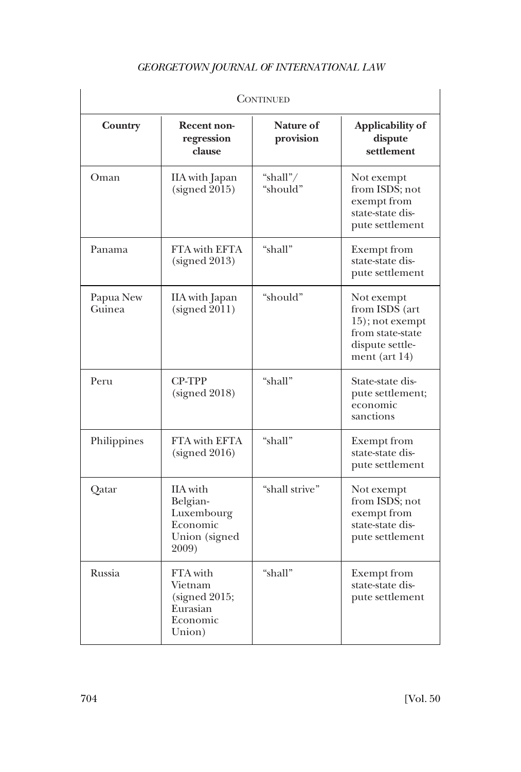| Continued | | | |
|---|---|---|---|
| **Country** | **Recent non-regression clause** | **Nature of provision** | **Applicability of dispute settlement** |
| Oman | IIA with Japan (signed 2015) | "shall"/ "should" | Not exempt from ISDS; not exempt from state-state dispute settlement |
| Panama | FTA with EFTA (signed 2013) | "shall" | Exempt from state-state dispute settlement |
| Papua New Guinea | IIA with Japan (signed 2011) | "should" | Not exempt from ISDS (art 15); not exempt from state-state dispute settlement (art 14) |
| Peru | CP-TPP (signed 2018) | "shall" | State-state dispute settlement; economic sanctions |
| Philippines | FTA with EFTA (signed 2016) | "shall" | Exempt from state-state dispute settlement |
| Qatar | IIA with Belgian-Luxembourg Economic Union (signed 2009) | "shall strive" | Not exempt from ISDS; not exempt from state-state dispute settlement |
| Russia | FTA with Vietnam (signed 2015; Eurasian Economic Union) | "shall" | Exempt from state-state dispute settlement |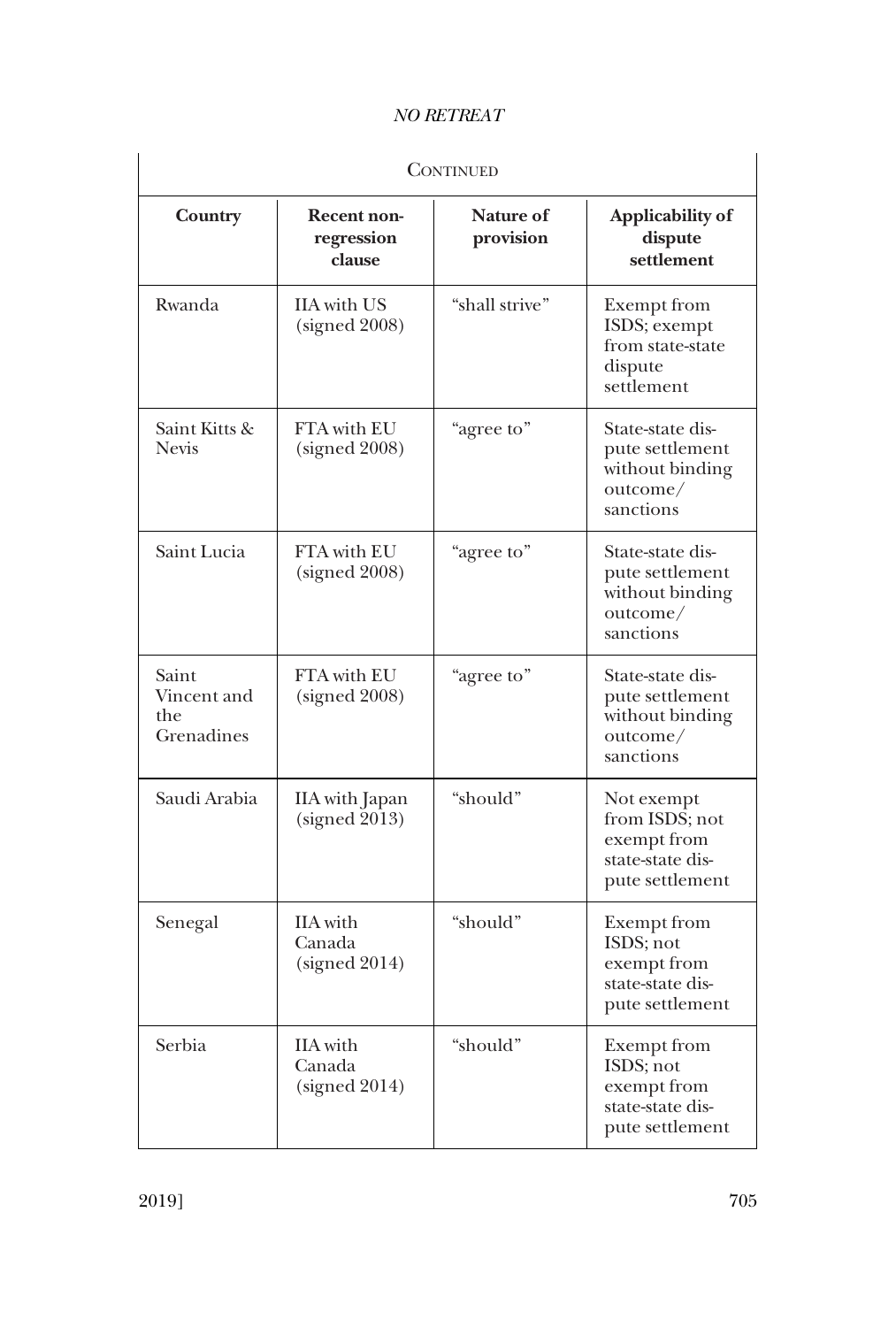| Continued | | | |
|---|---|---|---|
| **Country** | **Recent non-regression clause** | **Nature of provision** | **Applicability of dispute settlement** |
| Rwanda | IIA with US (signed 2008) | "shall strive" | Exempt from ISDS; exempt from state-state dispute settlement |
| Saint Kitts & Nevis | FTA with EU (signed 2008) | "agree to" | State-state dispute settlement without binding outcome/ sanctions |
| Saint Lucia | FTA with EU (signed 2008) | "agree to" | State-state dispute settlement without binding outcome/ sanctions |
| Saint Vincent and the Grenadines | FTA with EU (signed 2008) | "agree to" | State-state dispute settlement without binding outcome/ sanctions |
| Saudi Arabia | IIA with Japan (signed 2013) | "should" | Not exempt from ISDS; not exempt from state-state dispute settlement |
| Senegal | IIA with Canada (signed 2014) | "should" | Exempt from ISDS; not exempt from state-state dispute settlement |
| Serbia | IIA with Canada (signed 2014) | "should" | Exempt from ISDS; not exempt from state-state dispute settlement |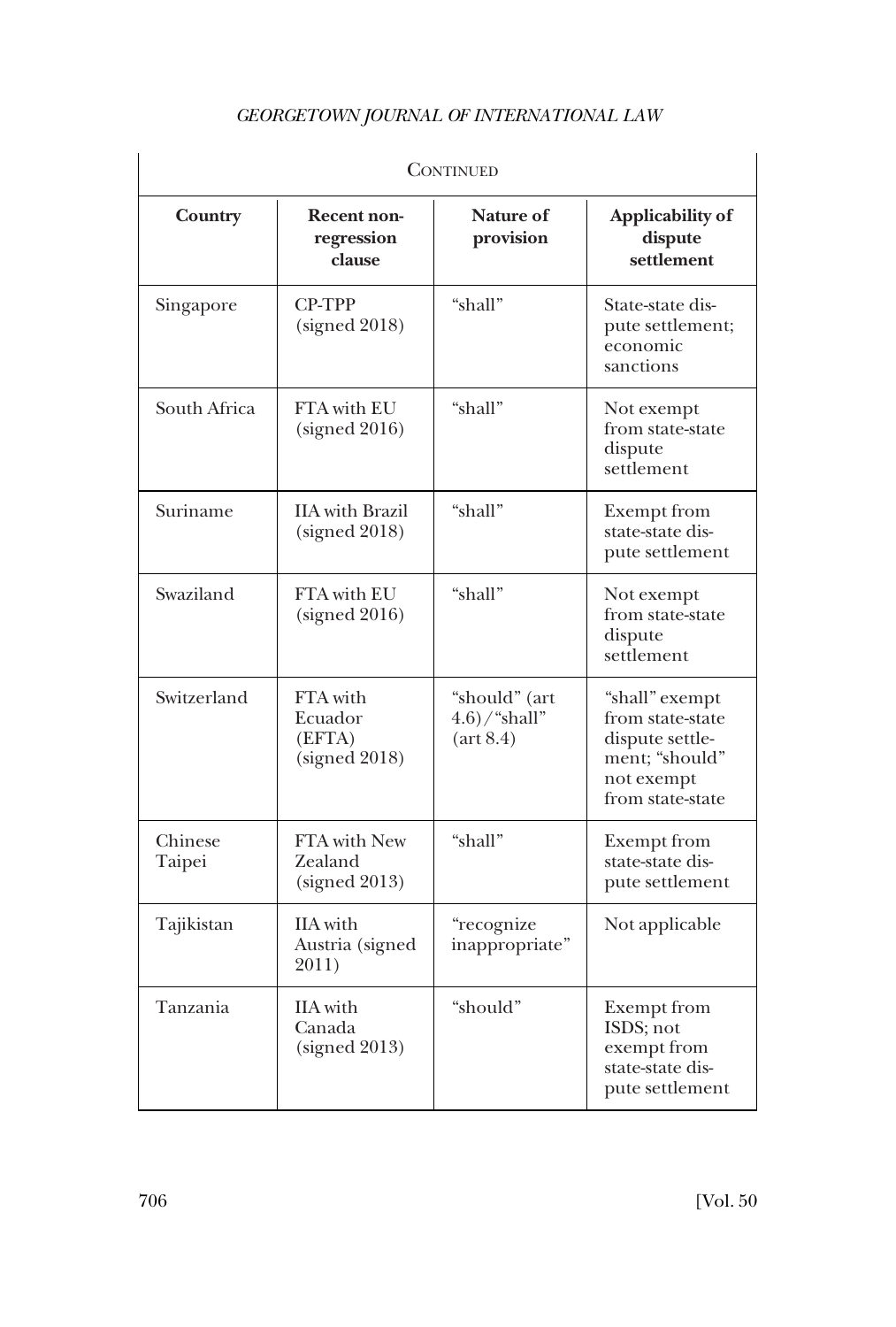| Country | Recent non-regression clause | Nature of provision | Applicability of dispute settlement |
|---|---|---|---|
| Singapore | CP-TPP (signed 2018) | "shall" | State-state dispute settlement; economic sanctions |
| South Africa | FTA with EU (signed 2016) | "shall" | Not exempt from state-state dispute settlement |
| Suriname | IIA with Brazil (signed 2018) | "shall" | Exempt from state-state dispute settlement |
| Swaziland | FTA with EU (signed 2016) | "shall" | Not exempt from state-state dispute settlement |
| Switzerland | FTA with Ecuador (EFTA) (signed 2018) | "should" (art 4.6)/"shall" (art 8.4) | "shall" exempt from state-state dispute settlement; "should" not exempt from state-state |
| Chinese Taipei | FTA with New Zealand (signed 2013) | "shall" | Exempt from state-state dispute settlement |
| Tajikistan | IIA with Austria (signed 2011) | "recognize inappropriate" | Not applicable |
| Tanzania | IIA with Canada (signed 2013) | "should" | Exempt from ISDS; not exempt from state-state dispute settlement |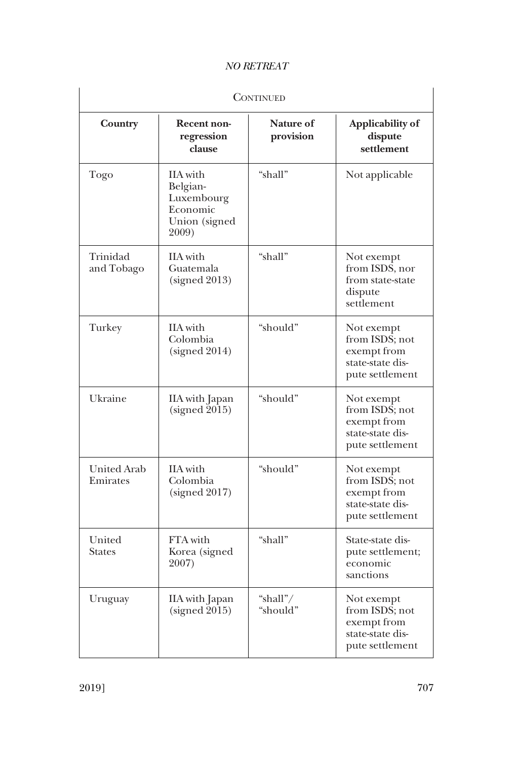| Continued | | | |
|---|---|---|---|
| **Country** | **Recent non-regression clause** | **Nature of provision** | **Applicability of dispute settlement** |
| Togo | IIA with Belgian-Luxembourg Economic Union (signed 2009) | "shall" | Not applicable |
| Trinidad and Tobago | IIA with Guatemala (signed 2013) | "shall" | Not exempt from ISDS, nor from state-state dispute settlement |
| Turkey | IIA with Colombia (signed 2014) | "should" | Not exempt from ISDS; not exempt from state-state dispute settlement |
| Ukraine | IIA with Japan (signed 2015) | "should" | Not exempt from ISDS; not exempt from state-state dispute settlement |
| United Arab Emirates | IIA with Colombia (signed 2017) | "should" | Not exempt from ISDS; not exempt from state-state dispute settlement |
| United States | FTA with Korea (signed 2007) | "shall" | State-state dispute settlement; economic sanctions |
| Uruguay | IIA with Japan (signed 2015) | "shall"/ "should" | Not exempt from ISDS; not exempt from state-state dispute settlement |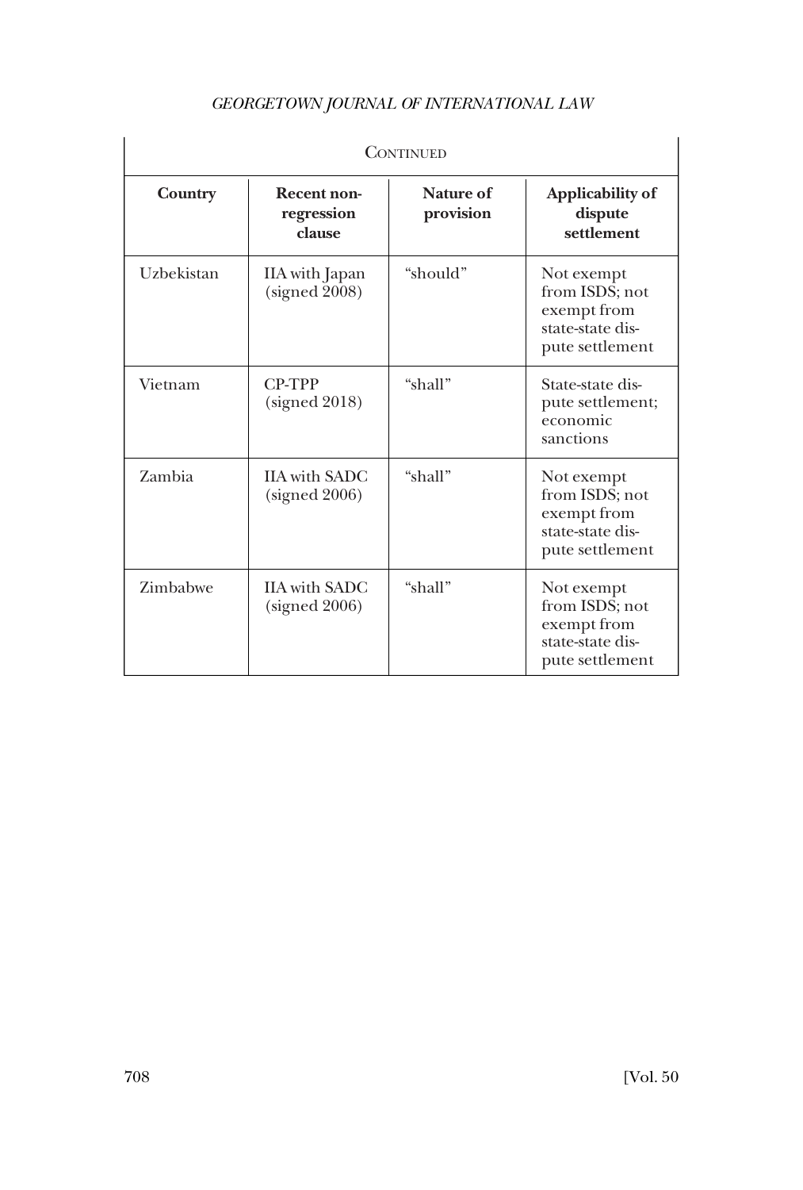| CONTINUED | | | |
|---|---|---|---|
| **Country** | **Recent non-regression clause** | **Nature of provision** | **Applicability of dispute settlement** |
| Uzbekistan | IIA with Japan (signed 2008) | "should" | Not exempt from ISDS; not exempt from state-state dispute settlement |
| Vietnam | CP-TPP (signed 2018) | "shall" | State-state dispute settlement; economic sanctions |
| Zambia | IIA with SADC (signed 2006) | "shall" | Not exempt from ISDS; not exempt from state-state dispute settlement |
| Zimbabwe | IIA with SADC (signed 2006) | "shall" | Not exempt from ISDS; not exempt from state-state dispute settlement |